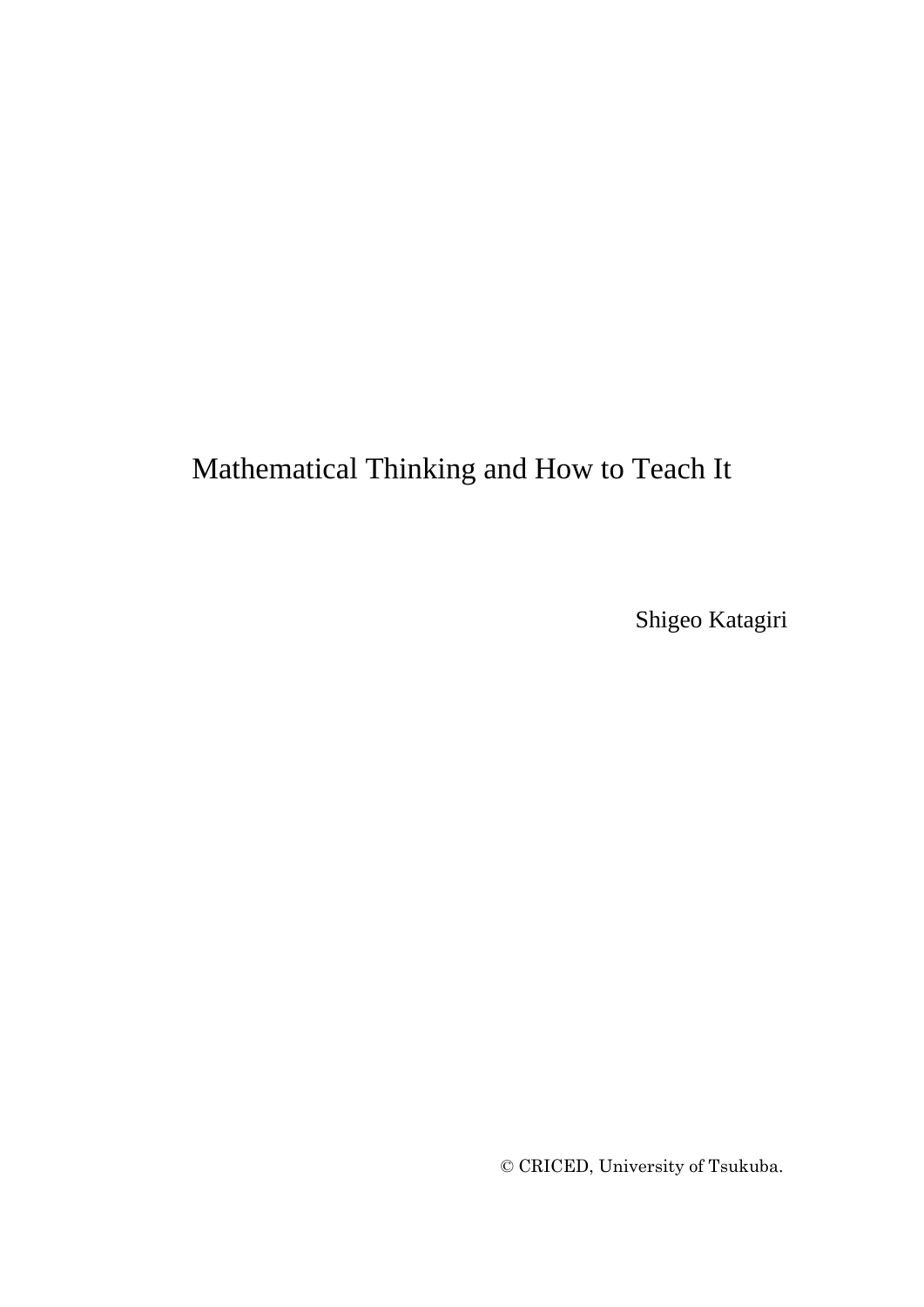# Mathematical Thinking and How to Teach It

Shigeo Katagiri

© CRICED, University of Tsukuba.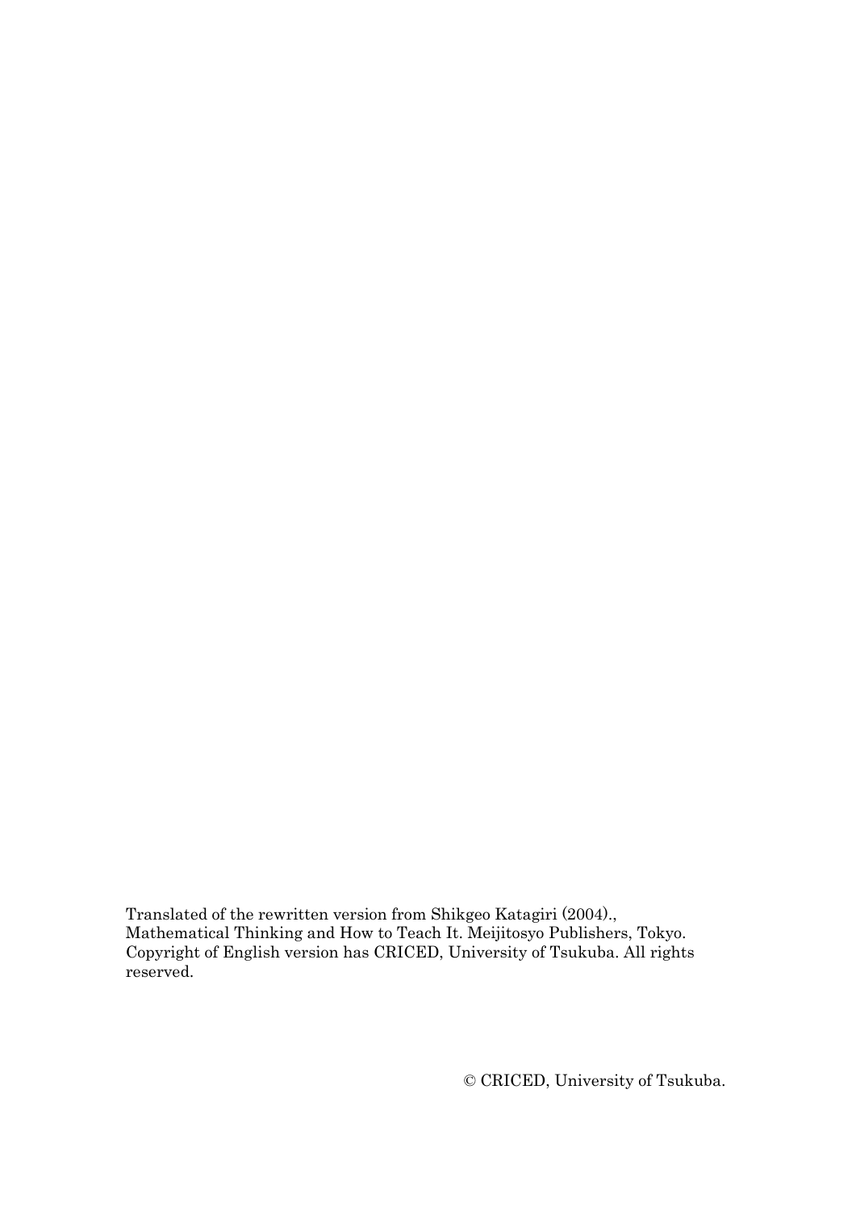Translated of the rewritten version from Shikgeo Katagiri (2004)., Mathematical Thinking and How to Teach It. Meijitosyo Publishers, Tokyo. Copyright of English version has CRICED, University of Tsukuba. All rights reserved.

© CRICED, University of Tsukuba.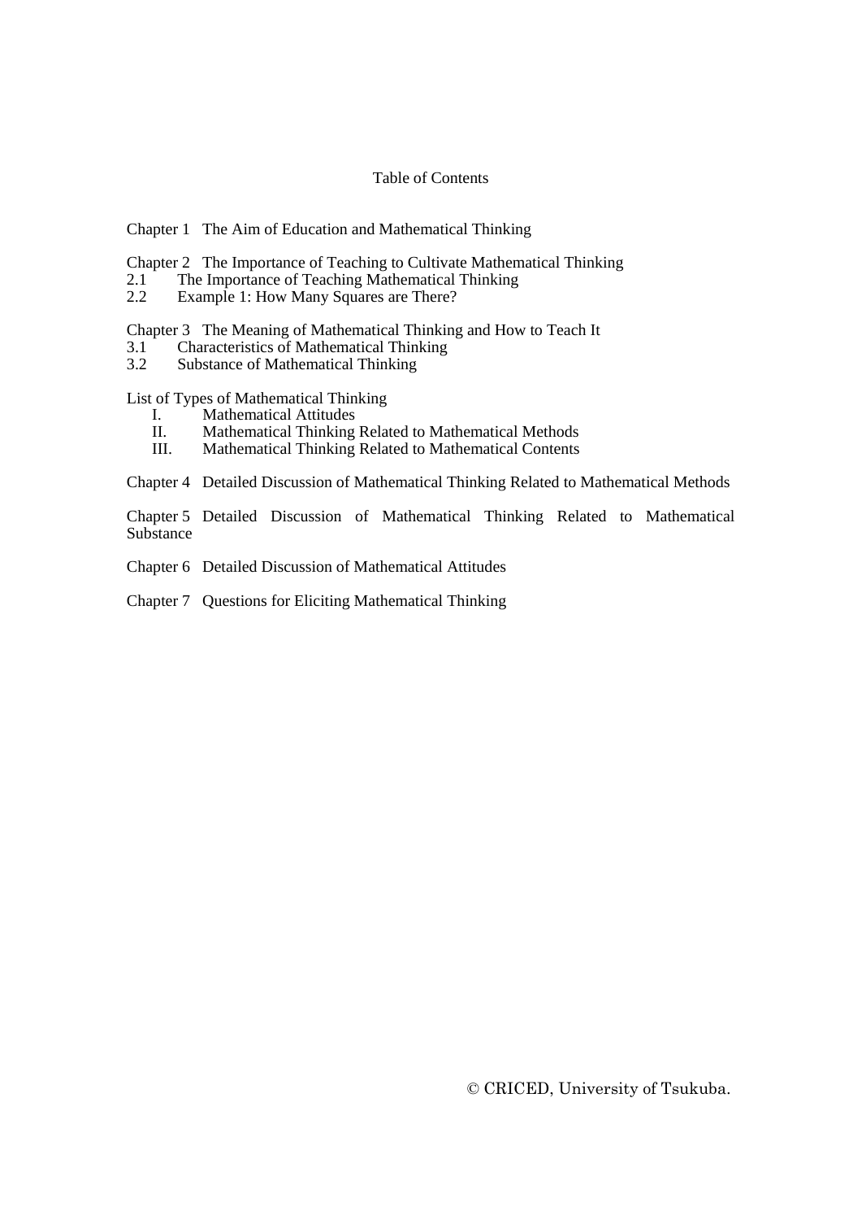# Table of Contents

Chapter 1 The Aim of Education and Mathematical Thinking

Chapter 2 The Importance of Teaching to Cultivate Mathematical Thinking
2.1 The Importance of Teaching Mathematical Thinking
2.2 Example 1: How Many Squares are There?

Chapter 3 The Meaning of Mathematical Thinking and How to Teach It
3.1 Characteristics of Mathematical Thinking
3.2 Substance of Mathematical Thinking

List of Types of Mathematical Thinking
I. Mathematical Attitudes
II. Mathematical Thinking Related to Mathematical Methods
III. Mathematical Thinking Related to Mathematical Contents

Chapter 4 Detailed Discussion of Mathematical Thinking Related to Mathematical Methods

Chapter 5 Detailed Discussion of Mathematical Thinking Related to Mathematical Substance

Chapter 6 Detailed Discussion of Mathematical Attitudes

Chapter 7 Questions for Eliciting Mathematical Thinking

© CRICED, University of Tsukuba.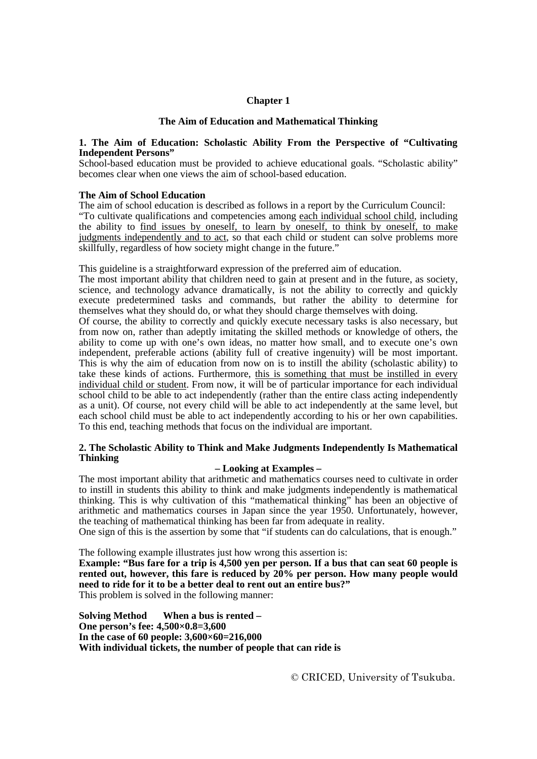# Chapter 1

## The Aim of Education and Mathematical Thinking

### 1. The Aim of Education: Scholastic Ability From the Perspective of "Cultivating Independent Persons"

School-based education must be provided to achieve educational goals. "Scholastic ability" becomes clear when one views the aim of school-based education.

**The Aim of School Education**

The aim of school education is described as follows in a report by the Curriculum Council:
"To cultivate qualifications and competencies among each individual school child, including the ability to find issues by oneself, to learn by oneself, to think by oneself, to make judgments independently and to act, so that each child or student can solve problems more skillfully, regardless of how society might change in the future."

This guideline is a straightforward expression of the preferred aim of education.

The most important ability that children need to gain at present and in the future, as society, science, and technology advance dramatically, is not the ability to correctly and quickly execute predetermined tasks and commands, but rather the ability to determine for themselves what they should do, or what they should charge themselves with doing.

Of course, the ability to correctly and quickly execute necessary tasks is also necessary, but from now on, rather than adeptly imitating the skilled methods or knowledge of others, the ability to come up with one's own ideas, no matter how small, and to execute one's own independent, preferable actions (ability full of creative ingenuity) will be most important. This is why the aim of education from now on is to instill the ability (scholastic ability) to take these kinds of actions. Furthermore, this is something that must be instilled in every individual child or student. From now, it will be of particular importance for each individual school child to be able to act independently (rather than the entire class acting independently as a unit). Of course, not every child will be able to act independently at the same level, but each school child must be able to act independently according to his or her own capabilities. To this end, teaching methods that focus on the individual are important.

### 2. The Scholastic Ability to Think and Make Judgments Independently Is Mathematical Thinking

**– Looking at Examples –**

The most important ability that arithmetic and mathematics courses need to cultivate in order to instill in students this ability to think and make judgments independently is mathematical thinking. This is why cultivation of this "mathematical thinking" has been an objective of arithmetic and mathematics courses in Japan since the year 1950. Unfortunately, however, the teaching of mathematical thinking has been far from adequate in reality.

One sign of this is the assertion by some that "if students can do calculations, that is enough."

The following example illustrates just how wrong this assertion is:

**Example: "Bus fare for a trip is 4,500 yen per person. If a bus that can seat 60 people is rented out, however, this fare is reduced by 20% per person. How many people would need to ride for it to be a better deal to rent out an entire bus?"**

This problem is solved in the following manner:

**Solving Method When a bus is rented –**
**One person's fee: 4,500×0.8=3,600**
**In the case of 60 people: 3,600×60=216,000**
**With individual tickets, the number of people that can ride is**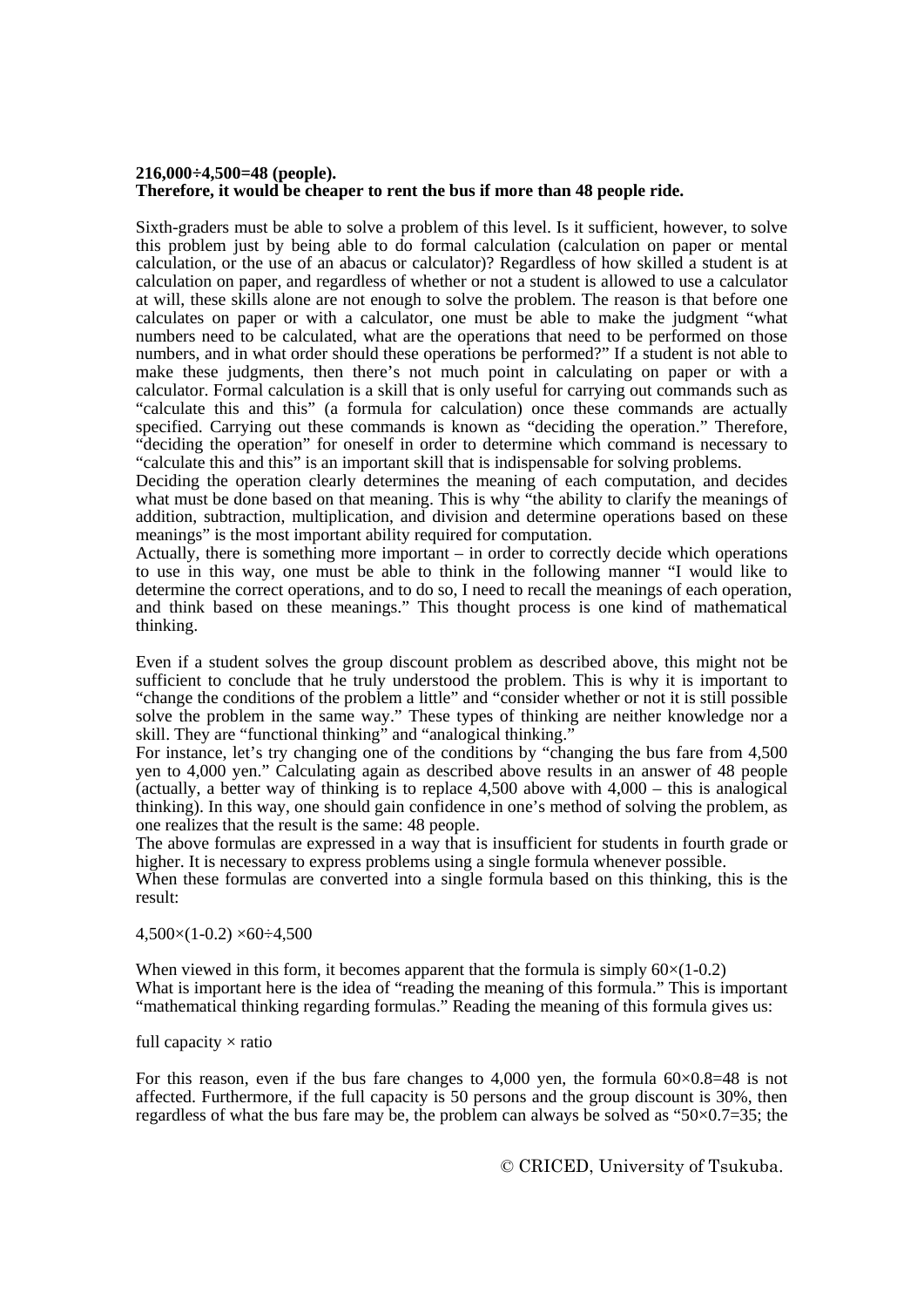**216,000÷4,500=48 (people).**
**Therefore, it would be cheaper to rent the bus if more than 48 people ride.**

Sixth-graders must be able to solve a problem of this level. Is it sufficient, however, to solve this problem just by being able to do formal calculation (calculation on paper or mental calculation, or the use of an abacus or calculator)? Regardless of how skilled a student is at calculation on paper, and regardless of whether or not a student is allowed to use a calculator at will, these skills alone are not enough to solve the problem. The reason is that before one calculates on paper or with a calculator, one must be able to make the judgment "what numbers need to be calculated, what are the operations that need to be performed on those numbers, and in what order should these operations be performed?" If a student is not able to make these judgments, then there's not much point in calculating on paper or with a calculator. Formal calculation is a skill that is only useful for carrying out commands such as "calculate this and this" (a formula for calculation) once these commands are actually specified. Carrying out these commands is known as "deciding the operation." Therefore, "deciding the operation" for oneself in order to determine which command is necessary to "calculate this and this" is an important skill that is indispensable for solving problems.
Deciding the operation clearly determines the meaning of each computation, and decides what must be done based on that meaning. This is why "the ability to clarify the meanings of addition, subtraction, multiplication, and division and determine operations based on these meanings" is the most important ability required for computation.
Actually, there is something more important – in order to correctly decide which operations to use in this way, one must be able to think in the following manner "I would like to determine the correct operations, and to do so, I need to recall the meanings of each operation, and think based on these meanings." This thought process is one kind of mathematical thinking.

Even if a student solves the group discount problem as described above, this might not be sufficient to conclude that he truly understood the problem. This is why it is important to "change the conditions of the problem a little" and "consider whether or not it is still possible solve the problem in the same way." These types of thinking are neither knowledge nor a skill. They are "functional thinking" and "analogical thinking."
For instance, let's try changing one of the conditions by "changing the bus fare from 4,500 yen to 4,000 yen." Calculating again as described above results in an answer of 48 people (actually, a better way of thinking is to replace 4,500 above with 4,000 – this is analogical thinking). In this way, one should gain confidence in one's method of solving the problem, as one realizes that the result is the same: 48 people.
The above formulas are expressed in a way that is insufficient for students in fourth grade or higher. It is necessary to express problems using a single formula whenever possible.
When these formulas are converted into a single formula based on this thinking, this is the result:

$4{,}500\times(1-0.2)\times 60\div 4{,}500$

When viewed in this form, it becomes apparent that the formula is simply $60\times(1-0.2)$
What is important here is the idea of "reading the meaning of this formula." This is important "mathematical thinking regarding formulas." Reading the meaning of this formula gives us:

full capacity × ratio

For this reason, even if the bus fare changes to 4,000 yen, the formula $60\times 0.8=48$ is not affected. Furthermore, if the full capacity is 50 persons and the group discount is 30%, then regardless of what the bus fare may be, the problem can always be solved as "$50\times 0.7=35$; the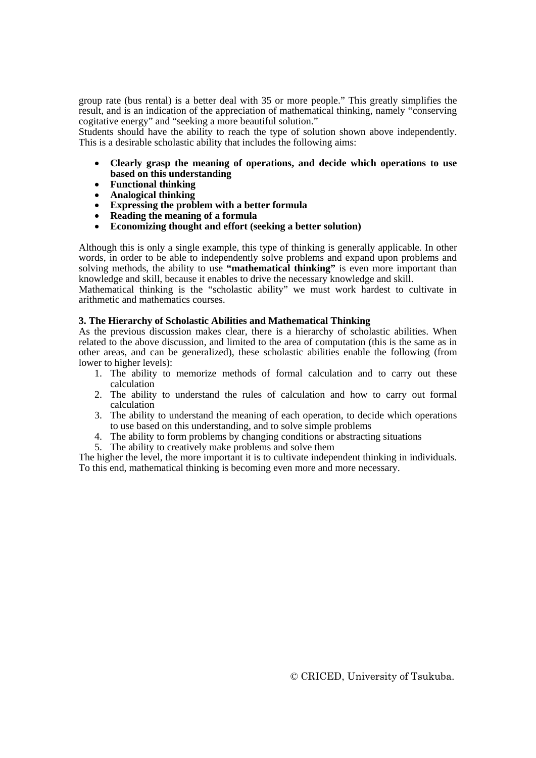group rate (bus rental) is a better deal with 35 or more people." This greatly simplifies the result, and is an indication of the appreciation of mathematical thinking, namely "conserving cogitative energy" and "seeking a more beautiful solution."

Students should have the ability to reach the type of solution shown above independently. This is a desirable scholastic ability that includes the following aims:

- **Clearly grasp the meaning of operations, and decide which operations to use based on this understanding**
- **Functional thinking**
- **Analogical thinking**
- **Expressing the problem with a better formula**
- **Reading the meaning of a formula**
- **Economizing thought and effort (seeking a better solution)**

Although this is only a single example, this type of thinking is generally applicable. In other words, in order to be able to independently solve problems and expand upon problems and solving methods, the ability to use **"mathematical thinking"** is even more important than knowledge and skill, because it enables to drive the necessary knowledge and skill.

Mathematical thinking is the "scholastic ability" we must work hardest to cultivate in arithmetic and mathematics courses.

### 3. The Hierarchy of Scholastic Abilities and Mathematical Thinking

As the previous discussion makes clear, there is a hierarchy of scholastic abilities. When related to the above discussion, and limited to the area of computation (this is the same as in other areas, and can be generalized), these scholastic abilities enable the following (from lower to higher levels):

1. The ability to memorize methods of formal calculation and to carry out these calculation
2. The ability to understand the rules of calculation and how to carry out formal calculation
3. The ability to understand the meaning of each operation, to decide which operations to use based on this understanding, and to solve simple problems
4. The ability to form problems by changing conditions or abstracting situations
5. The ability to creatively make problems and solve them

The higher the level, the more important it is to cultivate independent thinking in individuals. To this end, mathematical thinking is becoming even more and more necessary.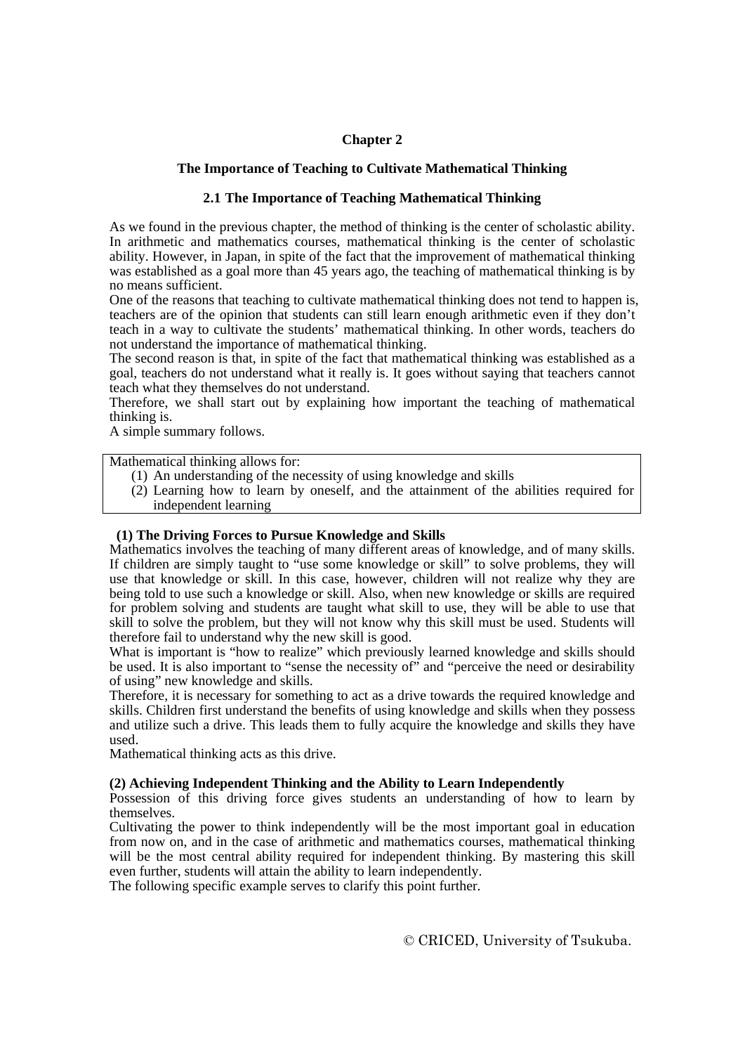# Chapter 2

## The Importance of Teaching to Cultivate Mathematical Thinking

### 2.1 The Importance of Teaching Mathematical Thinking

As we found in the previous chapter, the method of thinking is the center of scholastic ability. In arithmetic and mathematics courses, mathematical thinking is the center of scholastic ability. However, in Japan, in spite of the fact that the improvement of mathematical thinking was established as a goal more than 45 years ago, the teaching of mathematical thinking is by no means sufficient.

One of the reasons that teaching to cultivate mathematical thinking does not tend to happen is, teachers are of the opinion that students can still learn enough arithmetic even if they don't teach in a way to cultivate the students' mathematical thinking. In other words, teachers do not understand the importance of mathematical thinking.

The second reason is that, in spite of the fact that mathematical thinking was established as a goal, teachers do not understand what it really is. It goes without saying that teachers cannot teach what they themselves do not understand.

Therefore, we shall start out by explaining how important the teaching of mathematical thinking is.

A simple summary follows.

> Mathematical thinking allows for:
> (1) An understanding of the necessity of using knowledge and skills
> (2) Learning how to learn by oneself, and the attainment of the abilities required for independent learning

**(1) The Driving Forces to Pursue Knowledge and Skills**

Mathematics involves the teaching of many different areas of knowledge, and of many skills. If children are simply taught to "use some knowledge or skill" to solve problems, they will use that knowledge or skill. In this case, however, children will not realize why they are being told to use such a knowledge or skill. Also, when new knowledge or skills are required for problem solving and students are taught what skill to use, they will be able to use that skill to solve the problem, but they will not know why this skill must be used. Students will therefore fail to understand why the new skill is good.

What is important is "how to realize" which previously learned knowledge and skills should be used. It is also important to "sense the necessity of" and "perceive the need or desirability of using" new knowledge and skills.

Therefore, it is necessary for something to act as a drive towards the required knowledge and skills. Children first understand the benefits of using knowledge and skills when they possess and utilize such a drive. This leads them to fully acquire the knowledge and skills they have used.

Mathematical thinking acts as this drive.

**(2) Achieving Independent Thinking and the Ability to Learn Independently**

Possession of this driving force gives students an understanding of how to learn by themselves.

Cultivating the power to think independently will be the most important goal in education from now on, and in the case of arithmetic and mathematics courses, mathematical thinking will be the most central ability required for independent thinking. By mastering this skill even further, students will attain the ability to learn independently.

The following specific example serves to clarify this point further.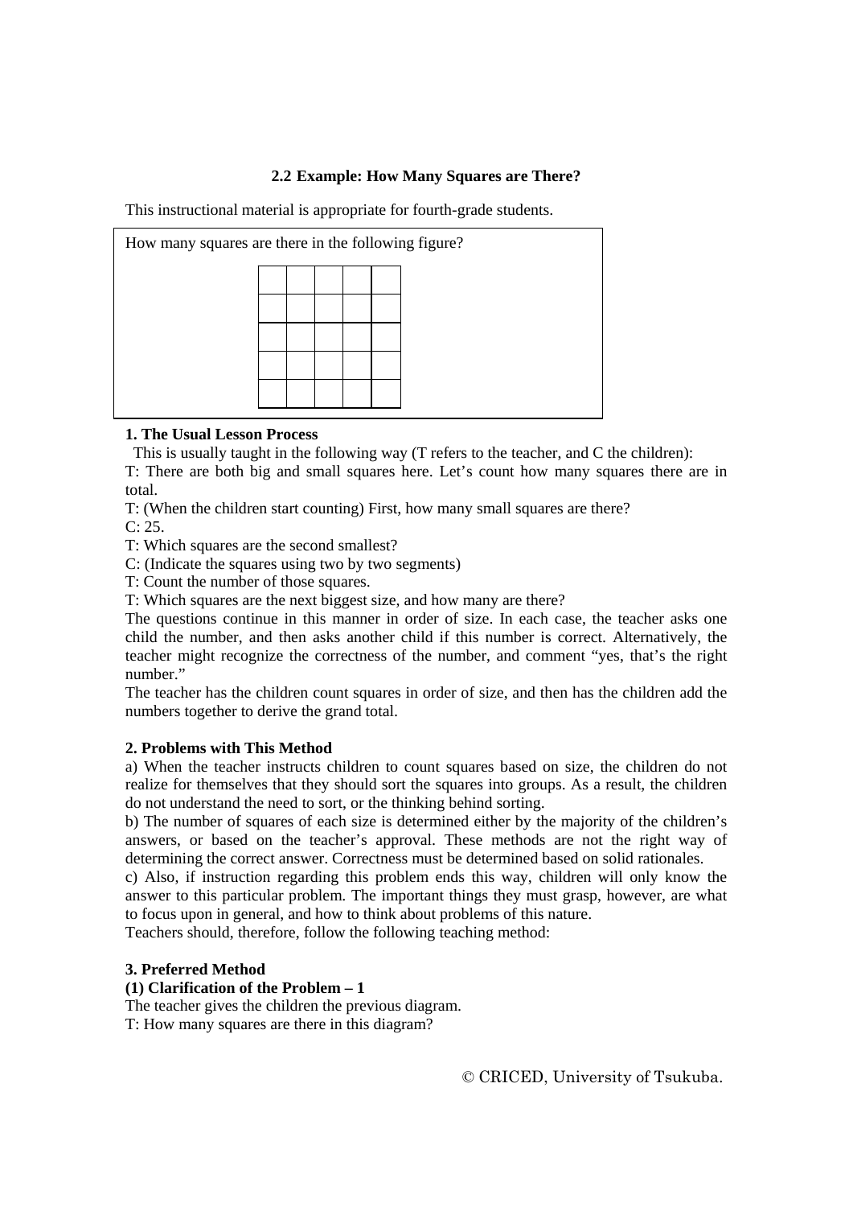### 2.2 Example: How Many Squares are There?

This instructional material is appropriate for fourth-grade students.

How many squares are there in the following figure?

| | | | | |
|---|---|---|---|---|
| | | | | |
| | | | | |
| | | | | |
| | | | | |

**1. The Usual Lesson Process**

This is usually taught in the following way (T refers to the teacher, and C the children):

T: There are both big and small squares here. Let's count how many squares there are in total.

T: (When the children start counting) First, how many small squares are there?

C: 25.

T: Which squares are the second smallest?

C: (Indicate the squares using two by two segments)

T: Count the number of those squares.

T: Which squares are the next biggest size, and how many are there?

The questions continue in this manner in order of size. In each case, the teacher asks one child the number, and then asks another child if this number is correct. Alternatively, the teacher might recognize the correctness of the number, and comment "yes, that's the right number."

The teacher has the children count squares in order of size, and then has the children add the numbers together to derive the grand total.

**2. Problems with This Method**

a) When the teacher instructs children to count squares based on size, the children do not realize for themselves that they should sort the squares into groups. As a result, the children do not understand the need to sort, or the thinking behind sorting.

b) The number of squares of each size is determined either by the majority of the children's answers, or based on the teacher's approval. These methods are not the right way of determining the correct answer. Correctness must be determined based on solid rationales.

c) Also, if instruction regarding this problem ends this way, children will only know the answer to this particular problem. The important things they must grasp, however, are what to focus upon in general, and how to think about problems of this nature.

Teachers should, therefore, follow the following teaching method:

**3. Preferred Method**

**(1) Clarification of the Problem – 1**

The teacher gives the children the previous diagram.

T: How many squares are there in this diagram?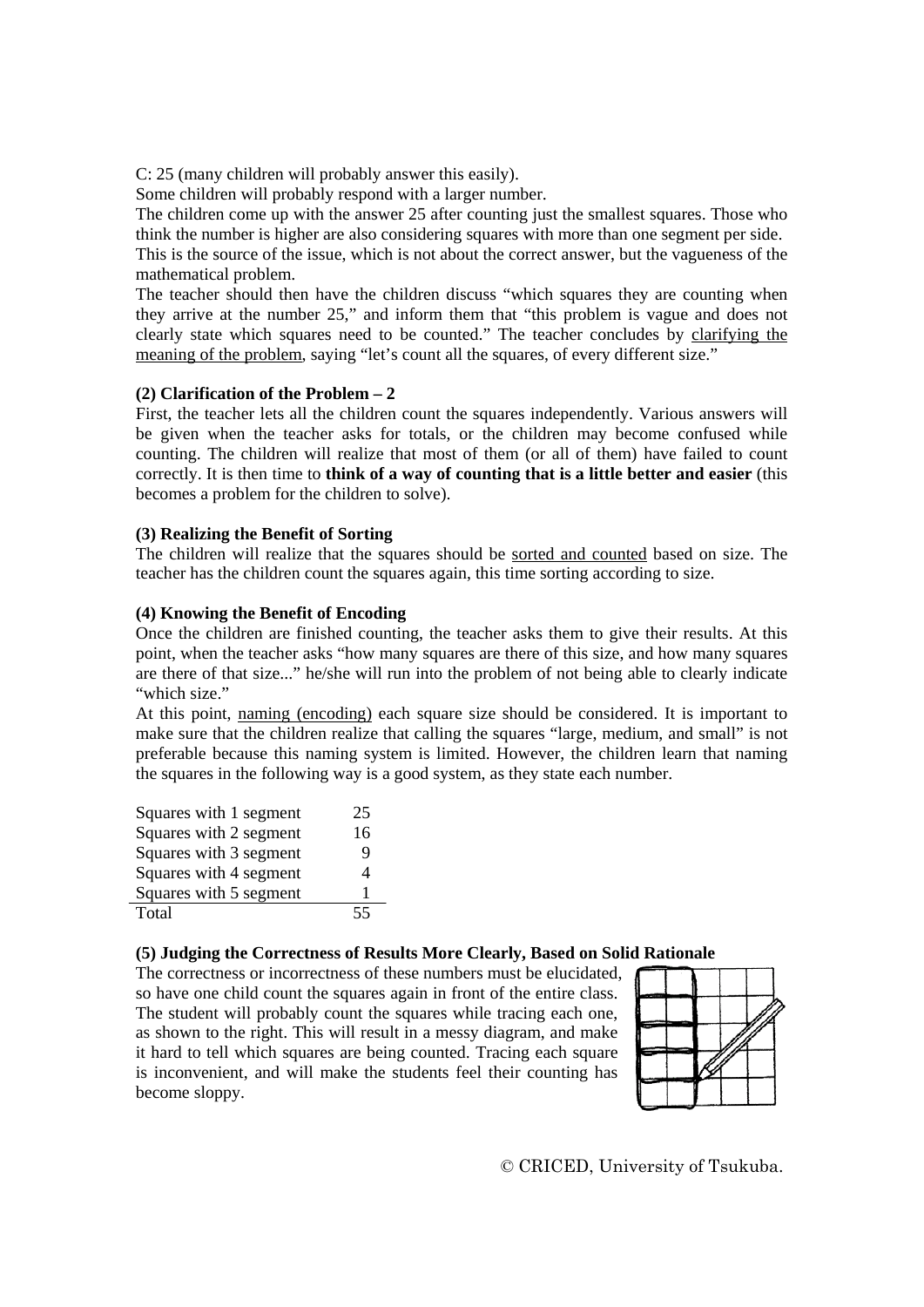C: 25 (many children will probably answer this easily).

Some children will probably respond with a larger number.

The children come up with the answer 25 after counting just the smallest squares. Those who think the number is higher are also considering squares with more than one segment per side.

This is the source of the issue, which is not about the correct answer, but the vagueness of the mathematical problem.

The teacher should then have the children discuss "which squares they are counting when they arrive at the number 25," and inform them that "this problem is vague and does not clearly state which squares need to be counted." The teacher concludes by clarifying the meaning of the problem, saying "let's count all the squares, of every different size."

**(2) Clarification of the Problem – 2**

First, the teacher lets all the children count the squares independently. Various answers will be given when the teacher asks for totals, or the children may become confused while counting. The children will realize that most of them (or all of them) have failed to count correctly. It is then time to **think of a way of counting that is a little better and easier** (this becomes a problem for the children to solve).

**(3) Realizing the Benefit of Sorting**

The children will realize that the squares should be sorted and counted based on size. The teacher has the children count the squares again, this time sorting according to size.

**(4) Knowing the Benefit of Encoding**

Once the children are finished counting, the teacher asks them to give their results. At this point, when the teacher asks "how many squares are there of this size, and how many squares are there of that size..." he/she will run into the problem of not being able to clearly indicate "which size."

At this point, naming (encoding) each square size should be considered. It is important to make sure that the children realize that calling the squares "large, medium, and small" is not preferable because this naming system is limited. However, the children learn that naming the squares in the following way is a good system, as they state each number.

| | |
|---|---|
| Squares with 1 segment | 25 |
| Squares with 2 segment | 16 |
| Squares with 3 segment | 9 |
| Squares with 4 segment | 4 |
| Squares with 5 segment | 1 |
| Total | 55 |

**(5) Judging the Correctness of Results More Clearly, Based on Solid Rationale**

The correctness or incorrectness of these numbers must be elucidated, so have one child count the squares again in front of the entire class. The student will probably count the squares while tracing each one, as shown to the right. This will result in a messy diagram, and make it hard to tell which squares are being counted. Tracing each square is inconvenient, and will make the students feel their counting has become sloppy.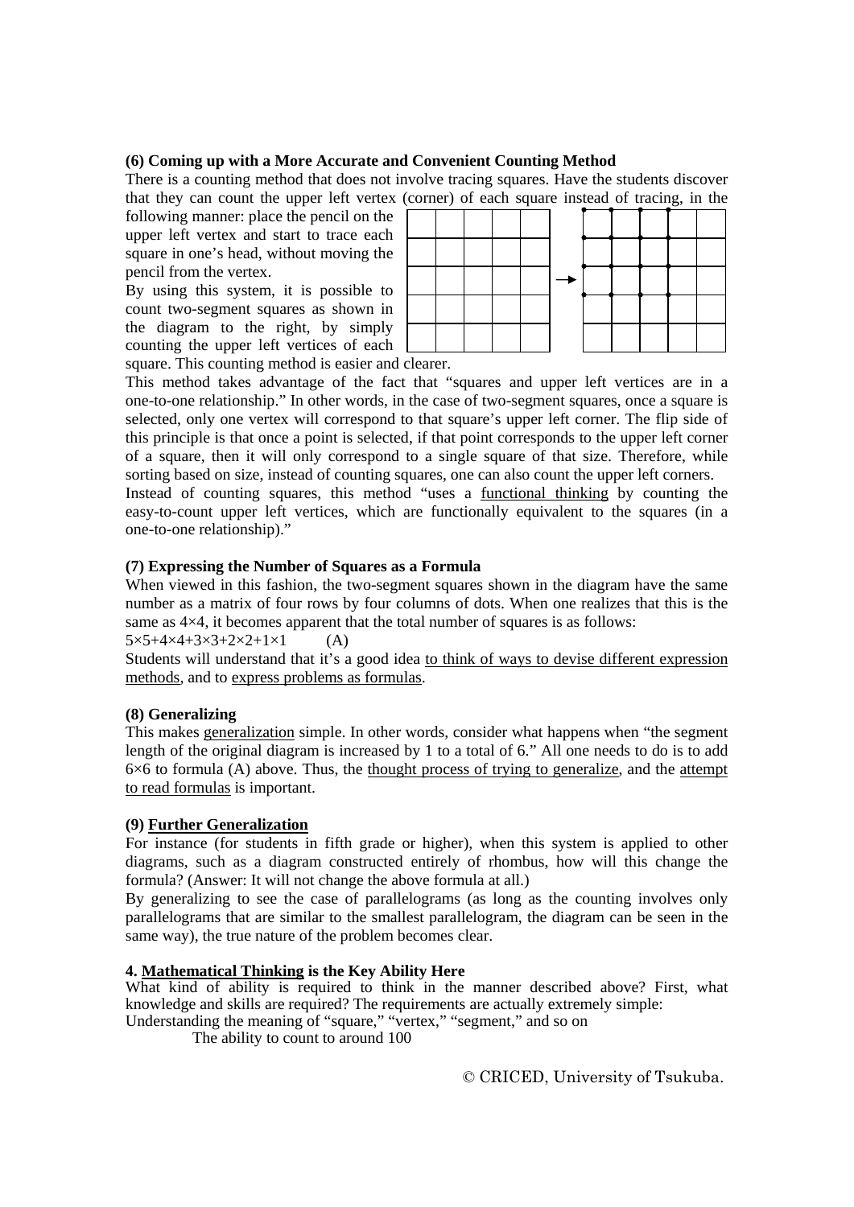**(6) Coming up with a More Accurate and Convenient Counting Method**

There is a counting method that does not involve tracing squares. Have the students discover that they can count the upper left vertex (corner) of each square instead of tracing, in the following manner: place the pencil on the upper left vertex and start to trace each square in one's head, without moving the pencil from the vertex.

By using this system, it is possible to count two-segment squares as shown in the diagram to the right, by simply counting the upper left vertices of each square. This counting method is easier and clearer.

This method takes advantage of the fact that "squares and upper left vertices are in a one-to-one relationship." In other words, in the case of two-segment squares, once a square is selected, only one vertex will correspond to that square's upper left corner. The flip side of this principle is that once a point is selected, if that point corresponds to the upper left corner of a square, then it will only correspond to a single square of that size. Therefore, while sorting based on size, instead of counting squares, one can also count the upper left corners.

Instead of counting squares, this method "uses a functional thinking by counting the easy-to-count upper left vertices, which are functionally equivalent to the squares (in a one-to-one relationship)."

**(7) Expressing the Number of Squares as a Formula**

When viewed in this fashion, the two-segment squares shown in the diagram have the same number as a matrix of four rows by four columns of dots. When one realizes that this is the same as 4×4, it becomes apparent that the total number of squares is as follows:

$5\times5+4\times4+3\times3+2\times2+1\times1$ (A)

Students will understand that it's a good idea to think of ways to devise different expression methods, and to express problems as formulas.

**(8) Generalizing**

This makes generalization simple. In other words, consider what happens when "the segment length of the original diagram is increased by 1 to a total of 6." All one needs to do is to add 6×6 to formula (A) above. Thus, the thought process of trying to generalize, and the attempt to read formulas is important.

**(9) Further Generalization**

For instance (for students in fifth grade or higher), when this system is applied to other diagrams, such as a diagram constructed entirely of rhombus, how will this change the formula? (Answer: It will not change the above formula at all.)

By generalizing to see the case of parallelograms (as long as the counting involves only parallelograms that are similar to the smallest parallelogram, the diagram can be seen in the same way), the true nature of the problem becomes clear.

**4. Mathematical Thinking is the Key Ability Here**

What kind of ability is required to think in the manner described above? First, what knowledge and skills are required? The requirements are actually extremely simple:

Understanding the meaning of "square," "vertex," "segment," and so on

The ability to count to around 100

© CRICED, University of Tsukuba.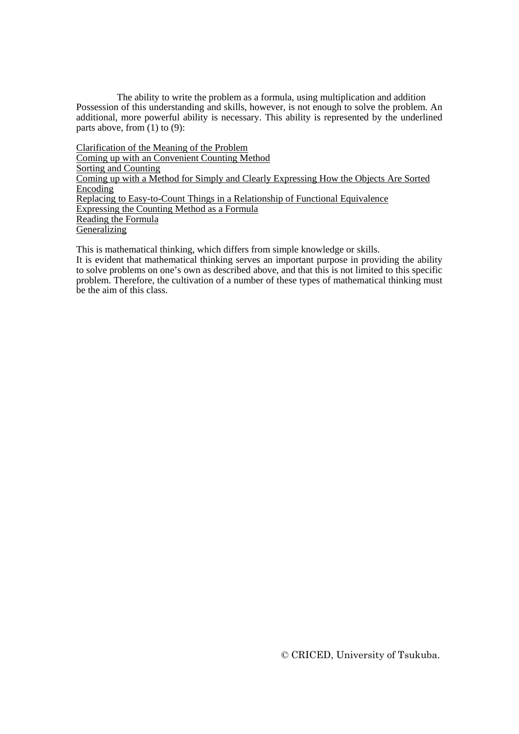The ability to write the problem as a formula, using multiplication and addition

Possession of this understanding and skills, however, is not enough to solve the problem. An additional, more powerful ability is necessary. This ability is represented by the underlined parts above, from (1) to (9):

<u>Clarification of the Meaning of the Problem</u>
<u>Coming up with an Convenient Counting Method</u>
<u>Sorting and Counting</u>
<u>Coming up with a Method for Simply and Clearly Expressing How the Objects Are Sorted</u>
<u>Encoding</u>
<u>Replacing to Easy-to-Count Things in a Relationship of Functional Equivalence</u>
<u>Expressing the Counting Method as a Formula</u>
<u>Reading the Formula</u>
<u>Generalizing</u>

This is mathematical thinking, which differs from simple knowledge or skills.
It is evident that mathematical thinking serves an important purpose in providing the ability to solve problems on one's own as described above, and that this is not limited to this specific problem. Therefore, the cultivation of a number of these types of mathematical thinking must be the aim of this class.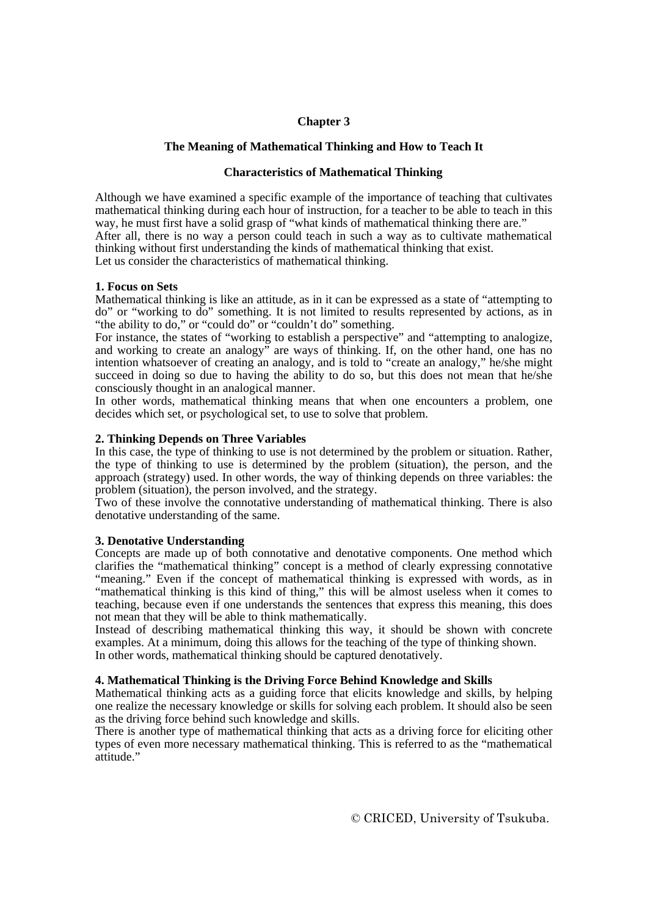# Chapter 3

## The Meaning of Mathematical Thinking and How to Teach It

### Characteristics of Mathematical Thinking

Although we have examined a specific example of the importance of teaching that cultivates mathematical thinking during each hour of instruction, for a teacher to be able to teach in this way, he must first have a solid grasp of "what kinds of mathematical thinking there are." After all, there is no way a person could teach in such a way as to cultivate mathematical thinking without first understanding the kinds of mathematical thinking that exist.
Let us consider the characteristics of mathematical thinking.

**1. Focus on Sets**

Mathematical thinking is like an attitude, as in it can be expressed as a state of "attempting to do" or "working to do" something. It is not limited to results represented by actions, as in "the ability to do," or "could do" or "couldn't do" something.
For instance, the states of "working to establish a perspective" and "attempting to analogize, and working to create an analogy" are ways of thinking. If, on the other hand, one has no intention whatsoever of creating an analogy, and is told to "create an analogy," he/she might succeed in doing so due to having the ability to do so, but this does not mean that he/she consciously thought in an analogical manner.
In other words, mathematical thinking means that when one encounters a problem, one decides which set, or psychological set, to use to solve that problem.

**2. Thinking Depends on Three Variables**

In this case, the type of thinking to use is not determined by the problem or situation. Rather, the type of thinking to use is determined by the problem (situation), the person, and the approach (strategy) used. In other words, the way of thinking depends on three variables: the problem (situation), the person involved, and the strategy.
Two of these involve the connotative understanding of mathematical thinking. There is also denotative understanding of the same.

**3. Denotative Understanding**

Concepts are made up of both connotative and denotative components. One method which clarifies the "mathematical thinking" concept is a method of clearly expressing connotative "meaning." Even if the concept of mathematical thinking is expressed with words, as in "mathematical thinking is this kind of thing," this will be almost useless when it comes to teaching, because even if one understands the sentences that express this meaning, this does not mean that they will be able to think mathematically.
Instead of describing mathematical thinking this way, it should be shown with concrete examples. At a minimum, doing this allows for the teaching of the type of thinking shown.
In other words, mathematical thinking should be captured denotatively.

**4. Mathematical Thinking is the Driving Force Behind Knowledge and Skills**

Mathematical thinking acts as a guiding force that elicits knowledge and skills, by helping one realize the necessary knowledge or skills for solving each problem. It should also be seen as the driving force behind such knowledge and skills.
There is another type of mathematical thinking that acts as a driving force for eliciting other types of even more necessary mathematical thinking. This is referred to as the "mathematical attitude."

© CRICED, University of Tsukuba.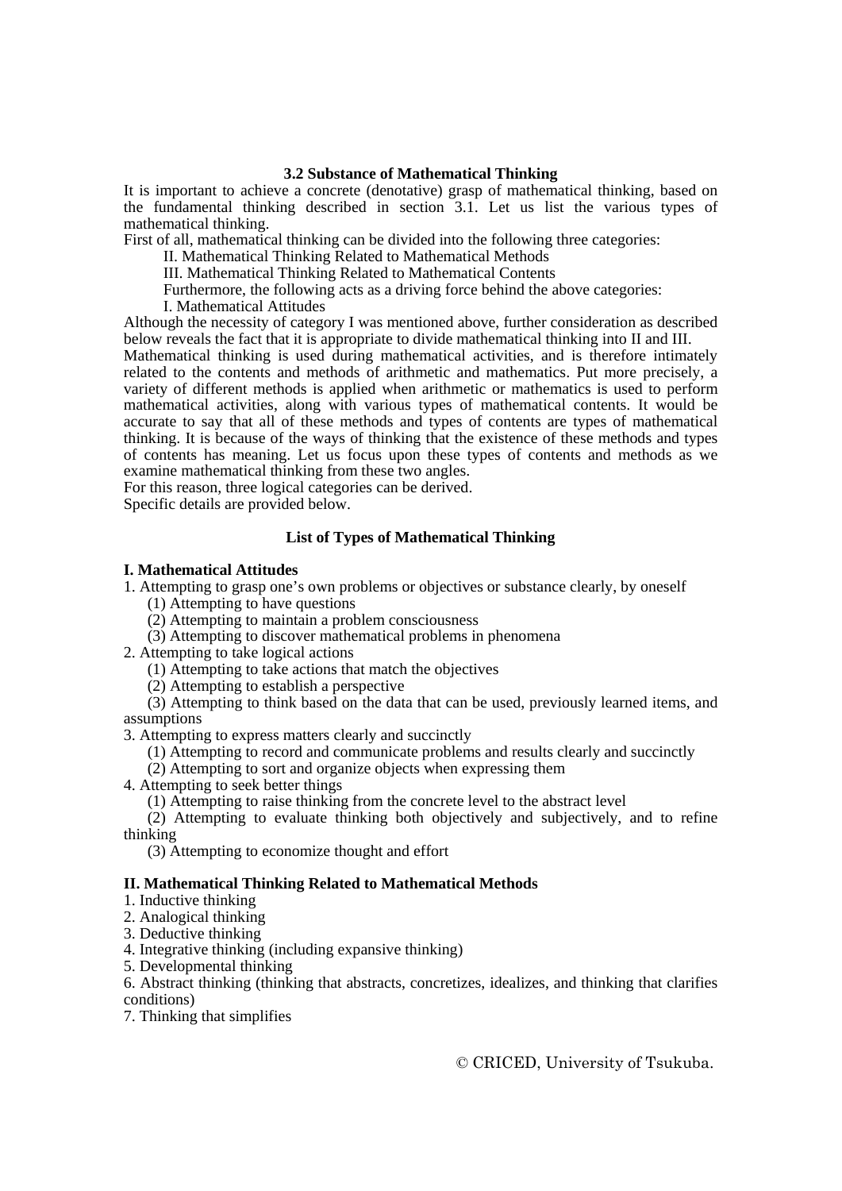### 3.2 Substance of Mathematical Thinking

It is important to achieve a concrete (denotative) grasp of mathematical thinking, based on the fundamental thinking described in section 3.1. Let us list the various types of mathematical thinking.

First of all, mathematical thinking can be divided into the following three categories:

II. Mathematical Thinking Related to Mathematical Methods

III. Mathematical Thinking Related to Mathematical Contents

Furthermore, the following acts as a driving force behind the above categories:

I. Mathematical Attitudes

Although the necessity of category I was mentioned above, further consideration as described below reveals the fact that it is appropriate to divide mathematical thinking into II and III.

Mathematical thinking is used during mathematical activities, and is therefore intimately related to the contents and methods of arithmetic and mathematics. Put more precisely, a variety of different methods is applied when arithmetic or mathematics is used to perform mathematical activities, along with various types of mathematical contents. It would be accurate to say that all of these methods and types of contents are types of mathematical thinking. It is because of the ways of thinking that the existence of these methods and types of contents has meaning. Let us focus upon these types of contents and methods as we examine mathematical thinking from these two angles.

For this reason, three logical categories can be derived.

Specific details are provided below.

### List of Types of Mathematical Thinking

**I. Mathematical Attitudes**

1. Attempting to grasp one's own problems or objectives or substance clearly, by oneself
   - (1) Attempting to have questions
   - (2) Attempting to maintain a problem consciousness
   - (3) Attempting to discover mathematical problems in phenomena
2. Attempting to take logical actions
   - (1) Attempting to take actions that match the objectives
   - (2) Attempting to establish a perspective
   - (3) Attempting to think based on the data that can be used, previously learned items, and assumptions
3. Attempting to express matters clearly and succinctly
   - (1) Attempting to record and communicate problems and results clearly and succinctly
   - (2) Attempting to sort and organize objects when expressing them
4. Attempting to seek better things
   - (1) Attempting to raise thinking from the concrete level to the abstract level
   - (2) Attempting to evaluate thinking both objectively and subjectively, and to refine thinking
   - (3) Attempting to economize thought and effort

**II. Mathematical Thinking Related to Mathematical Methods**

1. Inductive thinking
2. Analogical thinking
3. Deductive thinking
4. Integrative thinking (including expansive thinking)
5. Developmental thinking
6. Abstract thinking (thinking that abstracts, concretizes, idealizes, and thinking that clarifies conditions)
7. Thinking that simplifies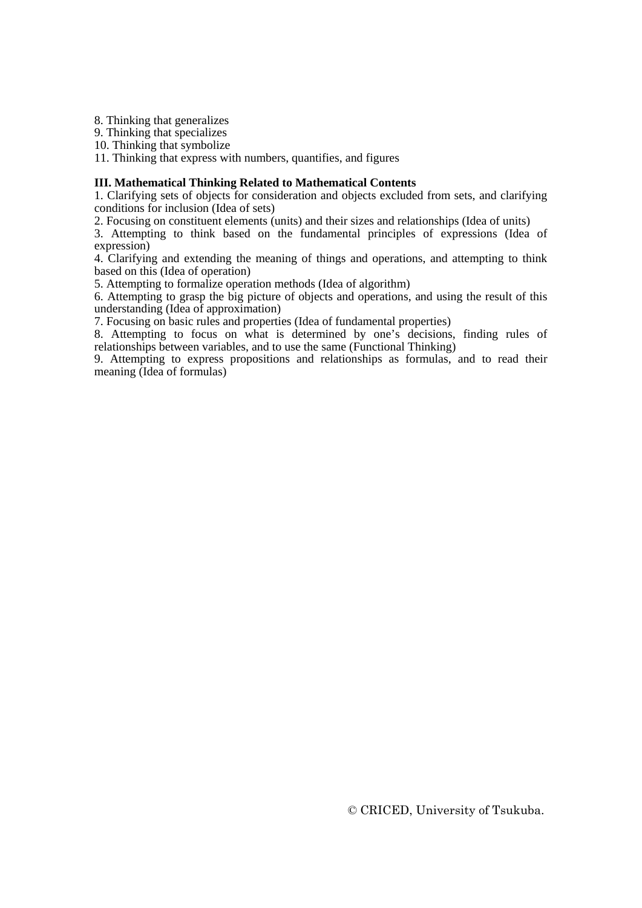8. Thinking that generalizes
9. Thinking that specializes
10. Thinking that symbolize
11. Thinking that express with numbers, quantifies, and figures

**III. Mathematical Thinking Related to Mathematical Contents**

1. Clarifying sets of objects for consideration and objects excluded from sets, and clarifying conditions for inclusion (Idea of sets)
2. Focusing on constituent elements (units) and their sizes and relationships (Idea of units)
3. Attempting to think based on the fundamental principles of expressions (Idea of expression)
4. Clarifying and extending the meaning of things and operations, and attempting to think based on this (Idea of operation)
5. Attempting to formalize operation methods (Idea of algorithm)
6. Attempting to grasp the big picture of objects and operations, and using the result of this understanding (Idea of approximation)
7. Focusing on basic rules and properties (Idea of fundamental properties)
8. Attempting to focus on what is determined by one's decisions, finding rules of relationships between variables, and to use the same (Functional Thinking)
9. Attempting to express propositions and relationships as formulas, and to read their meaning (Idea of formulas)

© CRICED, University of Tsukuba.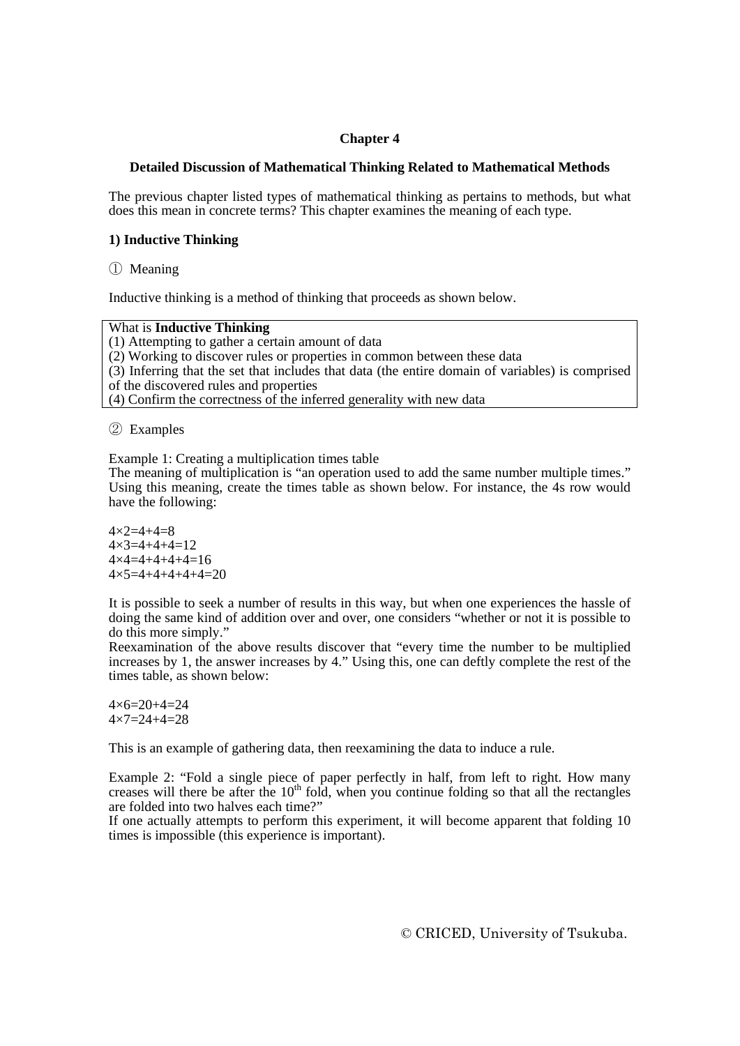## Chapter 4

### Detailed Discussion of Mathematical Thinking Related to Mathematical Methods

The previous chapter listed types of mathematical thinking as pertains to methods, but what does this mean in concrete terms? This chapter examines the meaning of each type.

#### 1) Inductive Thinking

① Meaning

Inductive thinking is a method of thinking that proceeds as shown below.

| What is **Inductive Thinking** |
|---|
| (1) Attempting to gather a certain amount of data |
| (2) Working to discover rules or properties in common between these data |
| (3) Inferring that the set that includes that data (the entire domain of variables) is comprised of the discovered rules and properties |
| (4) Confirm the correctness of the inferred generality with new data |

② Examples

Example 1: Creating a multiplication times table
The meaning of multiplication is "an operation used to add the same number multiple times." Using this meaning, create the times table as shown below. For instance, the 4s row would have the following:

$4 \times 2 = 4 + 4 = 8$
$4 \times 3 = 4 + 4 + 4 = 12$
$4 \times 4 = 4 + 4 + 4 + 4 = 16$
$4 \times 5 = 4 + 4 + 4 + 4 + 4 = 20$

It is possible to seek a number of results in this way, but when one experiences the hassle of doing the same kind of addition over and over, one considers "whether or not it is possible to do this more simply."
Reexamination of the above results discover that "every time the number to be multiplied increases by 1, the answer increases by 4." Using this, one can deftly complete the rest of the times table, as shown below:

$4 \times 6 = 20 + 4 = 24$
$4 \times 7 = 24 + 4 = 28$

This is an example of gathering data, then reexamining the data to induce a rule.

Example 2: "Fold a single piece of paper perfectly in half, from left to right. How many creases will there be after the $10^{th}$ fold, when you continue folding so that all the rectangles are folded into two halves each time?"
If one actually attempts to perform this experiment, it will become apparent that folding 10 times is impossible (this experience is important).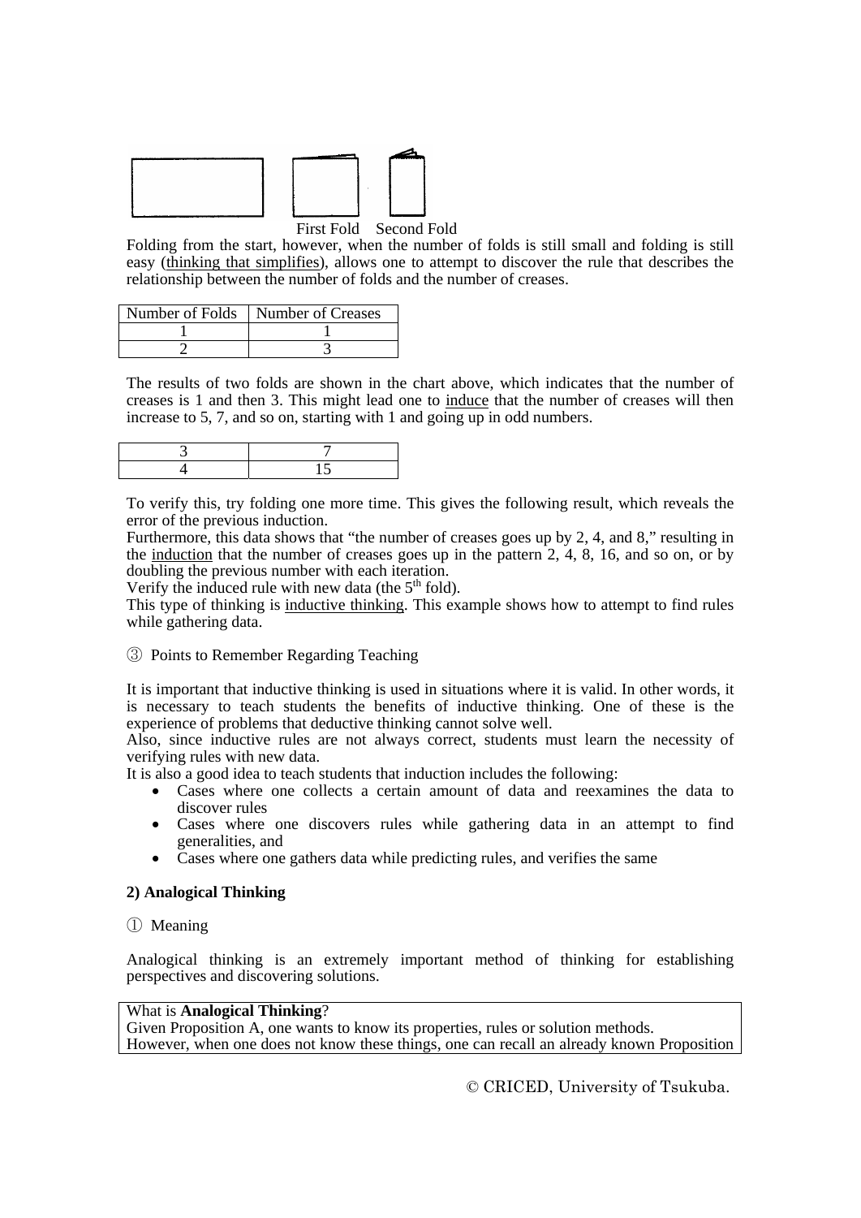First Fold    Second Fold

Folding from the start, however, when the number of folds is still small and folding is still easy (thinking that simplifies), allows one to attempt to discover the rule that describes the relationship between the number of folds and the number of creases.

| Number of Folds | Number of Creases |
|---|---|
| 1 | 1 |
| 2 | 3 |

The results of two folds are shown in the chart above, which indicates that the number of creases is 1 and then 3. This might lead one to induce that the number of creases will then increase to 5, 7, and so on, starting with 1 and going up in odd numbers.

| | |
|---|---|
| 3 | 7 |
| 4 | 15 |

To verify this, try folding one more time. This gives the following result, which reveals the error of the previous induction.
Furthermore, this data shows that "the number of creases goes up by 2, 4, and 8," resulting in the induction that the number of creases goes up in the pattern 2, 4, 8, 16, and so on, or by doubling the previous number with each iteration.
Verify the induced rule with new data (the 5th fold).
This type of thinking is inductive thinking. This example shows how to attempt to find rules while gathering data.

③ Points to Remember Regarding Teaching

It is important that inductive thinking is used in situations where it is valid. In other words, it is necessary to teach students the benefits of inductive thinking. One of these is the experience of problems that deductive thinking cannot solve well.
Also, since inductive rules are not always correct, students must learn the necessity of verifying rules with new data.
It is also a good idea to teach students that induction includes the following:

- Cases where one collects a certain amount of data and reexamines the data to discover rules
- Cases where one discovers rules while gathering data in an attempt to find generalities, and
- Cases where one gathers data while predicting rules, and verifies the same

**2) Analogical Thinking**

① Meaning

Analogical thinking is an extremely important method of thinking for establishing perspectives and discovering solutions.

What is **Analogical Thinking**?
Given Proposition A, one wants to know its properties, rules or solution methods.
However, when one does not know these things, one can recall an already known Proposition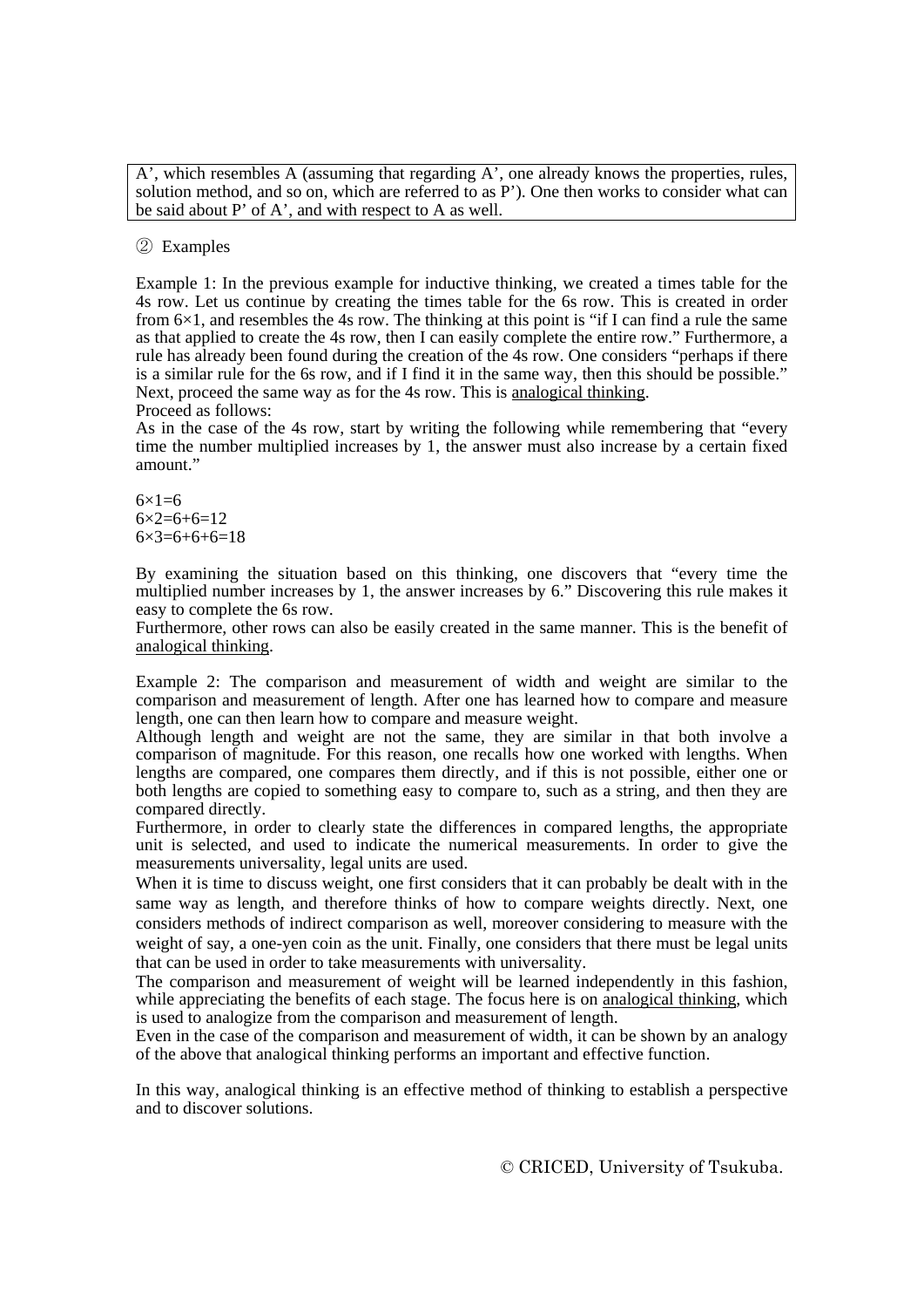A', which resembles A (assuming that regarding A', one already knows the properties, rules, solution method, and so on, which are referred to as P'). One then works to consider what can be said about P' of A', and with respect to A as well.

② Examples

Example 1: In the previous example for inductive thinking, we created a times table for the 4s row. Let us continue by creating the times table for the 6s row. This is created in order from 6×1, and resembles the 4s row. The thinking at this point is "if I can find a rule the same as that applied to create the 4s row, then I can easily complete the entire row." Furthermore, a rule has already been found during the creation of the 4s row. One considers "perhaps if there is a similar rule for the 6s row, and if I find it in the same way, then this should be possible." Next, proceed the same way as for the 4s row. This is analogical thinking.
Proceed as follows:
As in the case of the 4s row, start by writing the following while remembering that "every time the number multiplied increases by 1, the answer must also increase by a certain fixed amount."

6×1=6
6×2=6+6=12
6×3=6+6+6=18

By examining the situation based on this thinking, one discovers that "every time the multiplied number increases by 1, the answer increases by 6." Discovering this rule makes it easy to complete the 6s row.
Furthermore, other rows can also be easily created in the same manner. This is the benefit of analogical thinking.

Example 2: The comparison and measurement of width and weight are similar to the comparison and measurement of length. After one has learned how to compare and measure length, one can then learn how to compare and measure weight.
Although length and weight are not the same, they are similar in that both involve a comparison of magnitude. For this reason, one recalls how one worked with lengths. When lengths are compared, one compares them directly, and if this is not possible, either one or both lengths are copied to something easy to compare to, such as a string, and then they are compared directly.
Furthermore, in order to clearly state the differences in compared lengths, the appropriate unit is selected, and used to indicate the numerical measurements. In order to give the measurements universality, legal units are used.
When it is time to discuss weight, one first considers that it can probably be dealt with in the same way as length, and therefore thinks of how to compare weights directly. Next, one considers methods of indirect comparison as well, moreover considering to measure with the weight of say, a one-yen coin as the unit. Finally, one considers that there must be legal units that can be used in order to take measurements with universality.
The comparison and measurement of weight will be learned independently in this fashion, while appreciating the benefits of each stage. The focus here is on analogical thinking, which is used to analogize from the comparison and measurement of length.
Even in the case of the comparison and measurement of width, it can be shown by an analogy of the above that analogical thinking performs an important and effective function.

In this way, analogical thinking is an effective method of thinking to establish a perspective and to discover solutions.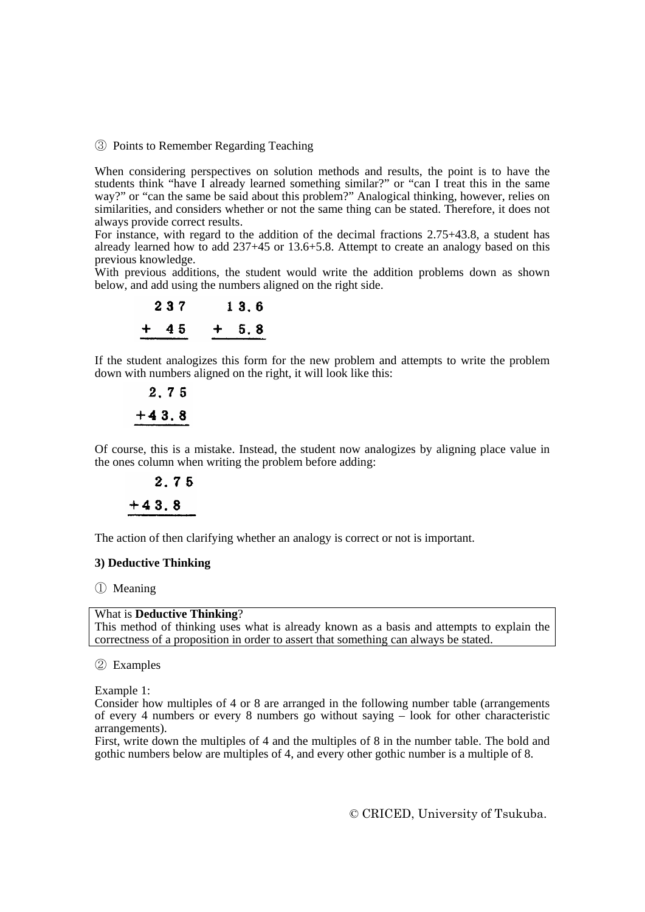③ Points to Remember Regarding Teaching

When considering perspectives on solution methods and results, the point is to have the students think "have I already learned something similar?" or "can I treat this in the same way?" or "can the same be said about this problem?" Analogical thinking, however, relies on similarities, and considers whether or not the same thing can be stated. Therefore, it does not always provide correct results.
For instance, with regard to the addition of the decimal fractions 2.75+43.8, a student has already learned how to add 237+45 or 13.6+5.8. Attempt to create an analogy based on this previous knowledge.
With previous additions, the student would write the addition problems down as shown below, and add using the numbers aligned on the right side.

```
  237      13.6
+  45    +  5.8
```

If the student analogizes this form for the new problem and attempts to write the problem down with numbers aligned on the right, it will look like this:

```
  2.75
+43.8
```

Of course, this is a mistake. Instead, the student now analogizes by aligning place value in the ones column when writing the problem before adding:

```
   2.75
+43.8
```

The action of then clarifying whether an analogy is correct or not is important.

**3) Deductive Thinking**

① Meaning

> What is **Deductive Thinking**?
> This method of thinking uses what is already known as a basis and attempts to explain the correctness of a proposition in order to assert that something can always be stated.

② Examples

Example 1:
Consider how multiples of 4 or 8 are arranged in the following number table (arrangements of every 4 numbers or every 8 numbers go without saying – look for other characteristic arrangements).
First, write down the multiples of 4 and the multiples of 8 in the number table. The bold and gothic numbers below are multiples of 4, and every other gothic number is a multiple of 8.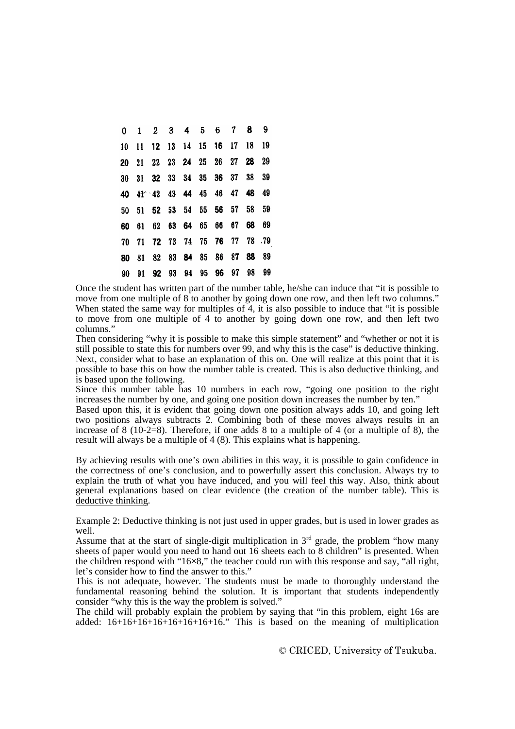| | | | | | | | | | |
|---|---|---|---|---|---|---|---|---|---|
| 0 | 1 | 2 | 3 | **4** | 5 | 6 | 7 | **8** | 9 |
| 10 | 11 | **12** | 13 | 14 | 15 | **16** | 17 | 18 | 19 |
| **20** | 21 | 22 | 23 | **24** | 25 | 26 | 27 | **28** | 29 |
| 30 | 31 | **32** | 33 | 34 | 35 | **36** | 37 | 38 | 39 |
| **40** | 41 | 42 | 43 | **44** | 45 | 46 | 47 | **48** | 49 |
| 50 | 51 | **52** | 53 | 54 | 55 | **56** | 57 | 58 | 59 |
| **60** | 61 | 62 | 63 | **64** | 65 | 66 | 67 | **68** | 69 |
| 70 | 71 | **72** | 73 | 74 | 75 | **76** | 77 | 78 | 79 |
| **80** | 81 | 82 | 83 | **84** | 85 | 86 | 87 | **88** | 89 |
| 90 | 91 | **92** | 93 | 94 | 95 | **96** | 97 | 98 | 99 |

Once the student has written part of the number table, he/she can induce that "it is possible to move from one multiple of 8 to another by going down one row, and then left two columns." When stated the same way for multiples of 4, it is also possible to induce that "it is possible to move from one multiple of 4 to another by going down one row, and then left two columns."

Then considering "why it is possible to make this simple statement" and "whether or not it is still possible to state this for numbers over 99, and why this is the case" is deductive thinking. Next, consider what to base an explanation of this on. One will realize at this point that it is possible to base this on how the number table is created. This is also deductive thinking, and is based upon the following.

Since this number table has 10 numbers in each row, "going one position to the right increases the number by one, and going one position down increases the number by ten."

Based upon this, it is evident that going down one position always adds 10, and going left two positions always subtracts 2. Combining both of these moves always results in an increase of 8 (10-2=8). Therefore, if one adds 8 to a multiple of 4 (or a multiple of 8), the result will always be a multiple of 4 (8). This explains what is happening.

By achieving results with one's own abilities in this way, it is possible to gain confidence in the correctness of one's conclusion, and to powerfully assert this conclusion. Always try to explain the truth of what you have induced, and you will feel this way. Also, think about general explanations based on clear evidence (the creation of the number table). This is deductive thinking.

Example 2: Deductive thinking is not just used in upper grades, but is used in lower grades as well.

Assume that at the start of single-digit multiplication in 3rd grade, the problem "how many sheets of paper would you need to hand out 16 sheets each to 8 children" is presented. When the children respond with "16×8," the teacher could run with this response and say, "all right, let's consider how to find the answer to this."

This is not adequate, however. The students must be made to thoroughly understand the fundamental reasoning behind the solution. It is important that students independently consider "why this is the way the problem is solved."

The child will probably explain the problem by saying that "in this problem, eight 16s are added: 16+16+16+16+16+16+16+16." This is based on the meaning of multiplication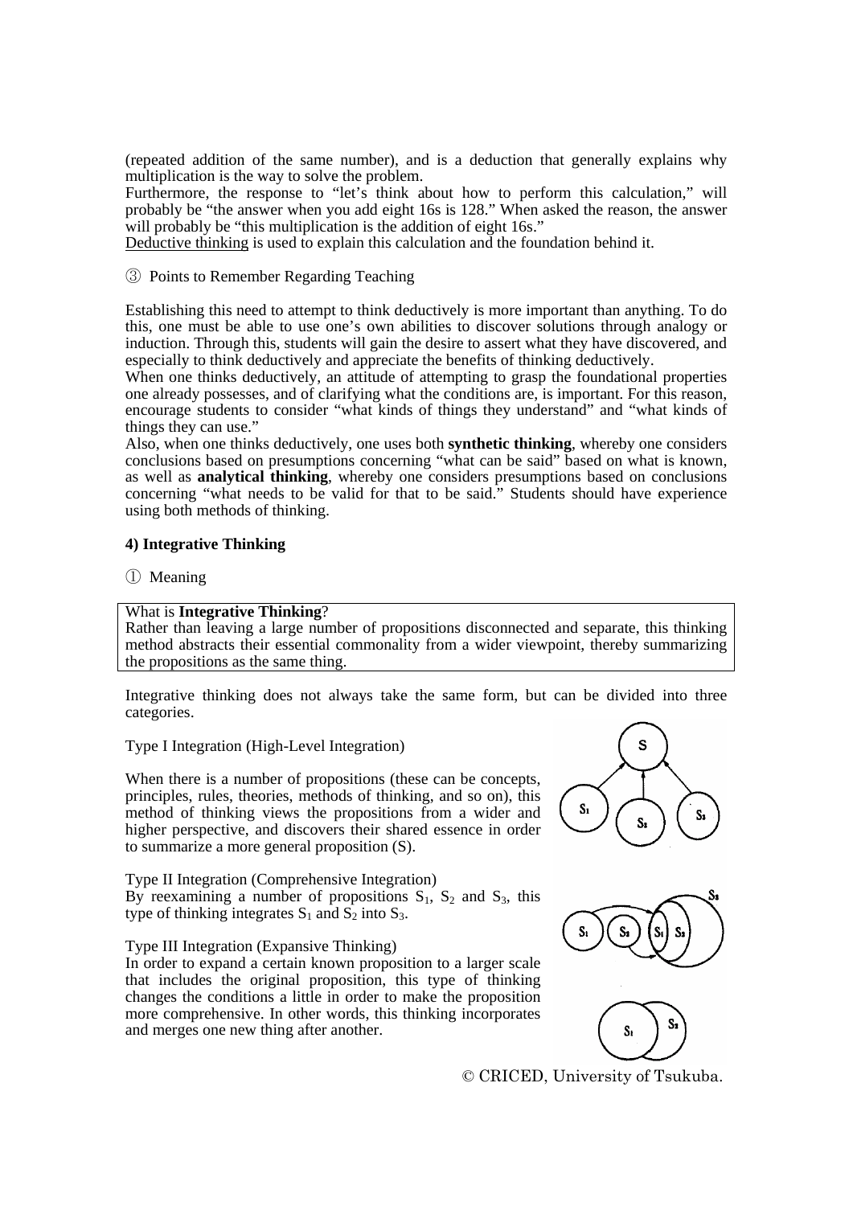(repeated addition of the same number), and is a deduction that generally explains why multiplication is the way to solve the problem.

Furthermore, the response to "let's think about how to perform this calculation," will probably be "the answer when you add eight 16s is 128." When asked the reason, the answer will probably be "this multiplication is the addition of eight 16s."

<u>Deductive thinking</u> is used to explain this calculation and the foundation behind it.

③ Points to Remember Regarding Teaching

Establishing this need to attempt to think deductively is more important than anything. To do this, one must be able to use one's own abilities to discover solutions through analogy or induction. Through this, students will gain the desire to assert what they have discovered, and especially to think deductively and appreciate the benefits of thinking deductively.

When one thinks deductively, an attitude of attempting to grasp the foundational properties one already possesses, and of clarifying what the conditions are, is important. For this reason, encourage students to consider "what kinds of things they understand" and "what kinds of things they can use."

Also, when one thinks deductively, one uses both **synthetic thinking**, whereby one considers conclusions based on presumptions concerning "what can be said" based on what is known, as well as **analytical thinking**, whereby one considers presumptions based on conclusions concerning "what needs to be valid for that to be said." Students should have experience using both methods of thinking.

**4) Integrative Thinking**

① Meaning

> What is **Integrative Thinking**?
> Rather than leaving a large number of propositions disconnected and separate, this thinking method abstracts their essential commonality from a wider viewpoint, thereby summarizing the propositions as the same thing.

Integrative thinking does not always take the same form, but can be divided into three categories.

Type I Integration (High-Level Integration)

When there is a number of propositions (these can be concepts, principles, rules, theories, methods of thinking, and so on), this method of thinking views the propositions from a wider and higher perspective, and discovers their shared essence in order to summarize a more general proposition (S).

Type II Integration (Comprehensive Integration)

By reexamining a number of propositions $S_1$, $S_2$ and $S_3$, this type of thinking integrates $S_1$ and $S_2$ into $S_3$.

Type III Integration (Expansive Thinking)

In order to expand a certain known proposition to a larger scale that includes the original proposition, this type of thinking changes the conditions a little in order to make the proposition more comprehensive. In other words, this thinking incorporates and merges one new thing after another.

© CRICED, University of Tsukuba.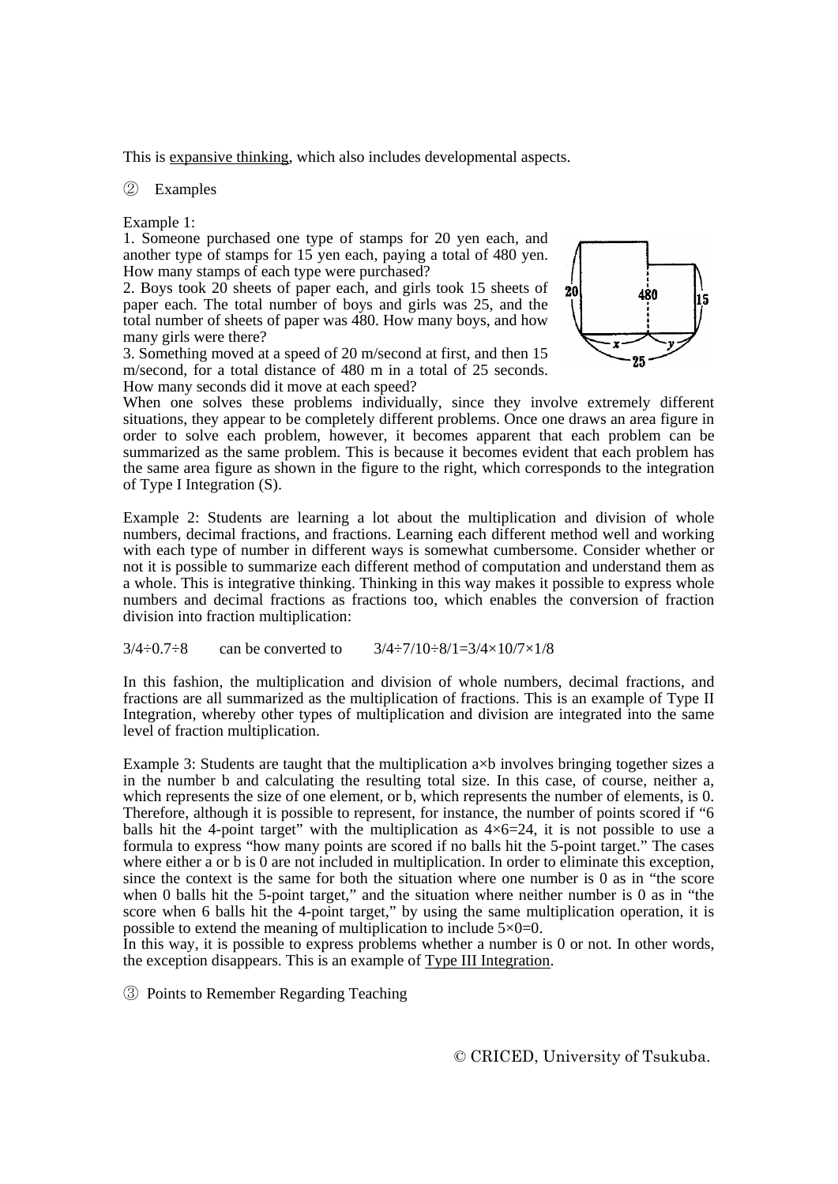This is expansive thinking, which also includes developmental aspects.

② Examples

Example 1:

1. Someone purchased one type of stamps for 20 yen each, and another type of stamps for 15 yen each, paying a total of 480 yen. How many stamps of each type were purchased?

2. Boys took 20 sheets of paper each, and girls took 15 sheets of paper each. The total number of boys and girls was 25, and the total number of sheets of paper was 480. How many boys, and how many girls were there?

3. Something moved at a speed of 20 m/second at first, and then 15 m/second, for a total distance of 480 m in a total of 25 seconds. How many seconds did it move at each speed?

When one solves these problems individually, since they involve extremely different situations, they appear to be completely different problems. Once one draws an area figure in order to solve each problem, however, it becomes apparent that each problem can be summarized as the same problem. This is because it becomes evident that each problem has the same area figure as shown in the figure to the right, which corresponds to the integration of Type I Integration (S).

Example 2: Students are learning a lot about the multiplication and division of whole numbers, decimal fractions, and fractions. Learning each different method well and working with each type of number in different ways is somewhat cumbersome. Consider whether or not it is possible to summarize each different method of computation and understand them as a whole. This is integrative thinking. Thinking in this way makes it possible to express whole numbers and decimal fractions as fractions too, which enables the conversion of fraction division into fraction multiplication:

$3/4 \div 0.7 \div 8$ can be converted to $3/4 \div 7/10 \div 8/1 = 3/4 \times 10/7 \times 1/8$

In this fashion, the multiplication and division of whole numbers, decimal fractions, and fractions are all summarized as the multiplication of fractions. This is an example of Type II Integration, whereby other types of multiplication and division are integrated into the same level of fraction multiplication.

Example 3: Students are taught that the multiplication $a \times b$ involves bringing together sizes a in the number b and calculating the resulting total size. In this case, of course, neither a, which represents the size of one element, or b, which represents the number of elements, is 0. Therefore, although it is possible to represent, for instance, the number of points scored if "6 balls hit the 4-point target" with the multiplication as $4 \times 6 = 24$, it is not possible to use a formula to express "how many points are scored if no balls hit the 5-point target." The cases where either a or b is 0 are not included in multiplication. In order to eliminate this exception, since the context is the same for both the situation where one number is 0 as in "the score when 0 balls hit the 5-point target," and the situation where neither number is 0 as in "the score when 6 balls hit the 4-point target," by using the same multiplication operation, it is possible to extend the meaning of multiplication to include $5 \times 0 = 0$.

In this way, it is possible to express problems whether a number is 0 or not. In other words, the exception disappears. This is an example of Type III Integration.

③ Points to Remember Regarding Teaching

© CRICED, University of Tsukuba.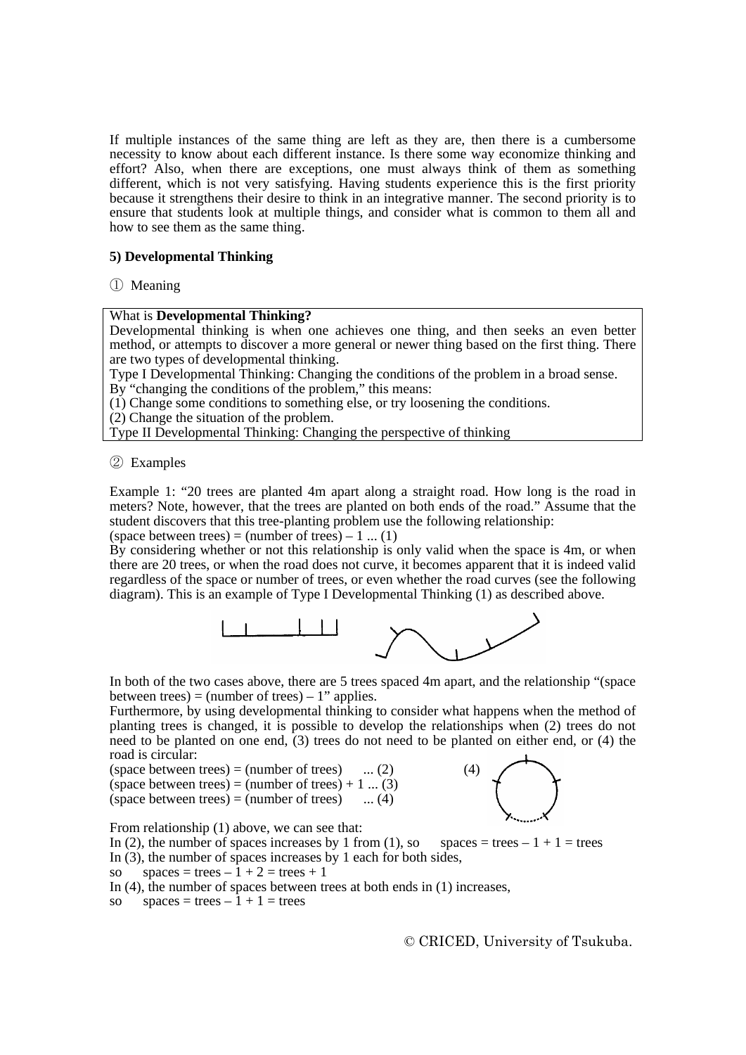If multiple instances of the same thing are left as they are, then there is a cumbersome necessity to know about each different instance. Is there some way economize thinking and effort? Also, when there are exceptions, one must always think of them as something different, which is not very satisfying. Having students experience this is the first priority because it strengthens their desire to think in an integrative manner. The second priority is to ensure that students look at multiple things, and consider what is common to them all and how to see them as the same thing.

### 5) Developmental Thinking

① Meaning

What is **Developmental Thinking?**

Developmental thinking is when one achieves one thing, and then seeks an even better method, or attempts to discover a more general or newer thing based on the first thing. There are two types of developmental thinking.

Type I Developmental Thinking: Changing the conditions of the problem in a broad sense.

By "changing the conditions of the problem," this means:

(1) Change some conditions to something else, or try loosening the conditions.

(2) Change the situation of the problem.

Type II Developmental Thinking: Changing the perspective of thinking

② Examples

Example 1: "20 trees are planted 4m apart along a straight road. How long is the road in meters? Note, however, that the trees are planted on both ends of the road." Assume that the student discovers that this tree-planting problem use the following relationship:

(space between trees) = (number of trees) – 1 ... (1)

By considering whether or not this relationship is only valid when the space is 4m, or when there are 20 trees, or when the road does not curve, it becomes apparent that it is indeed valid regardless of the space or number of trees, or even whether the road curves (see the following diagram). This is an example of Type I Developmental Thinking (1) as described above.

In both of the two cases above, there are 5 trees spaced 4m apart, and the relationship "(space between trees) = (number of trees) – 1" applies.

Furthermore, by using developmental thinking to consider what happens when the method of planting trees is changed, it is possible to develop the relationships when (2) trees do not need to be planted on one end, (3) trees do not need to be planted on either end, or (4) the road is circular:

(space between trees) = (number of trees) ... (2)

(space between trees) = (number of trees) + 1 ... (3)

(space between trees) = (number of trees) ... (4)

From relationship (1) above, we can see that:

In (2), the number of spaces increases by 1 from (1), so spaces = trees – 1 + 1 = trees

In (3), the number of spaces increases by 1 each for both sides,

so spaces = trees – 1 + 2 = trees + 1

In (4), the number of spaces between trees at both ends in (1) increases,

so spaces = trees – 1 + 1 = trees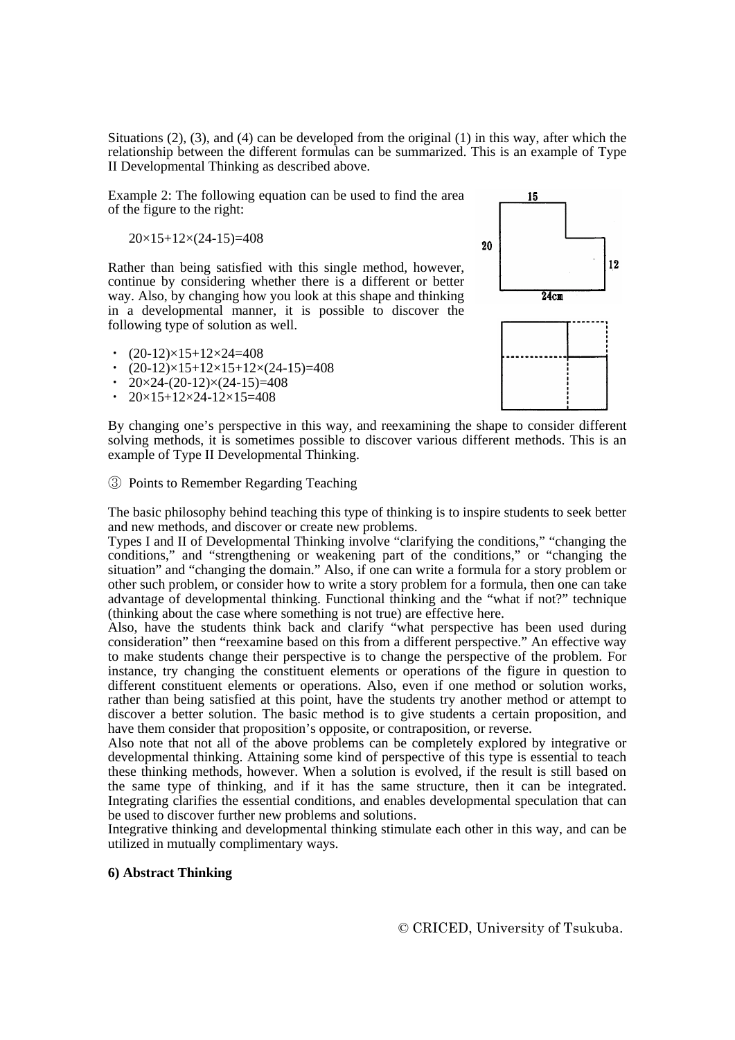Situations (2), (3), and (4) can be developed from the original (1) in this way, after which the relationship between the different formulas can be summarized. This is an example of Type II Developmental Thinking as described above.

Example 2: The following equation can be used to find the area of the figure to the right:

$20 \times 15 + 12 \times (24-15) = 408$

Rather than being satisfied with this single method, however, continue by considering whether there is a different or better way. Also, by changing how you look at this shape and thinking in a developmental manner, it is possible to discover the following type of solution as well.

- $(20-12) \times 15 + 12 \times 24 = 408$
- $(20-12) \times 15 + 12 \times 15 + 12 \times (24-15) = 408$
- $20 \times 24 - (20-12) \times (24-15) = 408$
- $20 \times 15 + 12 \times 24 - 12 \times 15 = 408$

By changing one's perspective in this way, and reexamining the shape to consider different solving methods, it is sometimes possible to discover various different methods. This is an example of Type II Developmental Thinking.

③ Points to Remember Regarding Teaching

The basic philosophy behind teaching this type of thinking is to inspire students to seek better and new methods, and discover or create new problems.

Types I and II of Developmental Thinking involve "clarifying the conditions," "changing the conditions," and "strengthening or weakening part of the conditions," or "changing the situation" and "changing the domain." Also, if one can write a formula for a story problem or other such problem, or consider how to write a story problem for a formula, then one can take advantage of developmental thinking. Functional thinking and the "what if not?" technique (thinking about the case where something is not true) are effective here.

Also, have the students think back and clarify "what perspective has been used during consideration" then "reexamine based on this from a different perspective." An effective way to make students change their perspective is to change the perspective of the problem. For instance, try changing the constituent elements or operations of the figure in question to different constituent elements or operations. Also, even if one method or solution works, rather than being satisfied at this point, have the students try another method or attempt to discover a better solution. The basic method is to give students a certain proposition, and have them consider that proposition's opposite, or contraposition, or reverse.

Also note that not all of the above problems can be completely explored by integrative or developmental thinking. Attaining some kind of perspective of this type is essential to teach these thinking methods, however. When a solution is evolved, if the result is still based on the same type of thinking, and if it has the same structure, then it can be integrated. Integrating clarifies the essential conditions, and enables developmental speculation that can be used to discover further new problems and solutions.

Integrative thinking and developmental thinking stimulate each other in this way, and can be utilized in mutually complimentary ways.

**6) Abstract Thinking**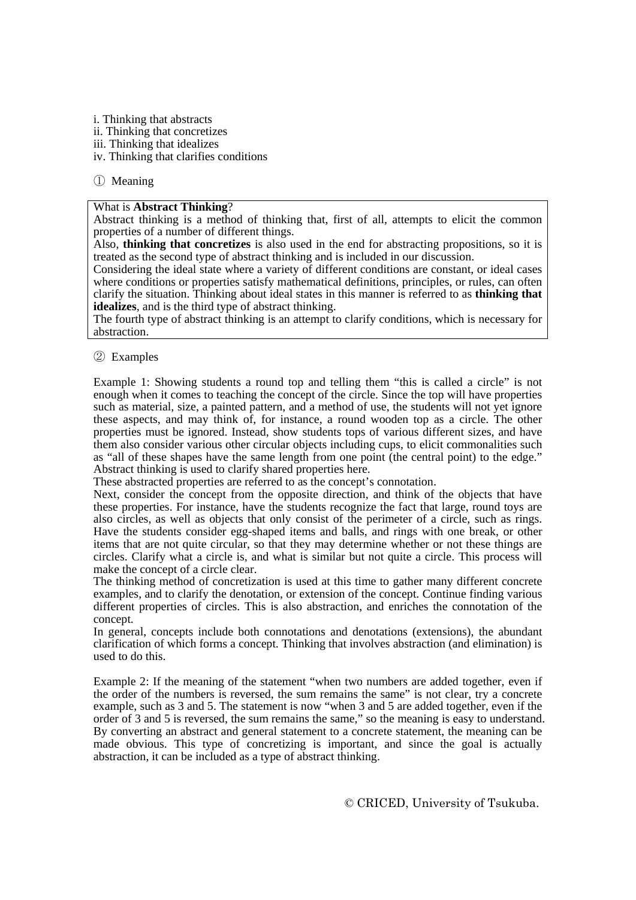i. Thinking that abstracts
ii. Thinking that concretizes
iii. Thinking that idealizes
iv. Thinking that clarifies conditions

① Meaning

What is **Abstract Thinking**?
Abstract thinking is a method of thinking that, first of all, attempts to elicit the common properties of a number of different things.
Also, **thinking that concretizes** is also used in the end for abstracting propositions, so it is treated as the second type of abstract thinking and is included in our discussion.
Considering the ideal state where a variety of different conditions are constant, or ideal cases where conditions or properties satisfy mathematical definitions, principles, or rules, can often clarify the situation. Thinking about ideal states in this manner is referred to as **thinking that idealizes**, and is the third type of abstract thinking.
The fourth type of abstract thinking is an attempt to clarify conditions, which is necessary for abstraction.

② Examples

Example 1: Showing students a round top and telling them "this is called a circle" is not enough when it comes to teaching the concept of the circle. Since the top will have properties such as material, size, a painted pattern, and a method of use, the students will not yet ignore these aspects, and may think of, for instance, a round wooden top as a circle. The other properties must be ignored. Instead, show students tops of various different sizes, and have them also consider various other circular objects including cups, to elicit commonalities such as "all of these shapes have the same length from one point (the central point) to the edge." Abstract thinking is used to clarify shared properties here.
These abstracted properties are referred to as the concept's connotation.
Next, consider the concept from the opposite direction, and think of the objects that have these properties. For instance, have the students recognize the fact that large, round toys are also circles, as well as objects that only consist of the perimeter of a circle, such as rings. Have the students consider egg-shaped items and balls, and rings with one break, or other items that are not quite circular, so that they may determine whether or not these things are circles. Clarify what a circle is, and what is similar but not quite a circle. This process will make the concept of a circle clear.
The thinking method of concretization is used at this time to gather many different concrete examples, and to clarify the denotation, or extension of the concept. Continue finding various different properties of circles. This is also abstraction, and enriches the connotation of the concept.
In general, concepts include both connotations and denotations (extensions), the abundant clarification of which forms a concept. Thinking that involves abstraction (and elimination) is used to do this.

Example 2: If the meaning of the statement "when two numbers are added together, even if the order of the numbers is reversed, the sum remains the same" is not clear, try a concrete example, such as 3 and 5. The statement is now "when 3 and 5 are added together, even if the order of 3 and 5 is reversed, the sum remains the same," so the meaning is easy to understand. By converting an abstract and general statement to a concrete statement, the meaning can be made obvious. This type of concretizing is important, and since the goal is actually abstraction, it can be included as a type of abstract thinking.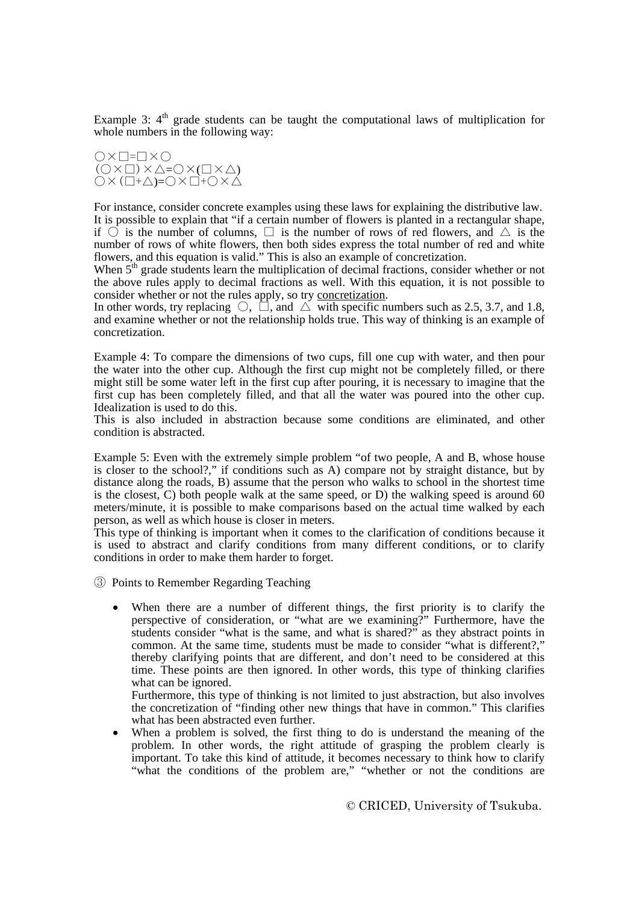Example 3: 4th grade students can be taught the computational laws of multiplication for whole numbers in the following way:

○×□=□×○
(○×□)×△=○×(□×△)
○×(□+△)=○×□+○×△

For instance, consider concrete examples using these laws for explaining the distributive law. It is possible to explain that "if a certain number of flowers is planted in a rectangular shape, if ○ is the number of columns, □ is the number of rows of red flowers, and △ is the number of rows of white flowers, then both sides express the total number of red and white flowers, and this equation is valid." This is also an example of concretization.
When 5th grade students learn the multiplication of decimal fractions, consider whether or not the above rules apply to decimal fractions as well. With this equation, it is not possible to consider whether or not the rules apply, so try <u>concretization</u>.
In other words, try replacing ○, □, and △ with specific numbers such as 2.5, 3.7, and 1.8, and examine whether or not the relationship holds true. This way of thinking is an example of concretization.

Example 4: To compare the dimensions of two cups, fill one cup with water, and then pour the water into the other cup. Although the first cup might not be completely filled, or there might still be some water left in the first cup after pouring, it is necessary to imagine that the first cup has been completely filled, and that all the water was poured into the other cup. Idealization is used to do this.
This is also included in abstraction because some conditions are eliminated, and other condition is abstracted.

Example 5: Even with the extremely simple problem "of two people, A and B, whose house is closer to the school?," if conditions such as A) compare not by straight distance, but by distance along the roads, B) assume that the person who walks to school in the shortest time is the closest, C) both people walk at the same speed, or D) the walking speed is around 60 meters/minute, it is possible to make comparisons based on the actual time walked by each person, as well as which house is closer in meters.
This type of thinking is important when it comes to the clarification of conditions because it is used to abstract and clarify conditions from many different conditions, or to clarify conditions in order to make them harder to forget.

③ Points to Remember Regarding Teaching

- When there are a number of different things, the first priority is to clarify the perspective of consideration, or "what are we examining?" Furthermore, have the students consider "what is the same, and what is shared?" as they abstract points in common. At the same time, students must be made to consider "what is different?," thereby clarifying points that are different, and don't need to be considered at this time. These points are then ignored. In other words, this type of thinking clarifies what can be ignored.
  Furthermore, this type of thinking is not limited to just abstraction, but also involves the concretization of "finding other new things that have in common." This clarifies what has been abstracted even further.
- When a problem is solved, the first thing to do is understand the meaning of the problem. In other words, the right attitude of grasping the problem clearly is important. To take this kind of attitude, it becomes necessary to think how to clarify "what the conditions of the problem are," "whether or not the conditions are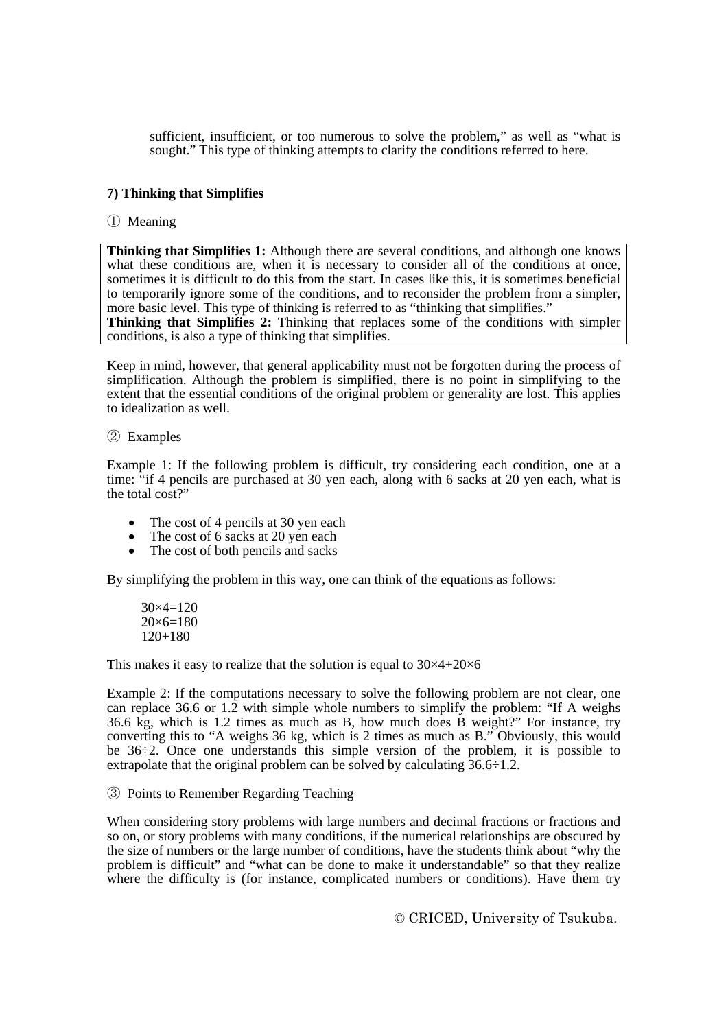sufficient, insufficient, or too numerous to solve the problem," as well as "what is sought." This type of thinking attempts to clarify the conditions referred to here.

### 7) Thinking that Simplifies

① Meaning

**Thinking that Simplifies 1:** Although there are several conditions, and although one knows what these conditions are, when it is necessary to consider all of the conditions at once, sometimes it is difficult to do this from the start. In cases like this, it is sometimes beneficial to temporarily ignore some of the conditions, and to reconsider the problem from a simpler, more basic level. This type of thinking is referred to as "thinking that simplifies."
**Thinking that Simplifies 2:** Thinking that replaces some of the conditions with simpler conditions, is also a type of thinking that simplifies.

Keep in mind, however, that general applicability must not be forgotten during the process of simplification. Although the problem is simplified, there is no point in simplifying to the extent that the essential conditions of the original problem or generality are lost. This applies to idealization as well.

② Examples

Example 1: If the following problem is difficult, try considering each condition, one at a time: "if 4 pencils are purchased at 30 yen each, along with 6 sacks at 20 yen each, what is the total cost?"

- The cost of 4 pencils at 30 yen each
- The cost of 6 sacks at 20 yen each
- The cost of both pencils and sacks

By simplifying the problem in this way, one can think of the equations as follows:

$30\times4=120$
$20\times6=180$
$120+180$

This makes it easy to realize that the solution is equal to $30\times4+20\times6$

Example 2: If the computations necessary to solve the following problem are not clear, one can replace 36.6 or 1.2 with simple whole numbers to simplify the problem: "If A weighs 36.6 kg, which is 1.2 times as much as B, how much does B weight?" For instance, try converting this to "A weighs 36 kg, which is 2 times as much as B." Obviously, this would be $36\div2$. Once one understands this simple version of the problem, it is possible to extrapolate that the original problem can be solved by calculating $36.6\div1.2$.

③ Points to Remember Regarding Teaching

When considering story problems with large numbers and decimal fractions or fractions and so on, or story problems with many conditions, if the numerical relationships are obscured by the size of numbers or the large number of conditions, have the students think about "why the problem is difficult" and "what can be done to make it understandable" so that they realize where the difficulty is (for instance, complicated numbers or conditions). Have them try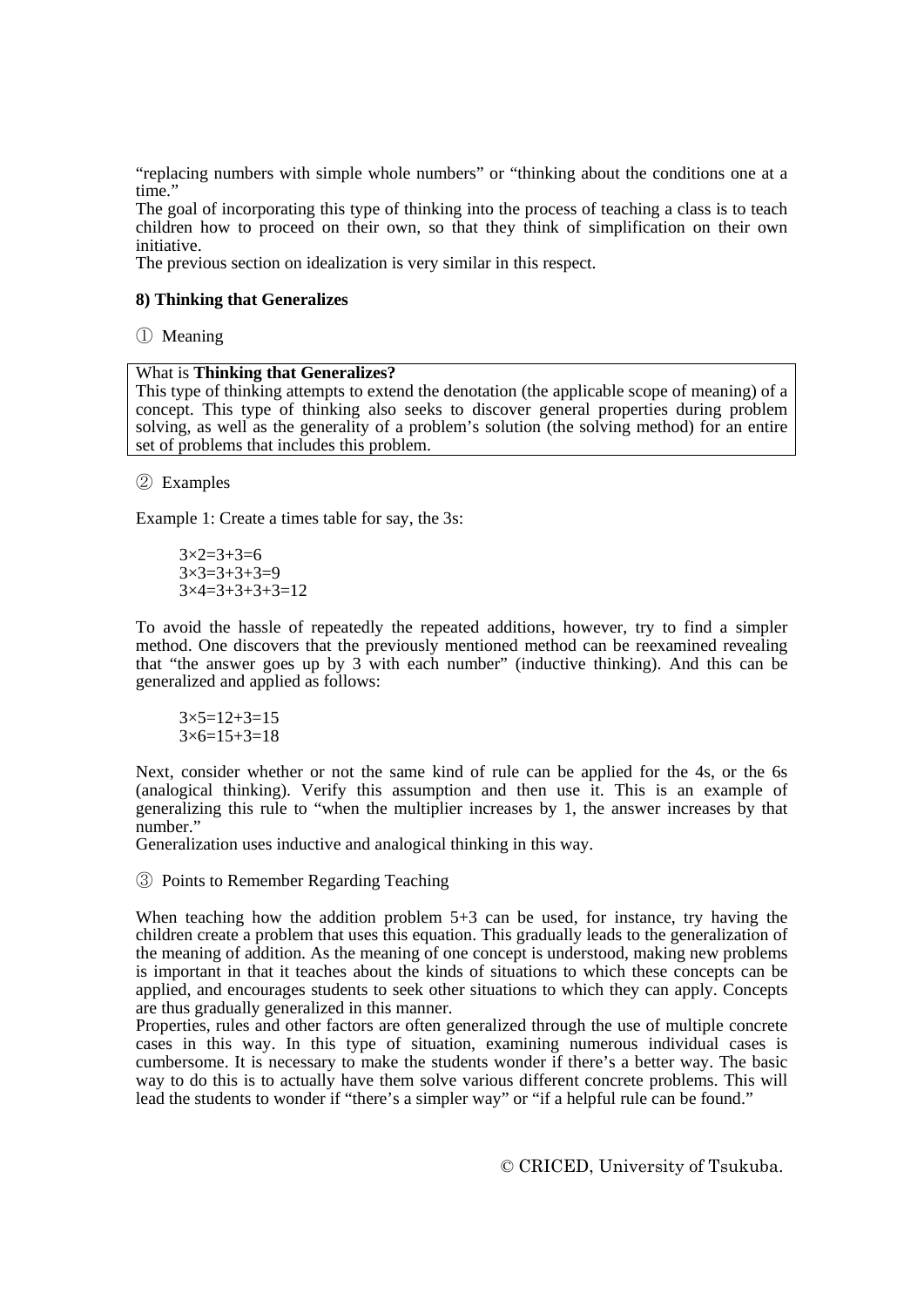"replacing numbers with simple whole numbers" or "thinking about the conditions one at a time."

The goal of incorporating this type of thinking into the process of teaching a class is to teach children how to proceed on their own, so that they think of simplification on their own initiative.

The previous section on idealization is very similar in this respect.

### 8) Thinking that Generalizes

① Meaning

> What is **Thinking that Generalizes?**
> This type of thinking attempts to extend the denotation (the applicable scope of meaning) of a concept. This type of thinking also seeks to discover general properties during problem solving, as well as the generality of a problem's solution (the solving method) for an entire set of problems that includes this problem.

② Examples

Example 1: Create a times table for say, the 3s:

$3\times2=3+3=6$
$3\times3=3+3+3=9$
$3\times4=3+3+3+3=12$

To avoid the hassle of repeatedly the repeated additions, however, try to find a simpler method. One discovers that the previously mentioned method can be reexamined revealing that "the answer goes up by 3 with each number" (inductive thinking). And this can be generalized and applied as follows:

$3\times5=12+3=15$
$3\times6=15+3=18$

Next, consider whether or not the same kind of rule can be applied for the 4s, or the 6s (analogical thinking). Verify this assumption and then use it. This is an example of generalizing this rule to "when the multiplier increases by 1, the answer increases by that number."

Generalization uses inductive and analogical thinking in this way.

③ Points to Remember Regarding Teaching

When teaching how the addition problem $5+3$ can be used, for instance, try having the children create a problem that uses this equation. This gradually leads to the generalization of the meaning of addition. As the meaning of one concept is understood, making new problems is important in that it teaches about the kinds of situations to which these concepts can be applied, and encourages students to seek other situations to which they can apply. Concepts are thus gradually generalized in this manner.

Properties, rules and other factors are often generalized through the use of multiple concrete cases in this way. In this type of situation, examining numerous individual cases is cumbersome. It is necessary to make the students wonder if there's a better way. The basic way to do this is to actually have them solve various different concrete problems. This will lead the students to wonder if "there's a simpler way" or "if a helpful rule can be found."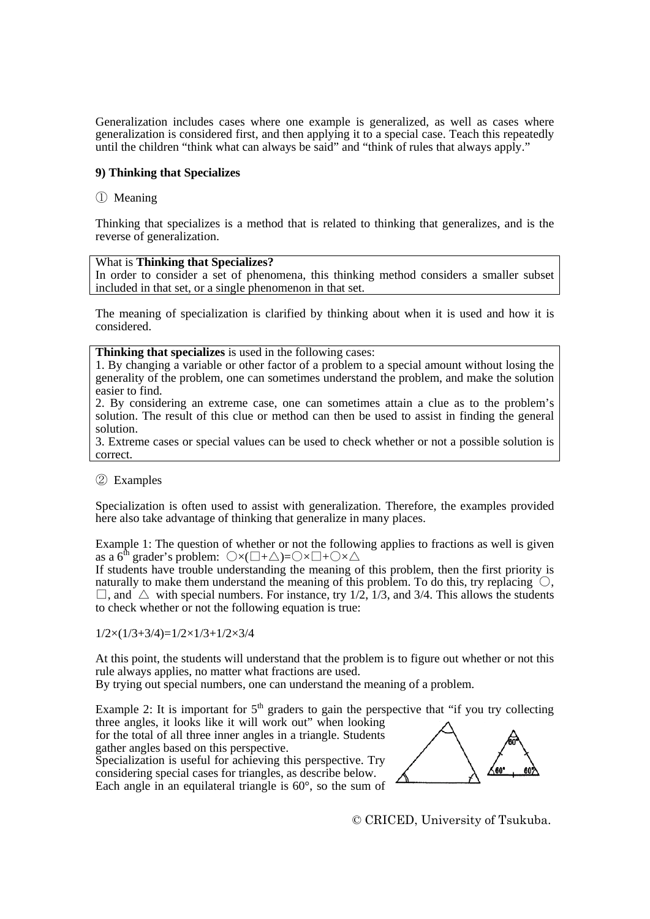Generalization includes cases where one example is generalized, as well as cases where generalization is considered first, and then applying it to a special case. Teach this repeatedly until the children "think what can always be said" and "think of rules that always apply."

**9) Thinking that Specializes**

① Meaning

Thinking that specializes is a method that is related to thinking that generalizes, and is the reverse of generalization.

> What is **Thinking that Specializes?**
> In order to consider a set of phenomena, this thinking method considers a smaller subset included in that set, or a single phenomenon in that set.

The meaning of specialization is clarified by thinking about when it is used and how it is considered.

> **Thinking that specializes** is used in the following cases:
> 1. By changing a variable or other factor of a problem to a special amount without losing the generality of the problem, one can sometimes understand the problem, and make the solution easier to find.
> 2. By considering an extreme case, one can sometimes attain a clue as to the problem's solution. The result of this clue or method can then be used to assist in finding the general solution.
> 3. Extreme cases or special values can be used to check whether or not a possible solution is correct.

② Examples

Specialization is often used to assist with generalization. Therefore, the examples provided here also take advantage of thinking that generalize in many places.

Example 1: The question of whether or not the following applies to fractions as well is given as a 6th grader's problem: ○×(□+△)=○×□+○×△

If students have trouble understanding the meaning of this problem, then the first priority is naturally to make them understand the meaning of this problem. To do this, try replacing ○, □, and △ with special numbers. For instance, try 1/2, 1/3, and 3/4. This allows the students to check whether or not the following equation is true:

$1/2 \times (1/3+3/4) = 1/2 \times 1/3 + 1/2 \times 3/4$

At this point, the students will understand that the problem is to figure out whether or not this rule always applies, no matter what fractions are used.

By trying out special numbers, one can understand the meaning of a problem.

Example 2: It is important for 5th graders to gain the perspective that "if you try collecting three angles, it looks like it will work out" when looking for the total of all three inner angles in a triangle. Students gather angles based on this perspective.

Specialization is useful for achieving this perspective. Try considering special cases for triangles, as describe below. Each angle in an equilateral triangle is 60°, so the sum of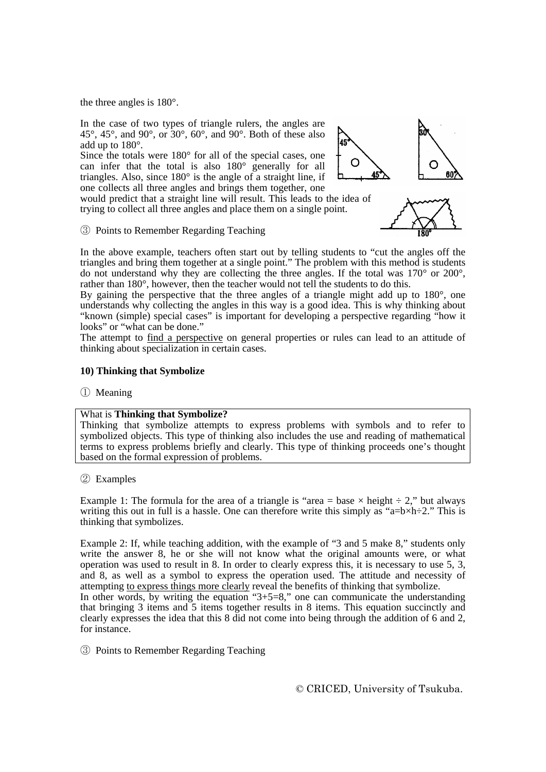the three angles is 180°.

In the case of two types of triangle rulers, the angles are 45°, 45°, and 90°, or 30°, 60°, and 90°. Both of these also add up to 180°.
Since the totals were 180° for all of the special cases, one can infer that the total is also 180° generally for all triangles. Also, since 180° is the angle of a straight line, if one collects all three angles and brings them together, one would predict that a straight line will result. This leads to the idea of trying to collect all three angles and place them on a single point.

③ Points to Remember Regarding Teaching

In the above example, teachers often start out by telling students to "cut the angles off the triangles and bring them together at a single point." The problem with this method is students do not understand why they are collecting the three angles. If the total was 170° or 200°, rather than 180°, however, then the teacher would not tell the students to do this.
By gaining the perspective that the three angles of a triangle might add up to 180°, one understands why collecting the angles in this way is a good idea. This is why thinking about "known (simple) special cases" is important for developing a perspective regarding "how it looks" or "what can be done."
The attempt to <u>find a perspective</u> on general properties or rules can lead to an attitude of thinking about specialization in certain cases.

### 10) Thinking that Symbolize

① Meaning

| What is **Thinking that Symbolize?** |
|---|
| Thinking that symbolize attempts to express problems with symbols and to refer to symbolized objects. This type of thinking also includes the use and reading of mathematical terms to express problems briefly and clearly. This type of thinking proceeds one's thought based on the formal expression of problems. |

② Examples

Example 1: The formula for the area of a triangle is "area = base × height ÷ 2," but always writing this out in full is a hassle. One can therefore write this simply as "a=b×h÷2." This is thinking that symbolizes.

Example 2: If, while teaching addition, with the example of "3 and 5 make 8," students only write the answer 8, he or she will not know what the original amounts were, or what operation was used to result in 8. In order to clearly express this, it is necessary to use 5, 3, and 8, as well as a symbol to express the operation used. The attitude and necessity of attempting <u>to express things more clearly</u> reveal the benefits of thinking that symbolize.
In other words, by writing the equation "3+5=8," one can communicate the understanding that bringing 3 items and 5 items together results in 8 items. This equation succinctly and clearly expresses the idea that this 8 did not come into being through the addition of 6 and 2, for instance.

③ Points to Remember Regarding Teaching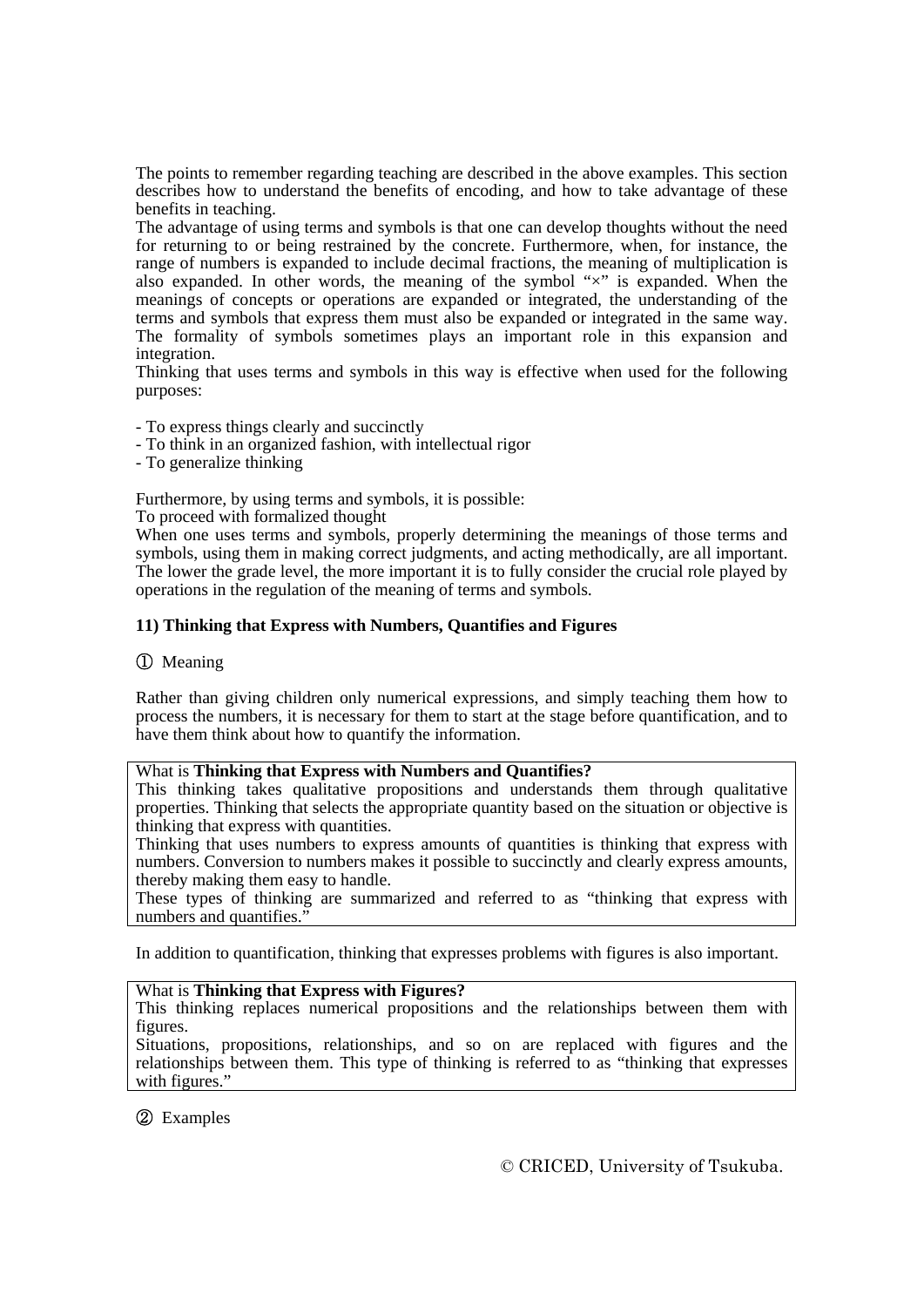The points to remember regarding teaching are described in the above examples. This section describes how to understand the benefits of encoding, and how to take advantage of these benefits in teaching.

The advantage of using terms and symbols is that one can develop thoughts without the need for returning to or being restrained by the concrete. Furthermore, when, for instance, the range of numbers is expanded to include decimal fractions, the meaning of multiplication is also expanded. In other words, the meaning of the symbol "×" is expanded. When the meanings of concepts or operations are expanded or integrated, the understanding of the terms and symbols that express them must also be expanded or integrated in the same way. The formality of symbols sometimes plays an important role in this expansion and integration.

Thinking that uses terms and symbols in this way is effective when used for the following purposes:

- To express things clearly and succinctly
- To think in an organized fashion, with intellectual rigor
- To generalize thinking

Furthermore, by using terms and symbols, it is possible:

To proceed with formalized thought

When one uses terms and symbols, properly determining the meanings of those terms and symbols, using them in making correct judgments, and acting methodically, are all important. The lower the grade level, the more important it is to fully consider the crucial role played by operations in the regulation of the meaning of terms and symbols.

### 11) Thinking that Express with Numbers, Quantifies and Figures

① Meaning

Rather than giving children only numerical expressions, and simply teaching them how to process the numbers, it is necessary for them to start at the stage before quantification, and to have them think about how to quantify the information.

What is **Thinking that Express with Numbers and Quantifies?**

This thinking takes qualitative propositions and understands them through qualitative properties. Thinking that selects the appropriate quantity based on the situation or objective is thinking that express with quantities.

Thinking that uses numbers to express amounts of quantities is thinking that express with numbers. Conversion to numbers makes it possible to succinctly and clearly express amounts, thereby making them easy to handle.

These types of thinking are summarized and referred to as "thinking that express with numbers and quantifies."

In addition to quantification, thinking that expresses problems with figures is also important.

What is **Thinking that Express with Figures?**

This thinking replaces numerical propositions and the relationships between them with figures.

Situations, propositions, relationships, and so on are replaced with figures and the relationships between them. This type of thinking is referred to as "thinking that expresses with figures."

② Examples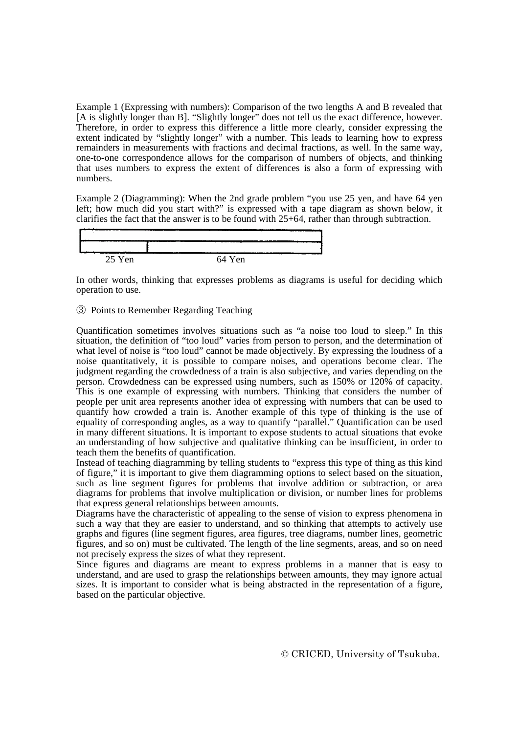Example 1 (Expressing with numbers): Comparison of the two lengths A and B revealed that [A is slightly longer than B]. "Slightly longer" does not tell us the exact difference, however. Therefore, in order to express this difference a little more clearly, consider expressing the extent indicated by "slightly longer" with a number. This leads to learning how to express remainders in measurements with fractions and decimal fractions, as well. In the same way, one-to-one correspondence allows for the comparison of numbers of objects, and thinking that uses numbers to express the extent of differences is also a form of expressing with numbers.

Example 2 (Diagramming): When the 2nd grade problem "you use 25 yen, and have 64 yen left; how much did you start with?" is expressed with a tape diagram as shown below, it clarifies the fact that the answer is to be found with 25+64, rather than through subtraction.

25 Yen 64 Yen

In other words, thinking that expresses problems as diagrams is useful for deciding which operation to use.

③ Points to Remember Regarding Teaching

Quantification sometimes involves situations such as "a noise too loud to sleep." In this situation, the definition of "too loud" varies from person to person, and the determination of what level of noise is "too loud" cannot be made objectively. By expressing the loudness of a noise quantitatively, it is possible to compare noises, and operations become clear. The judgment regarding the crowdedness of a train is also subjective, and varies depending on the person. Crowdedness can be expressed using numbers, such as 150% or 120% of capacity. This is one example of expressing with numbers. Thinking that considers the number of people per unit area represents another idea of expressing with numbers that can be used to quantify how crowded a train is. Another example of this type of thinking is the use of equality of corresponding angles, as a way to quantify "parallel." Quantification can be used in many different situations. It is important to expose students to actual situations that evoke an understanding of how subjective and qualitative thinking can be insufficient, in order to teach them the benefits of quantification.

Instead of teaching diagramming by telling students to "express this type of thing as this kind of figure," it is important to give them diagramming options to select based on the situation, such as line segment figures for problems that involve addition or subtraction, or area diagrams for problems that involve multiplication or division, or number lines for problems that express general relationships between amounts.

Diagrams have the characteristic of appealing to the sense of vision to express phenomena in such a way that they are easier to understand, and so thinking that attempts to actively use graphs and figures (line segment figures, area figures, tree diagrams, number lines, geometric figures, and so on) must be cultivated. The length of the line segments, areas, and so on need not precisely express the sizes of what they represent.

Since figures and diagrams are meant to express problems in a manner that is easy to understand, and are used to grasp the relationships between amounts, they may ignore actual sizes. It is important to consider what is being abstracted in the representation of a figure, based on the particular objective.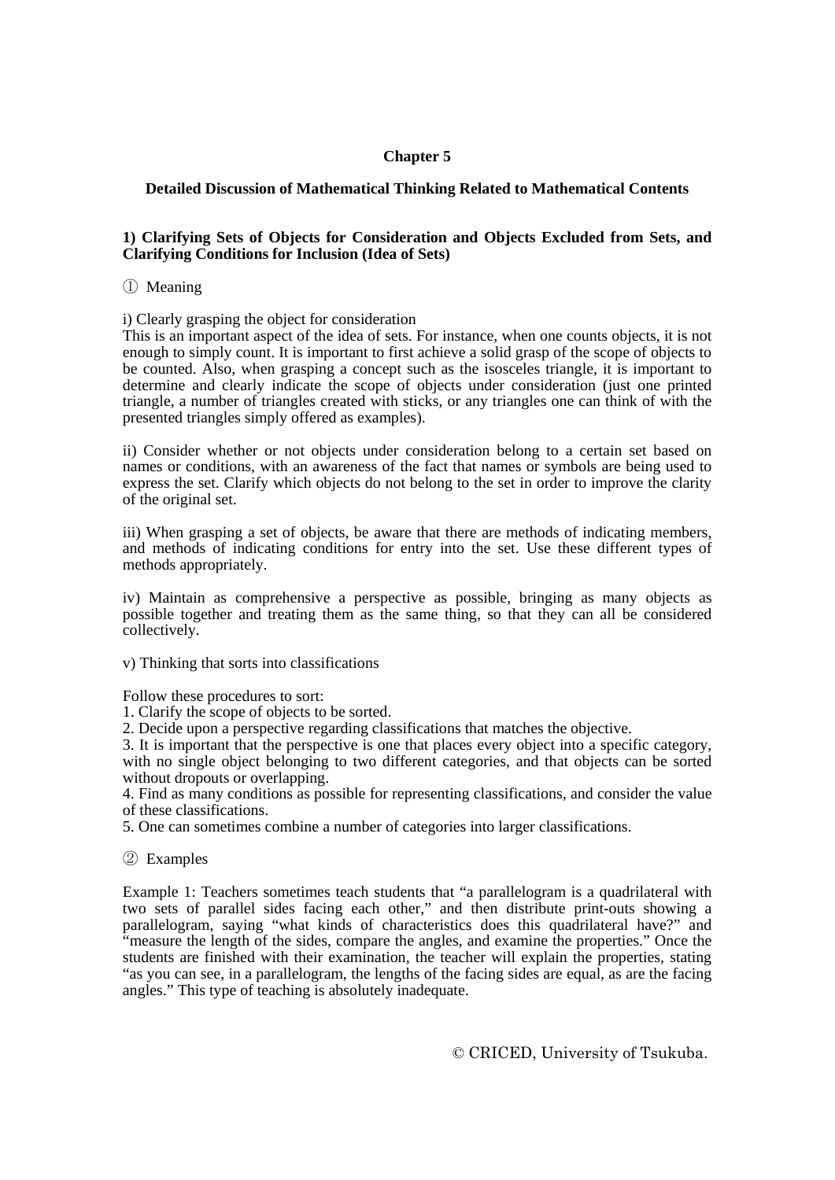# Chapter 5

## Detailed Discussion of Mathematical Thinking Related to Mathematical Contents

### 1) Clarifying Sets of Objects for Consideration and Objects Excluded from Sets, and Clarifying Conditions for Inclusion (Idea of Sets)

① Meaning

i) Clearly grasping the object for consideration

This is an important aspect of the idea of sets. For instance, when one counts objects, it is not enough to simply count. It is important to first achieve a solid grasp of the scope of objects to be counted. Also, when grasping a concept such as the isosceles triangle, it is important to determine and clearly indicate the scope of objects under consideration (just one printed triangle, a number of triangles created with sticks, or any triangles one can think of with the presented triangles simply offered as examples).

ii) Consider whether or not objects under consideration belong to a certain set based on names or conditions, with an awareness of the fact that names or symbols are being used to express the set. Clarify which objects do not belong to the set in order to improve the clarity of the original set.

iii) When grasping a set of objects, be aware that there are methods of indicating members, and methods of indicating conditions for entry into the set. Use these different types of methods appropriately.

iv) Maintain as comprehensive a perspective as possible, bringing as many objects as possible together and treating them as the same thing, so that they can all be considered collectively.

v) Thinking that sorts into classifications

Follow these procedures to sort:

1. Clarify the scope of objects to be sorted.
2. Decide upon a perspective regarding classifications that matches the objective.
3. It is important that the perspective is one that places every object into a specific category, with no single object belonging to two different categories, and that objects can be sorted without dropouts or overlapping.
4. Find as many conditions as possible for representing classifications, and consider the value of these classifications.
5. One can sometimes combine a number of categories into larger classifications.

② Examples

Example 1: Teachers sometimes teach students that "a parallelogram is a quadrilateral with two sets of parallel sides facing each other," and then distribute print-outs showing a parallelogram, saying "what kinds of characteristics does this quadrilateral have?" and "measure the length of the sides, compare the angles, and examine the properties." Once the students are finished with their examination, the teacher will explain the properties, stating "as you can see, in a parallelogram, the lengths of the facing sides are equal, as are the facing angles." This type of teaching is absolutely inadequate.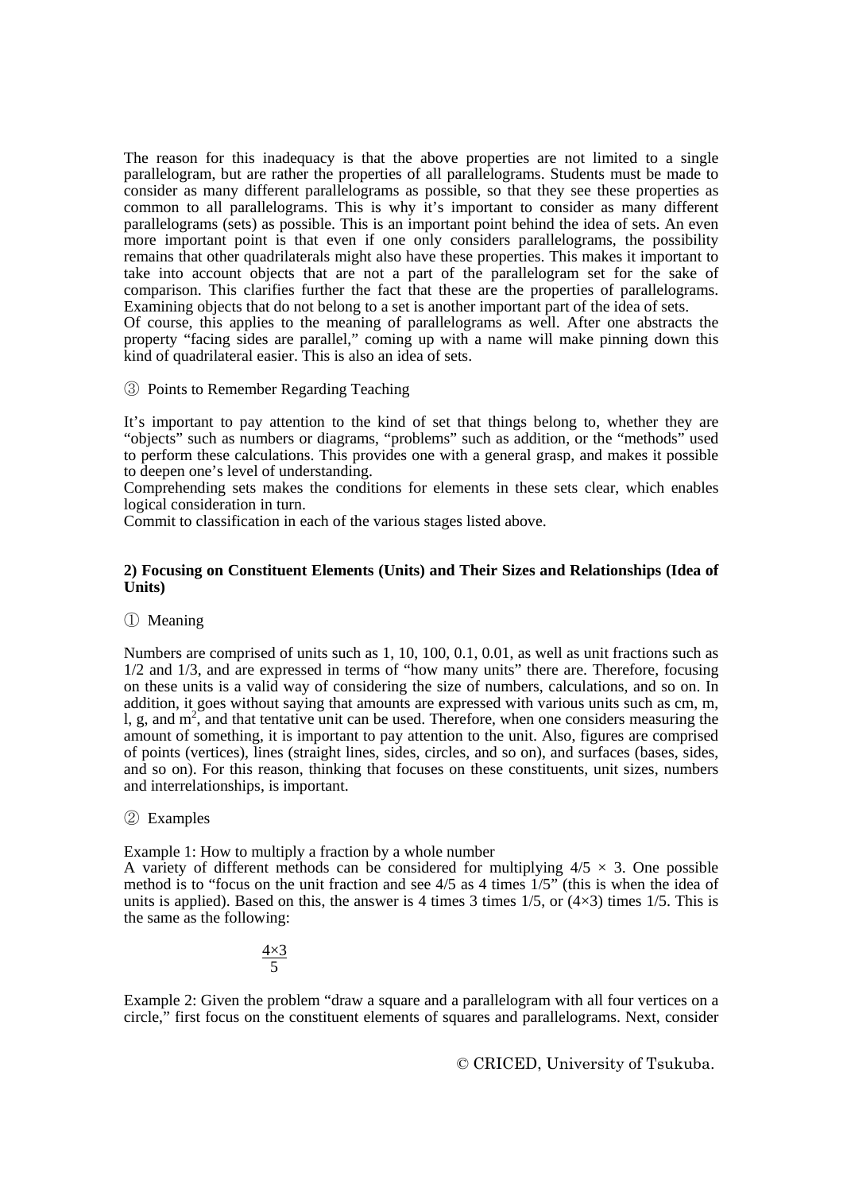The reason for this inadequacy is that the above properties are not limited to a single parallelogram, but are rather the properties of all parallelograms. Students must be made to consider as many different parallelograms as possible, so that they see these properties as common to all parallelograms. This is why it's important to consider as many different parallelograms (sets) as possible. This is an important point behind the idea of sets. An even more important point is that even if one only considers parallelograms, the possibility remains that other quadrilaterals might also have these properties. This makes it important to take into account objects that are not a part of the parallelogram set for the sake of comparison. This clarifies further the fact that these are the properties of parallelograms. Examining objects that do not belong to a set is another important part of the idea of sets.
Of course, this applies to the meaning of parallelograms as well. After one abstracts the property "facing sides are parallel," coming up with a name will make pinning down this kind of quadrilateral easier. This is also an idea of sets.

③ Points to Remember Regarding Teaching

It's important to pay attention to the kind of set that things belong to, whether they are "objects" such as numbers or diagrams, "problems" such as addition, or the "methods" used to perform these calculations. This provides one with a general grasp, and makes it possible to deepen one's level of understanding.
Comprehending sets makes the conditions for elements in these sets clear, which enables logical consideration in turn.
Commit to classification in each of the various stages listed above.

**2) Focusing on Constituent Elements (Units) and Their Sizes and Relationships (Idea of Units)**

① Meaning

Numbers are comprised of units such as 1, 10, 100, 0.1, 0.01, as well as unit fractions such as 1/2 and 1/3, and are expressed in terms of "how many units" there are. Therefore, focusing on these units is a valid way of considering the size of numbers, calculations, and so on. In addition, it goes without saying that amounts are expressed with various units such as cm, m, l, g, and $m^2$, and that tentative unit can be used. Therefore, when one considers measuring the amount of something, it is important to pay attention to the unit. Also, figures are comprised of points (vertices), lines (straight lines, sides, circles, and so on), and surfaces (bases, sides, and so on). For this reason, thinking that focuses on these constituents, unit sizes, numbers and interrelationships, is important.

② Examples

Example 1: How to multiply a fraction by a whole number
A variety of different methods can be considered for multiplying $4/5 \times 3$. One possible method is to "focus on the unit fraction and see 4/5 as 4 times 1/5" (this is when the idea of units is applied). Based on this, the answer is 4 times 3 times 1/5, or $(4\times3)$ times 1/5. This is the same as the following:

$$\frac{4\times3}{5}$$

Example 2: Given the problem "draw a square and a parallelogram with all four vertices on a circle," first focus on the constituent elements of squares and parallelograms. Next, consider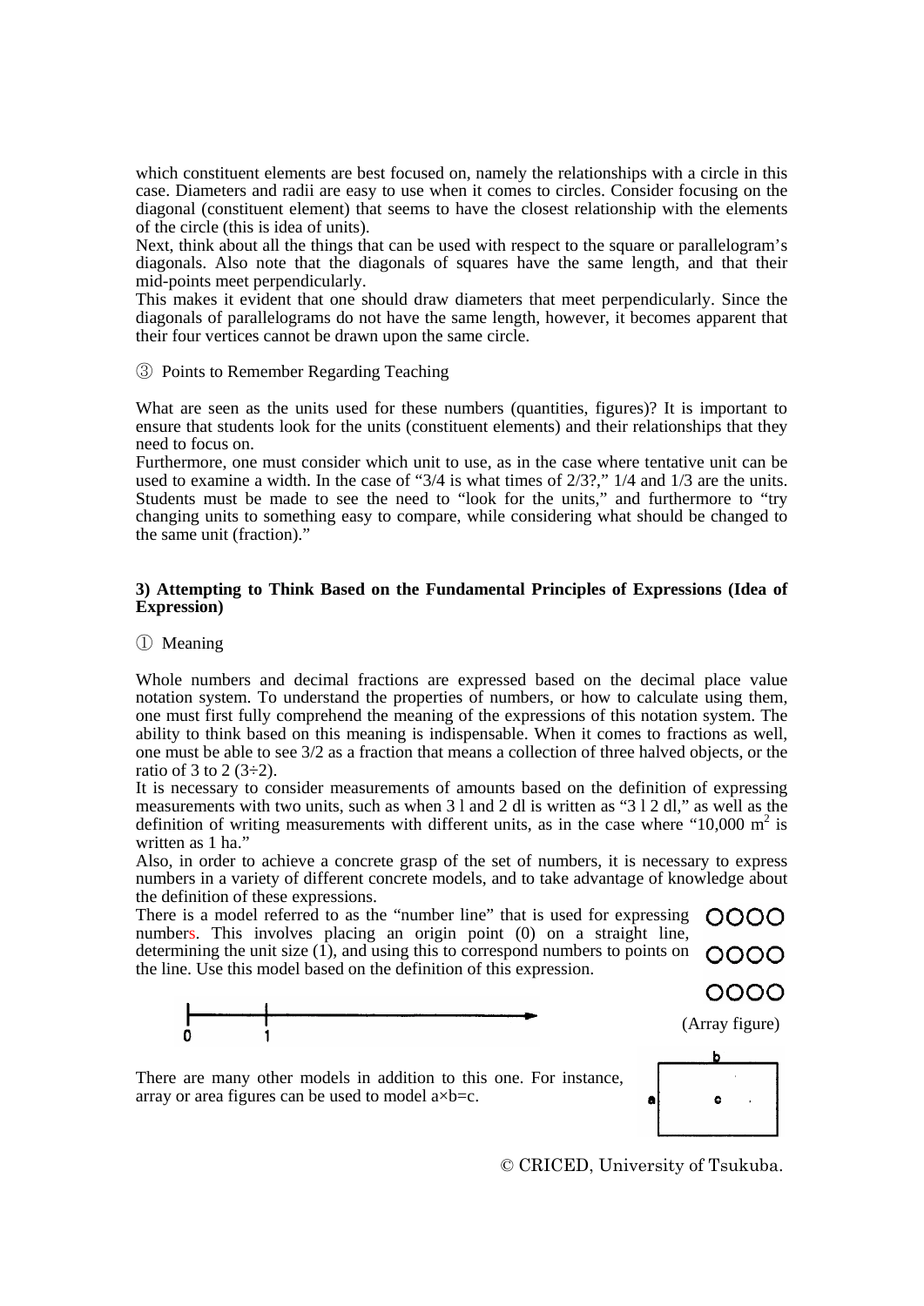which constituent elements are best focused on, namely the relationships with a circle in this case. Diameters and radii are easy to use when it comes to circles. Consider focusing on the diagonal (constituent element) that seems to have the closest relationship with the elements of the circle (this is idea of units).

Next, think about all the things that can be used with respect to the square or parallelogram's diagonals. Also note that the diagonals of squares have the same length, and that their mid-points meet perpendicularly.

This makes it evident that one should draw diameters that meet perpendicularly. Since the diagonals of parallelograms do not have the same length, however, it becomes apparent that their four vertices cannot be drawn upon the same circle.

③ Points to Remember Regarding Teaching

What are seen as the units used for these numbers (quantities, figures)? It is important to ensure that students look for the units (constituent elements) and their relationships that they need to focus on.

Furthermore, one must consider which unit to use, as in the case where tentative unit can be used to examine a width. In the case of "3/4 is what times of 2/3?," 1/4 and 1/3 are the units. Students must be made to see the need to "look for the units," and furthermore to "try changing units to something easy to compare, while considering what should be changed to the same unit (fraction)."

### 3) Attempting to Think Based on the Fundamental Principles of Expressions (Idea of Expression)

① Meaning

Whole numbers and decimal fractions are expressed based on the decimal place value notation system. To understand the properties of numbers, or how to calculate using them, one must first fully comprehend the meaning of the expressions of this notation system. The ability to think based on this meaning is indispensable. When it comes to fractions as well, one must be able to see 3/2 as a fraction that means a collection of three halved objects, or the ratio of 3 to 2 (3÷2).

It is necessary to consider measurements of amounts based on the definition of expressing measurements with two units, such as when 3 l and 2 dl is written as "3 l 2 dl," as well as the definition of writing measurements with different units, as in the case where "10,000 $m^2$ is written as 1 ha."

Also, in order to achieve a concrete grasp of the set of numbers, it is necessary to express numbers in a variety of different concrete models, and to take advantage of knowledge about the definition of these expressions.

There is a model referred to as the "number line" that is used for expressing numbers. This involves placing an origin point (0) on a straight line, determining the unit size (1), and using this to correspond numbers to points on the line. Use this model based on the definition of this expression.

(Array figure)

There are many other models in addition to this one. For instance, array or area figures can be used to model a×b=c.

© CRICED, University of Tsukuba.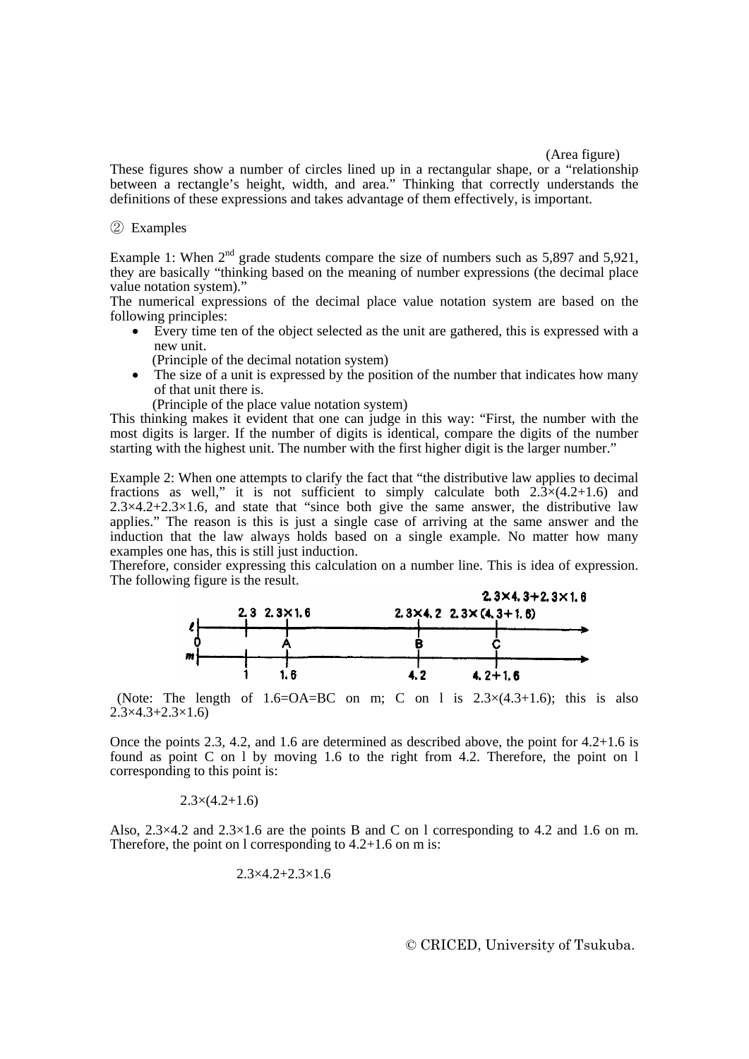(Area figure)

These figures show a number of circles lined up in a rectangular shape, or a "relationship between a rectangle's height, width, and area." Thinking that correctly understands the definitions of these expressions and takes advantage of them effectively, is important.

② Examples

Example 1: When 2nd grade students compare the size of numbers such as 5,897 and 5,921, they are basically "thinking based on the meaning of number expressions (the decimal place value notation system)."

The numerical expressions of the decimal place value notation system are based on the following principles:

- Every time ten of the object selected as the unit are gathered, this is expressed with a new unit.
  (Principle of the decimal notation system)
- The size of a unit is expressed by the position of the number that indicates how many of that unit there is.
  (Principle of the place value notation system)

This thinking makes it evident that one can judge in this way: "First, the number with the most digits is larger. If the number of digits is identical, compare the digits of the number starting with the highest unit. The number with the first higher digit is the larger number."

Example 2: When one attempts to clarify the fact that "the distributive law applies to decimal fractions as well," it is not sufficient to simply calculate both $2.3\times(4.2+1.6)$ and $2.3\times4.2+2.3\times1.6$, and state that "since both give the same answer, the distributive law applies." The reason is this is just a single case of arriving at the same answer and the induction that the law always holds based on a single example. No matter how many examples one has, this is still just induction.

Therefore, consider expressing this calculation on a number line. This is idea of expression. The following figure is the result.

(Note: The length of 1.6=OA=BC on m; C on l is $2.3\times(4.3+1.6)$; this is also $2.3\times4.3+2.3\times1.6$)

Once the points 2.3, 4.2, and 1.6 are determined as described above, the point for 4.2+1.6 is found as point C on l by moving 1.6 to the right from 4.2. Therefore, the point on l corresponding to this point is:

$$2.3\times(4.2+1.6)$$

Also, $2.3\times4.2$ and $2.3\times1.6$ are the points B and C on l corresponding to 4.2 and 1.6 on m. Therefore, the point on l corresponding to 4.2+1.6 on m is:

$$2.3\times4.2+2.3\times1.6$$

© CRICED, University of Tsukuba.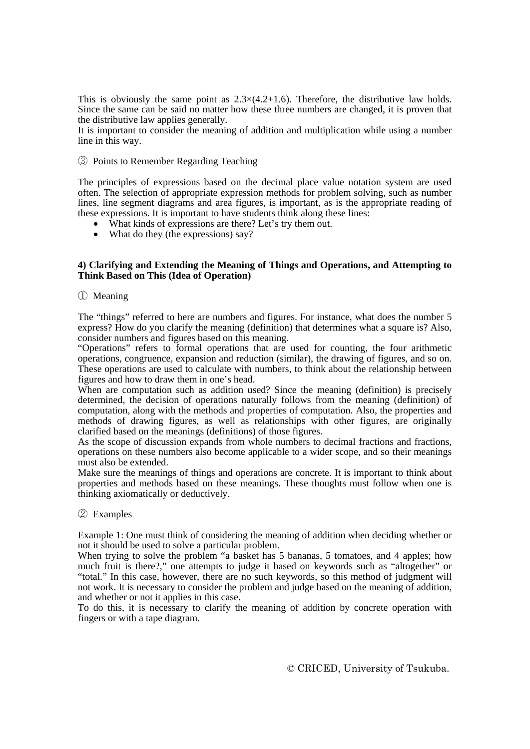This is obviously the same point as $2.3\times(4.2+1.6)$. Therefore, the distributive law holds. Since the same can be said no matter how these three numbers are changed, it is proven that the distributive law applies generally.
It is important to consider the meaning of addition and multiplication while using a number line in this way.

③ Points to Remember Regarding Teaching

The principles of expressions based on the decimal place value notation system are used often. The selection of appropriate expression methods for problem solving, such as number lines, line segment diagrams and area figures, is important, as is the appropriate reading of these expressions. It is important to have students think along these lines:

- What kinds of expressions are there? Let's try them out.
- What do they (the expressions) say?

**4) Clarifying and Extending the Meaning of Things and Operations, and Attempting to Think Based on This (Idea of Operation)**

① Meaning

The "things" referred to here are numbers and figures. For instance, what does the number 5 express? How do you clarify the meaning (definition) that determines what a square is? Also, consider numbers and figures based on this meaning.
"Operations" refers to formal operations that are used for counting, the four arithmetic operations, congruence, expansion and reduction (similar), the drawing of figures, and so on. These operations are used to calculate with numbers, to think about the relationship between figures and how to draw them in one's head.
When are computation such as addition used? Since the meaning (definition) is precisely determined, the decision of operations naturally follows from the meaning (definition) of computation, along with the methods and properties of computation. Also, the properties and methods of drawing figures, as well as relationships with other figures, are originally clarified based on the meanings (definitions) of those figures.
As the scope of discussion expands from whole numbers to decimal fractions and fractions, operations on these numbers also become applicable to a wider scope, and so their meanings must also be extended.
Make sure the meanings of things and operations are concrete. It is important to think about properties and methods based on these meanings. These thoughts must follow when one is thinking axiomatically or deductively.

② Examples

Example 1: One must think of considering the meaning of addition when deciding whether or not it should be used to solve a particular problem.
When trying to solve the problem "a basket has 5 bananas, 5 tomatoes, and 4 apples; how much fruit is there?," one attempts to judge it based on keywords such as "altogether" or "total." In this case, however, there are no such keywords, so this method of judgment will not work. It is necessary to consider the problem and judge based on the meaning of addition, and whether or not it applies in this case.
To do this, it is necessary to clarify the meaning of addition by concrete operation with fingers or with a tape diagram.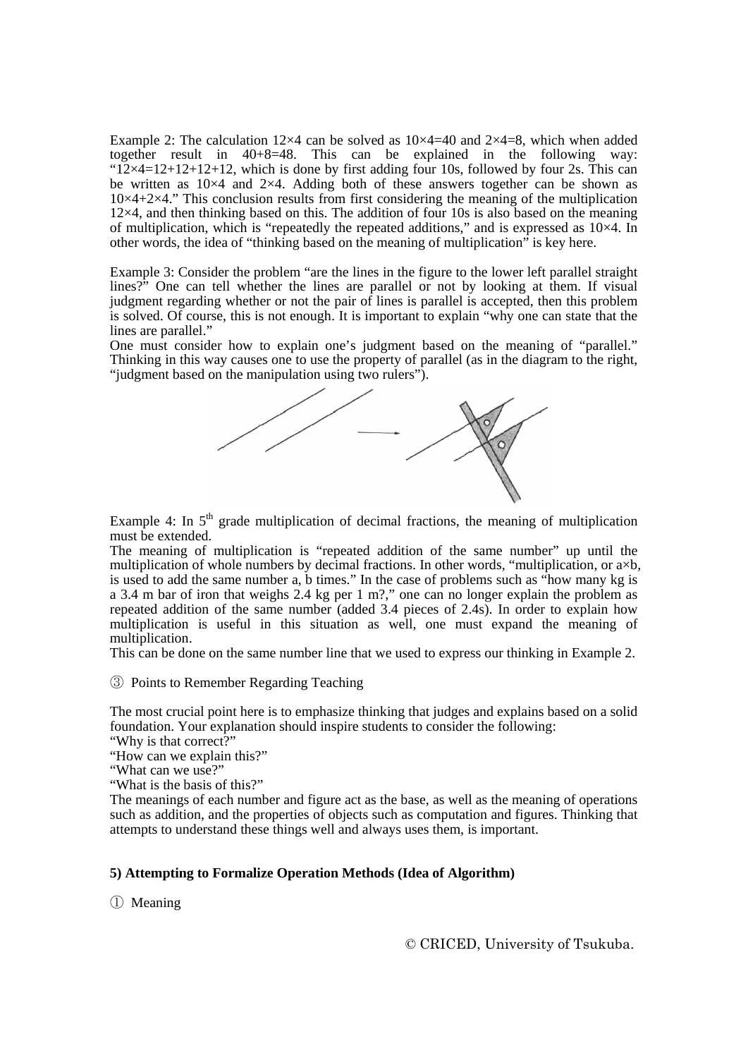Example 2: The calculation 12×4 can be solved as 10×4=40 and 2×4=8, which when added together result in 40+8=48. This can be explained in the following way: "12×4=12+12+12+12, which is done by first adding four 10s, followed by four 2s. This can be written as 10×4 and 2×4. Adding both of these answers together can be shown as 10×4+2×4." This conclusion results from first considering the meaning of the multiplication 12×4, and then thinking based on this. The addition of four 10s is also based on the meaning of multiplication, which is "repeatedly the repeated additions," and is expressed as 10×4. In other words, the idea of "thinking based on the meaning of multiplication" is key here.

Example 3: Consider the problem "are the lines in the figure to the lower left parallel straight lines?" One can tell whether the lines are parallel or not by looking at them. If visual judgment regarding whether or not the pair of lines is parallel is accepted, then this problem is solved. Of course, this is not enough. It is important to explain "why one can state that the lines are parallel."

One must consider how to explain one's judgment based on the meaning of "parallel." Thinking in this way causes one to use the property of parallel (as in the diagram to the right, "judgment based on the manipulation using two rulers").

Example 4: In 5th grade multiplication of decimal fractions, the meaning of multiplication must be extended.

The meaning of multiplication is "repeated addition of the same number" up until the multiplication of whole numbers by decimal fractions. In other words, "multiplication, or a×b, is used to add the same number a, b times." In the case of problems such as "how many kg is a 3.4 m bar of iron that weighs 2.4 kg per 1 m?," one can no longer explain the problem as repeated addition of the same number (added 3.4 pieces of 2.4s). In order to explain how multiplication is useful in this situation as well, one must expand the meaning of multiplication.

This can be done on the same number line that we used to express our thinking in Example 2.

③ Points to Remember Regarding Teaching

The most crucial point here is to emphasize thinking that judges and explains based on a solid foundation. Your explanation should inspire students to consider the following:

"Why is that correct?"

"How can we explain this?"

"What can we use?"

"What is the basis of this?"

The meanings of each number and figure act as the base, as well as the meaning of operations such as addition, and the properties of objects such as computation and figures. Thinking that attempts to understand these things well and always uses them, is important.

**5) Attempting to Formalize Operation Methods (Idea of Algorithm)**

① Meaning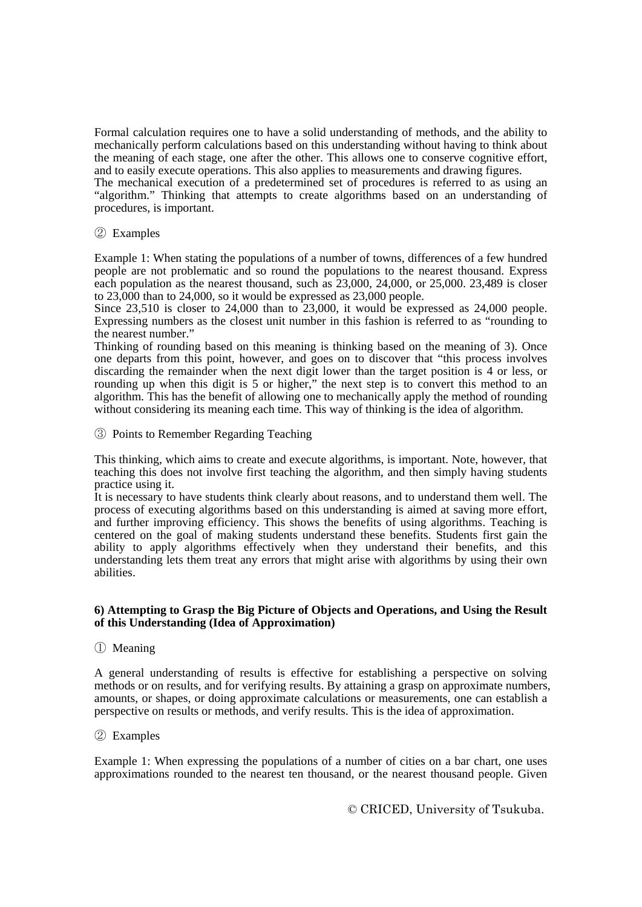Formal calculation requires one to have a solid understanding of methods, and the ability to mechanically perform calculations based on this understanding without having to think about the meaning of each stage, one after the other. This allows one to conserve cognitive effort, and to easily execute operations. This also applies to measurements and drawing figures.
The mechanical execution of a predetermined set of procedures is referred to as using an "algorithm." Thinking that attempts to create algorithms based on an understanding of procedures, is important.

② Examples

Example 1: When stating the populations of a number of towns, differences of a few hundred people are not problematic and so round the populations to the nearest thousand. Express each population as the nearest thousand, such as 23,000, 24,000, or 25,000. 23,489 is closer to 23,000 than to 24,000, so it would be expressed as 23,000 people.
Since 23,510 is closer to 24,000 than to 23,000, it would be expressed as 24,000 people. Expressing numbers as the closest unit number in this fashion is referred to as "rounding to the nearest number."
Thinking of rounding based on this meaning is thinking based on the meaning of 3). Once one departs from this point, however, and goes on to discover that "this process involves discarding the remainder when the next digit lower than the target position is 4 or less, or rounding up when this digit is 5 or higher," the next step is to convert this method to an algorithm. This has the benefit of allowing one to mechanically apply the method of rounding without considering its meaning each time. This way of thinking is the idea of algorithm.

③ Points to Remember Regarding Teaching

This thinking, which aims to create and execute algorithms, is important. Note, however, that teaching this does not involve first teaching the algorithm, and then simply having students practice using it.
It is necessary to have students think clearly about reasons, and to understand them well. The process of executing algorithms based on this understanding is aimed at saving more effort, and further improving efficiency. This shows the benefits of using algorithms. Teaching is centered on the goal of making students understand these benefits. Students first gain the ability to apply algorithms effectively when they understand their benefits, and this understanding lets them treat any errors that might arise with algorithms by using their own abilities.

**6) Attempting to Grasp the Big Picture of Objects and Operations, and Using the Result of this Understanding (Idea of Approximation)**

① Meaning

A general understanding of results is effective for establishing a perspective on solving methods or on results, and for verifying results. By attaining a grasp on approximate numbers, amounts, or shapes, or doing approximate calculations or measurements, one can establish a perspective on results or methods, and verify results. This is the idea of approximation.

② Examples

Example 1: When expressing the populations of a number of cities on a bar chart, one uses approximations rounded to the nearest ten thousand, or the nearest thousand people. Given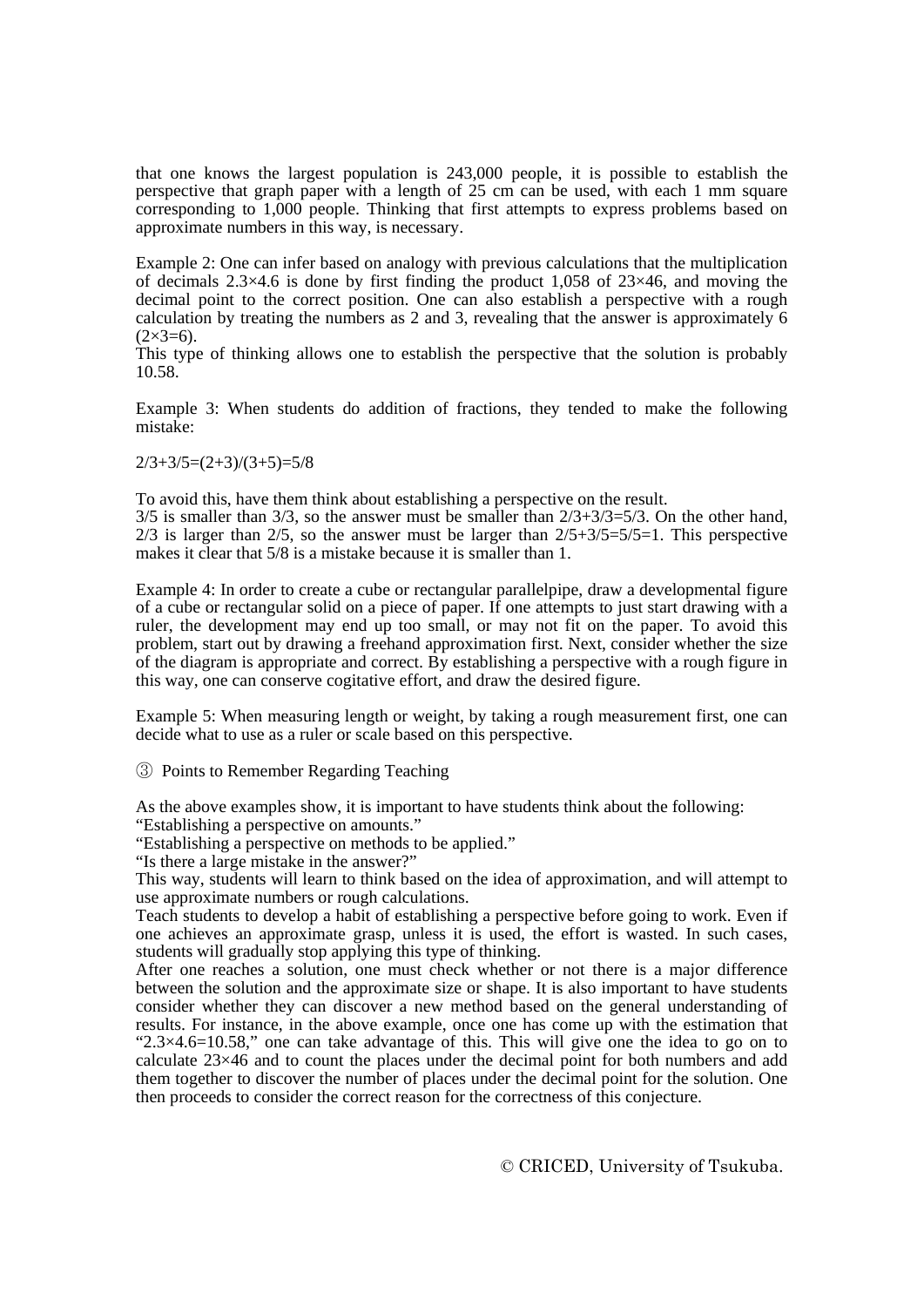that one knows the largest population is 243,000 people, it is possible to establish the perspective that graph paper with a length of 25 cm can be used, with each 1 mm square corresponding to 1,000 people. Thinking that first attempts to express problems based on approximate numbers in this way, is necessary.

Example 2: One can infer based on analogy with previous calculations that the multiplication of decimals $2.3\times4.6$ is done by first finding the product 1,058 of $23\times46$, and moving the decimal point to the correct position. One can also establish a perspective with a rough calculation by treating the numbers as 2 and 3, revealing that the answer is approximately 6 ($2\times3=6$).
This type of thinking allows one to establish the perspective that the solution is probably 10.58.

Example 3: When students do addition of fractions, they tended to make the following mistake:

$2/3+3/5=(2+3)/(3+5)=5/8$

To avoid this, have them think about establishing a perspective on the result.
$3/5$ is smaller than $3/3$, so the answer must be smaller than $2/3+3/3=5/3$. On the other hand, $2/3$ is larger than $2/5$, so the answer must be larger than $2/5+3/5=5/5=1$. This perspective makes it clear that $5/8$ is a mistake because it is smaller than 1.

Example 4: In order to create a cube or rectangular parallelpipe, draw a developmental figure of a cube or rectangular solid on a piece of paper. If one attempts to just start drawing with a ruler, the development may end up too small, or may not fit on the paper. To avoid this problem, start out by drawing a freehand approximation first. Next, consider whether the size of the diagram is appropriate and correct. By establishing a perspective with a rough figure in this way, one can conserve cogitative effort, and draw the desired figure.

Example 5: When measuring length or weight, by taking a rough measurement first, one can decide what to use as a ruler or scale based on this perspective.

③ Points to Remember Regarding Teaching

As the above examples show, it is important to have students think about the following:
"Establishing a perspective on amounts."
"Establishing a perspective on methods to be applied."
"Is there a large mistake in the answer?"
This way, students will learn to think based on the idea of approximation, and will attempt to use approximate numbers or rough calculations.
Teach students to develop a habit of establishing a perspective before going to work. Even if one achieves an approximate grasp, unless it is used, the effort is wasted. In such cases, students will gradually stop applying this type of thinking.
After one reaches a solution, one must check whether or not there is a major difference between the solution and the approximate size or shape. It is also important to have students consider whether they can discover a new method based on the general understanding of results. For instance, in the above example, once one has come up with the estimation that "$2.3\times4.6=10.58$," one can take advantage of this. This will give one the idea to go on to calculate $23\times46$ and to count the places under the decimal point for both numbers and add them together to discover the number of places under the decimal point for the solution. One then proceeds to consider the correct reason for the correctness of this conjecture.

© CRICED, University of Tsukuba.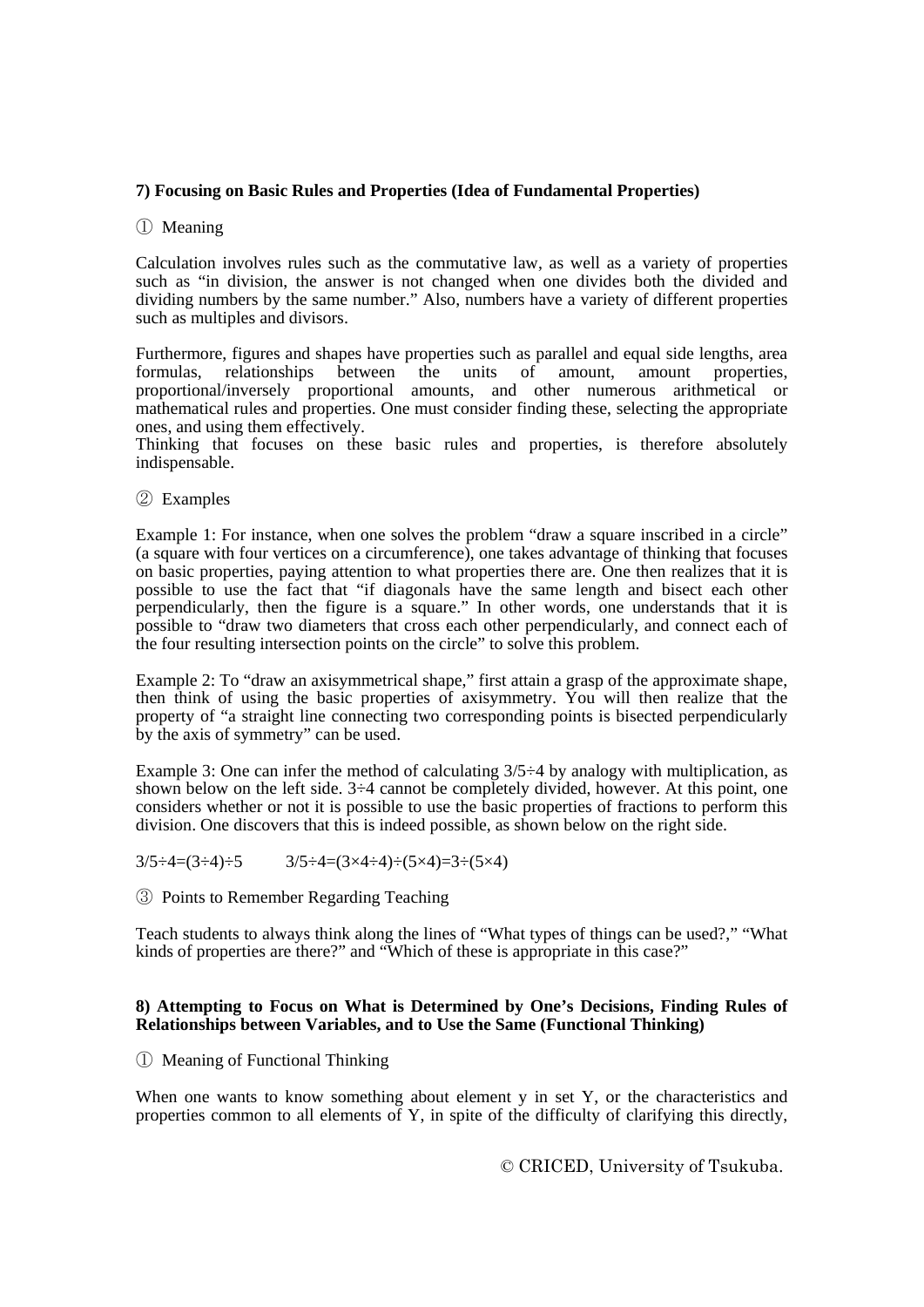**7) Focusing on Basic Rules and Properties (Idea of Fundamental Properties)**

① Meaning

Calculation involves rules such as the commutative law, as well as a variety of properties such as "in division, the answer is not changed when one divides both the divided and dividing numbers by the same number." Also, numbers have a variety of different properties such as multiples and divisors.

Furthermore, figures and shapes have properties such as parallel and equal side lengths, area formulas, relationships between the units of amount, amount properties, proportional/inversely proportional amounts, and other numerous arithmetical or mathematical rules and properties. One must consider finding these, selecting the appropriate ones, and using them effectively.
Thinking that focuses on these basic rules and properties, is therefore absolutely indispensable.

② Examples

Example 1: For instance, when one solves the problem "draw a square inscribed in a circle" (a square with four vertices on a circumference), one takes advantage of thinking that focuses on basic properties, paying attention to what properties there are. One then realizes that it is possible to use the fact that "if diagonals have the same length and bisect each other perpendicularly, then the figure is a square." In other words, one understands that it is possible to "draw two diameters that cross each other perpendicularly, and connect each of the four resulting intersection points on the circle" to solve this problem.

Example 2: To "draw an axisymmetrical shape," first attain a grasp of the approximate shape, then think of using the basic properties of axisymmetry. You will then realize that the property of "a straight line connecting two corresponding points is bisected perpendicularly by the axis of symmetry" can be used.

Example 3: One can infer the method of calculating $3/5 \div 4$ by analogy with multiplication, as shown below on the left side. $3 \div 4$ cannot be completely divided, however. At this point, one considers whether or not it is possible to use the basic properties of fractions to perform this division. One discovers that this is indeed possible, as shown below on the right side.

$3/5 \div 4 = (3 \div 4) \div 5$ $\qquad$ $3/5 \div 4 = (3 \times 4 \div 4) \div (5 \times 4) = 3 \div (5 \times 4)$

③ Points to Remember Regarding Teaching

Teach students to always think along the lines of "What types of things can be used?," "What kinds of properties are there?" and "Which of these is appropriate in this case?"

**8) Attempting to Focus on What is Determined by One's Decisions, Finding Rules of Relationships between Variables, and to Use the Same (Functional Thinking)**

① Meaning of Functional Thinking

When one wants to know something about element y in set Y, or the characteristics and properties common to all elements of Y, in spite of the difficulty of clarifying this directly,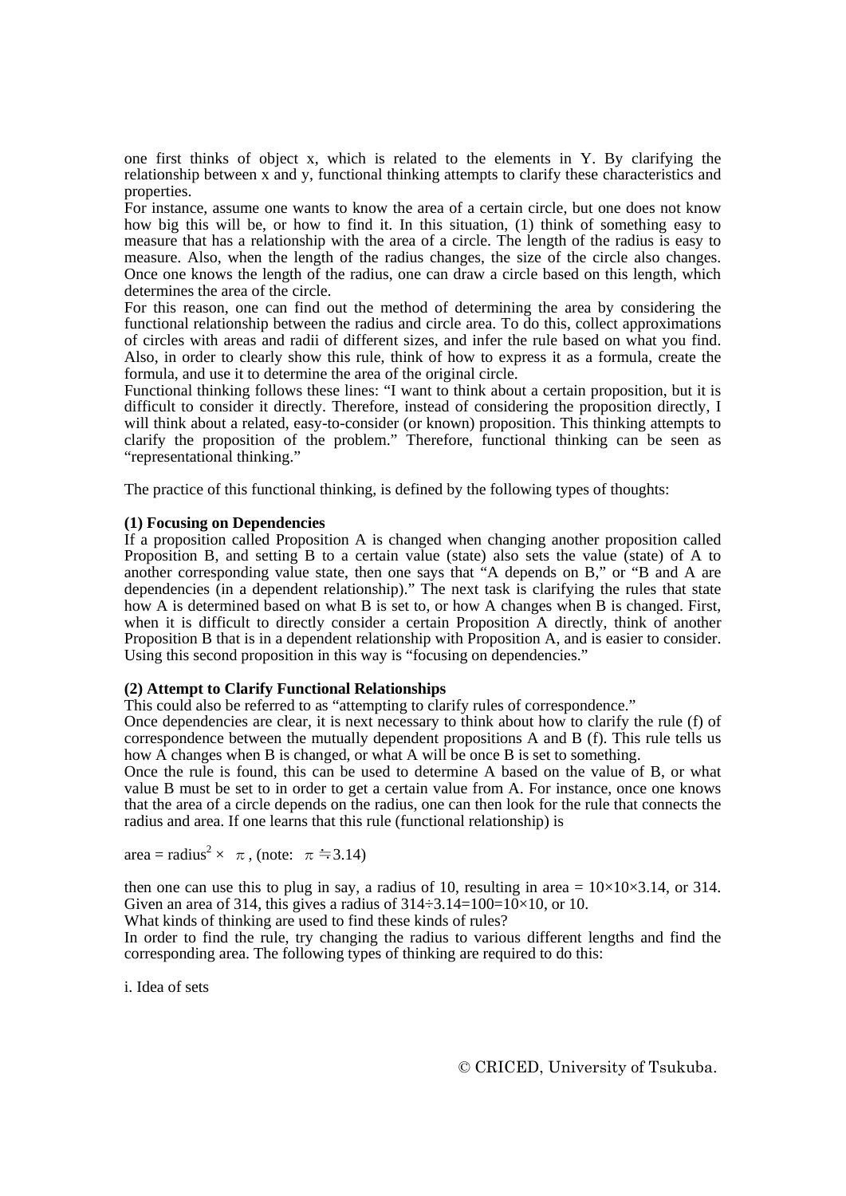one first thinks of object x, which is related to the elements in Y. By clarifying the relationship between x and y, functional thinking attempts to clarify these characteristics and properties.

For instance, assume one wants to know the area of a certain circle, but one does not know how big this will be, or how to find it. In this situation, (1) think of something easy to measure that has a relationship with the area of a circle. The length of the radius is easy to measure. Also, when the length of the radius changes, the size of the circle also changes. Once one knows the length of the radius, one can draw a circle based on this length, which determines the area of the circle.

For this reason, one can find out the method of determining the area by considering the functional relationship between the radius and circle area. To do this, collect approximations of circles with areas and radii of different sizes, and infer the rule based on what you find. Also, in order to clearly show this rule, think of how to express it as a formula, create the formula, and use it to determine the area of the original circle.

Functional thinking follows these lines: "I want to think about a certain proposition, but it is difficult to consider it directly. Therefore, instead of considering the proposition directly, I will think about a related, easy-to-consider (or known) proposition. This thinking attempts to clarify the proposition of the problem." Therefore, functional thinking can be seen as "representational thinking."

The practice of this functional thinking, is defined by the following types of thoughts:

**(1) Focusing on Dependencies**

If a proposition called Proposition A is changed when changing another proposition called Proposition B, and setting B to a certain value (state) also sets the value (state) of A to another corresponding value state, then one says that "A depends on B," or "B and A are dependencies (in a dependent relationship)." The next task is clarifying the rules that state how A is determined based on what B is set to, or how A changes when B is changed. First, when it is difficult to directly consider a certain Proposition A directly, think of another Proposition B that is in a dependent relationship with Proposition A, and is easier to consider. Using this second proposition in this way is "focusing on dependencies."

**(2) Attempt to Clarify Functional Relationships**

This could also be referred to as "attempting to clarify rules of correspondence."

Once dependencies are clear, it is next necessary to think about how to clarify the rule (f) of correspondence between the mutually dependent propositions A and B (f). This rule tells us how A changes when B is changed, or what A will be once B is set to something.

Once the rule is found, this can be used to determine A based on the value of B, or what value B must be set to in order to get a certain value from A. For instance, once one knows that the area of a circle depends on the radius, one can then look for the rule that connects the radius and area. If one learns that this rule (functional relationship) is

area = radius$^2$ × $\pi$, (note: $\pi \fallingdotseq 3.14$)

then one can use this to plug in say, a radius of 10, resulting in area = $10 \times 10 \times 3.14$, or 314. Given an area of 314, this gives a radius of $314 \div 3.14 = 100 = 10 \times 10$, or 10.

What kinds of thinking are used to find these kinds of rules?

In order to find the rule, try changing the radius to various different lengths and find the corresponding area. The following types of thinking are required to do this:

i. Idea of sets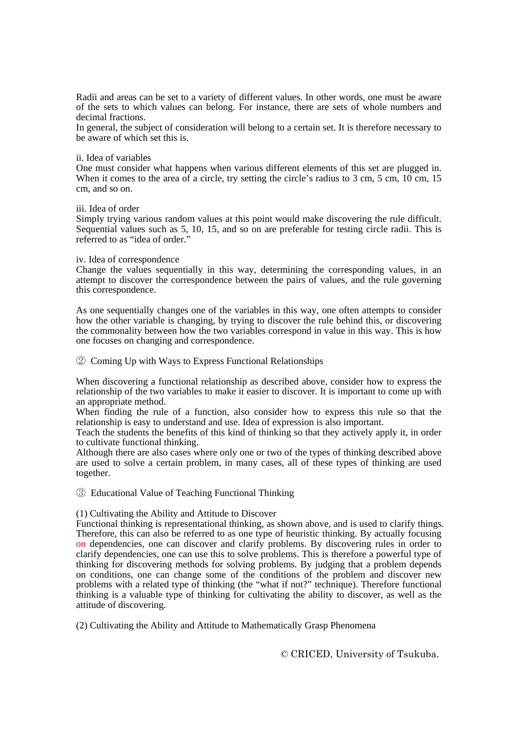Radii and areas can be set to a variety of different values. In other words, one must be aware of the sets to which values can belong. For instance, there are sets of whole numbers and decimal fractions.
In general, the subject of consideration will belong to a certain set. It is therefore necessary to be aware of which set this is.

ii. Idea of variables
One must consider what happens when various different elements of this set are plugged in. When it comes to the area of a circle, try setting the circle's radius to 3 cm, 5 cm, 10 cm, 15 cm, and so on.

iii. Idea of order
Simply trying various random values at this point would make discovering the rule difficult. Sequential values such as 5, 10, 15, and so on are preferable for testing circle radii. This is referred to as "idea of order."

iv. Idea of correspondence
Change the values sequentially in this way, determining the corresponding values, in an attempt to discover the correspondence between the pairs of values, and the rule governing this correspondence.

As one sequentially changes one of the variables in this way, one often attempts to consider how the other variable is changing, by trying to discover the rule behind this, or discovering the commonality between how the two variables correspond in value in this way. This is how one focuses on changing and correspondence.

② Coming Up with Ways to Express Functional Relationships

When discovering a functional relationship as described above, consider how to express the relationship of the two variables to make it easier to discover. It is important to come up with an appropriate method.
When finding the rule of a function, also consider how to express this rule so that the relationship is easy to understand and use. Idea of expression is also important.
Teach the students the benefits of this kind of thinking so that they actively apply it, in order to cultivate functional thinking.
Although there are also cases where only one or two of the types of thinking described above are used to solve a certain problem, in many cases, all of these types of thinking are used together.

③ Educational Value of Teaching Functional Thinking

(1) Cultivating the Ability and Attitude to Discover
Functional thinking is representational thinking, as shown above, and is used to clarify things. Therefore, this can also be referred to as one type of heuristic thinking. By actually focusing on dependencies, one can discover and clarify problems. By discovering rules in order to clarify dependencies, one can use this to solve problems. This is therefore a powerful type of thinking for discovering methods for solving problems. By judging that a problem depends on conditions, one can change some of the conditions of the problem and discover new problems with a related type of thinking (the "what if not?" technique). Therefore functional thinking is a valuable type of thinking for cultivating the ability to discover, as well as the attitude of discovering.

(2) Cultivating the Ability and Attitude to Mathematically Grasp Phenomena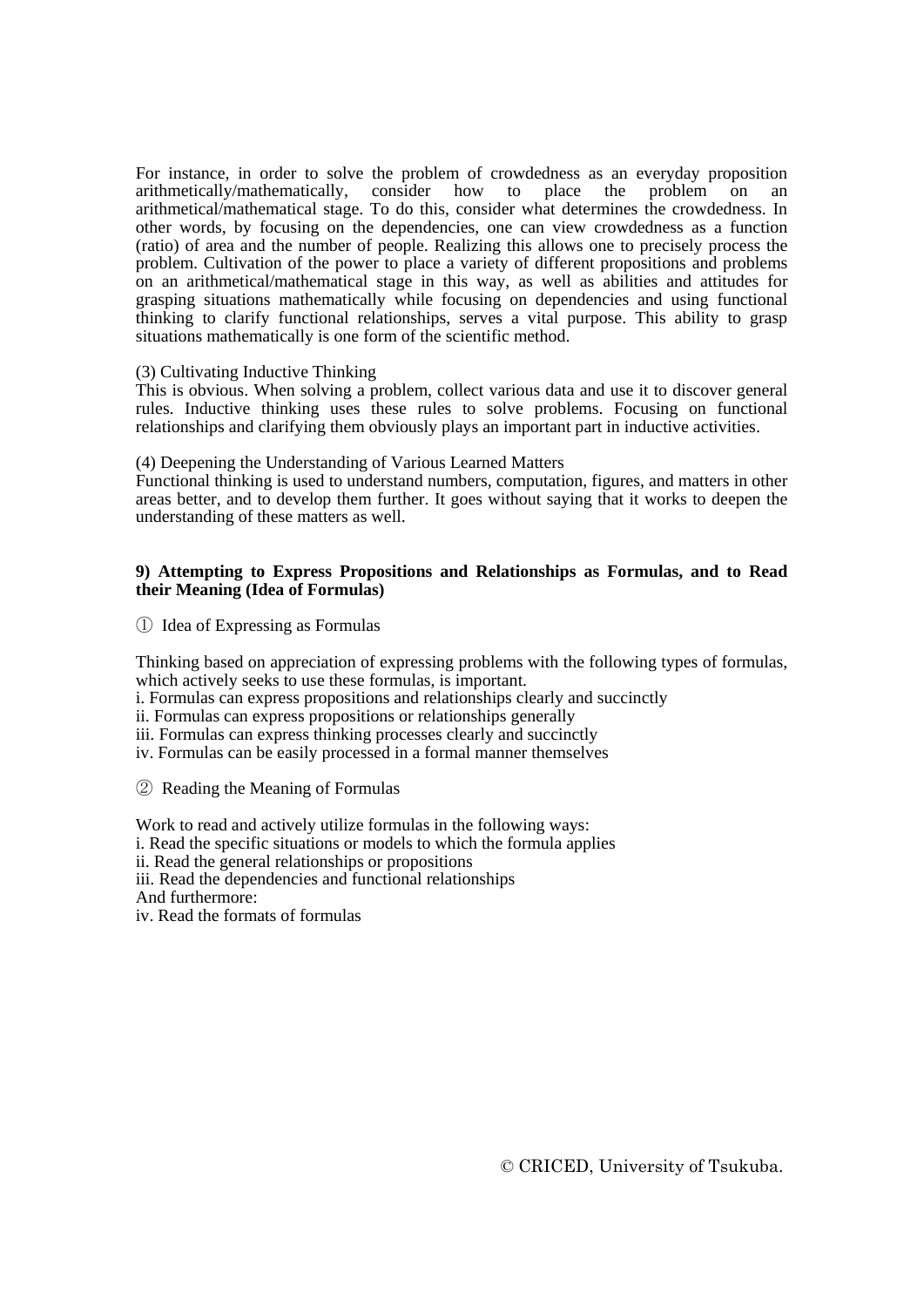For instance, in order to solve the problem of crowdedness as an everyday proposition arithmetically/mathematically, consider how to place the problem on an arithmetical/mathematical stage. To do this, consider what determines the crowdedness. In other words, by focusing on the dependencies, one can view crowdedness as a function (ratio) of area and the number of people. Realizing this allows one to precisely process the problem. Cultivation of the power to place a variety of different propositions and problems on an arithmetical/mathematical stage in this way, as well as abilities and attitudes for grasping situations mathematically while focusing on dependencies and using functional thinking to clarify functional relationships, serves a vital purpose. This ability to grasp situations mathematically is one form of the scientific method.

(3) Cultivating Inductive Thinking

This is obvious. When solving a problem, collect various data and use it to discover general rules. Inductive thinking uses these rules to solve problems. Focusing on functional relationships and clarifying them obviously plays an important part in inductive activities.

(4) Deepening the Understanding of Various Learned Matters

Functional thinking is used to understand numbers, computation, figures, and matters in other areas better, and to develop them further. It goes without saying that it works to deepen the understanding of these matters as well.

### 9) Attempting to Express Propositions and Relationships as Formulas, and to Read their Meaning (Idea of Formulas)

① Idea of Expressing as Formulas

Thinking based on appreciation of expressing problems with the following types of formulas, which actively seeks to use these formulas, is important.

i. Formulas can express propositions and relationships clearly and succinctly
ii. Formulas can express propositions or relationships generally
iii. Formulas can express thinking processes clearly and succinctly
iv. Formulas can be easily processed in a formal manner themselves

② Reading the Meaning of Formulas

Work to read and actively utilize formulas in the following ways:
i. Read the specific situations or models to which the formula applies
ii. Read the general relationships or propositions
iii. Read the dependencies and functional relationships
And furthermore:
iv. Read the formats of formulas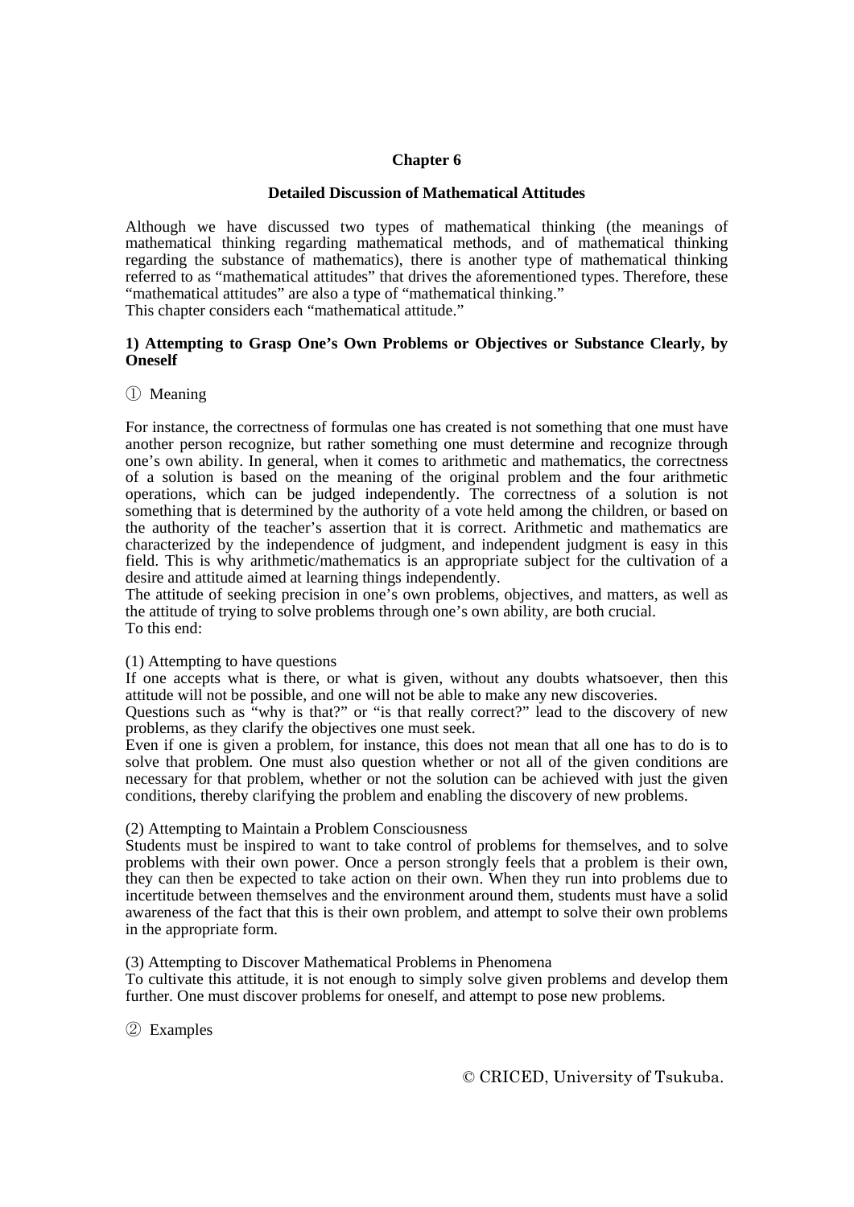## Chapter 6

### Detailed Discussion of Mathematical Attitudes

Although we have discussed two types of mathematical thinking (the meanings of mathematical thinking regarding mathematical methods, and of mathematical thinking regarding the substance of mathematics), there is another type of mathematical thinking referred to as "mathematical attitudes" that drives the aforementioned types. Therefore, these "mathematical attitudes" are also a type of "mathematical thinking."
This chapter considers each "mathematical attitude."

#### 1) Attempting to Grasp One's Own Problems or Objectives or Substance Clearly, by Oneself

① Meaning

For instance, the correctness of formulas one has created is not something that one must have another person recognize, but rather something one must determine and recognize through one's own ability. In general, when it comes to arithmetic and mathematics, the correctness of a solution is based on the meaning of the original problem and the four arithmetic operations, which can be judged independently. The correctness of a solution is not something that is determined by the authority of a vote held among the children, or based on the authority of the teacher's assertion that it is correct. Arithmetic and mathematics are characterized by the independence of judgment, and independent judgment is easy in this field. This is why arithmetic/mathematics is an appropriate subject for the cultivation of a desire and attitude aimed at learning things independently.
The attitude of seeking precision in one's own problems, objectives, and matters, as well as the attitude of trying to solve problems through one's own ability, are both crucial.
To this end:

(1) Attempting to have questions
If one accepts what is there, or what is given, without any doubts whatsoever, then this attitude will not be possible, and one will not be able to make any new discoveries.
Questions such as "why is that?" or "is that really correct?" lead to the discovery of new problems, as they clarify the objectives one must seek.
Even if one is given a problem, for instance, this does not mean that all one has to do is to solve that problem. One must also question whether or not all of the given conditions are necessary for that problem, whether or not the solution can be achieved with just the given conditions, thereby clarifying the problem and enabling the discovery of new problems.

(2) Attempting to Maintain a Problem Consciousness
Students must be inspired to want to take control of problems for themselves, and to solve problems with their own power. Once a person strongly feels that a problem is their own, they can then be expected to take action on their own. When they run into problems due to incertitude between themselves and the environment around them, students must have a solid awareness of the fact that this is their own problem, and attempt to solve their own problems in the appropriate form.

(3) Attempting to Discover Mathematical Problems in Phenomena
To cultivate this attitude, it is not enough to simply solve given problems and develop them further. One must discover problems for oneself, and attempt to pose new problems.

② Examples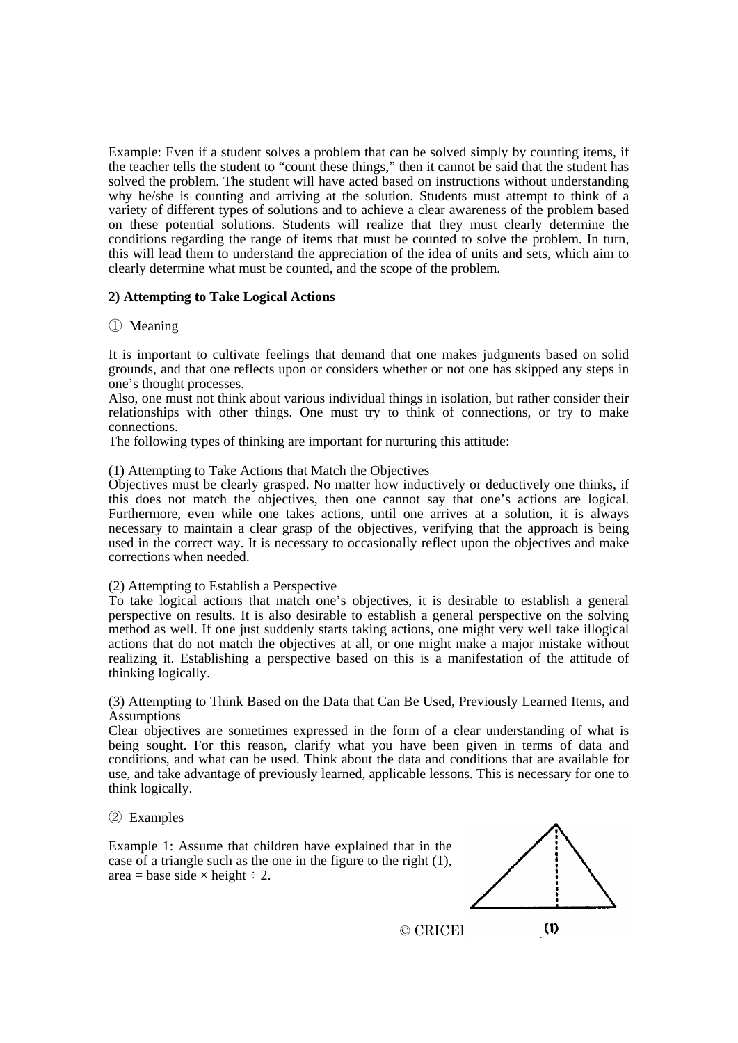Example: Even if a student solves a problem that can be solved simply by counting items, if the teacher tells the student to "count these things," then it cannot be said that the student has solved the problem. The student will have acted based on instructions without understanding why he/she is counting and arriving at the solution. Students must attempt to think of a variety of different types of solutions and to achieve a clear awareness of the problem based on these potential solutions. Students will realize that they must clearly determine the conditions regarding the range of items that must be counted to solve the problem. In turn, this will lead them to understand the appreciation of the idea of units and sets, which aim to clearly determine what must be counted, and the scope of the problem.

**2) Attempting to Take Logical Actions**

① Meaning

It is important to cultivate feelings that demand that one makes judgments based on solid grounds, and that one reflects upon or considers whether or not one has skipped any steps in one's thought processes.
Also, one must not think about various individual things in isolation, but rather consider their relationships with other things. One must try to think of connections, or try to make connections.
The following types of thinking are important for nurturing this attitude:

(1) Attempting to Take Actions that Match the Objectives
Objectives must be clearly grasped. No matter how inductively or deductively one thinks, if this does not match the objectives, then one cannot say that one's actions are logical. Furthermore, even while one takes actions, until one arrives at a solution, it is always necessary to maintain a clear grasp of the objectives, verifying that the approach is being used in the correct way. It is necessary to occasionally reflect upon the objectives and make corrections when needed.

(2) Attempting to Establish a Perspective
To take logical actions that match one's objectives, it is desirable to establish a general perspective on results. It is also desirable to establish a general perspective on the solving method as well. If one just suddenly starts taking actions, one might very well take illogical actions that do not match the objectives at all, or one might make a major mistake without realizing it. Establishing a perspective based on this is a manifestation of the attitude of thinking logically.

(3) Attempting to Think Based on the Data that Can Be Used, Previously Learned Items, and Assumptions
Clear objectives are sometimes expressed in the form of a clear understanding of what is being sought. For this reason, clarify what you have been given in terms of data and conditions, and what can be used. Think about the data and conditions that are available for use, and take advantage of previously learned, applicable lessons. This is necessary for one to think logically.

② Examples

Example 1: Assume that children have explained that in the case of a triangle such as the one in the figure to the right (1), area = base side × height ÷ 2.

(1)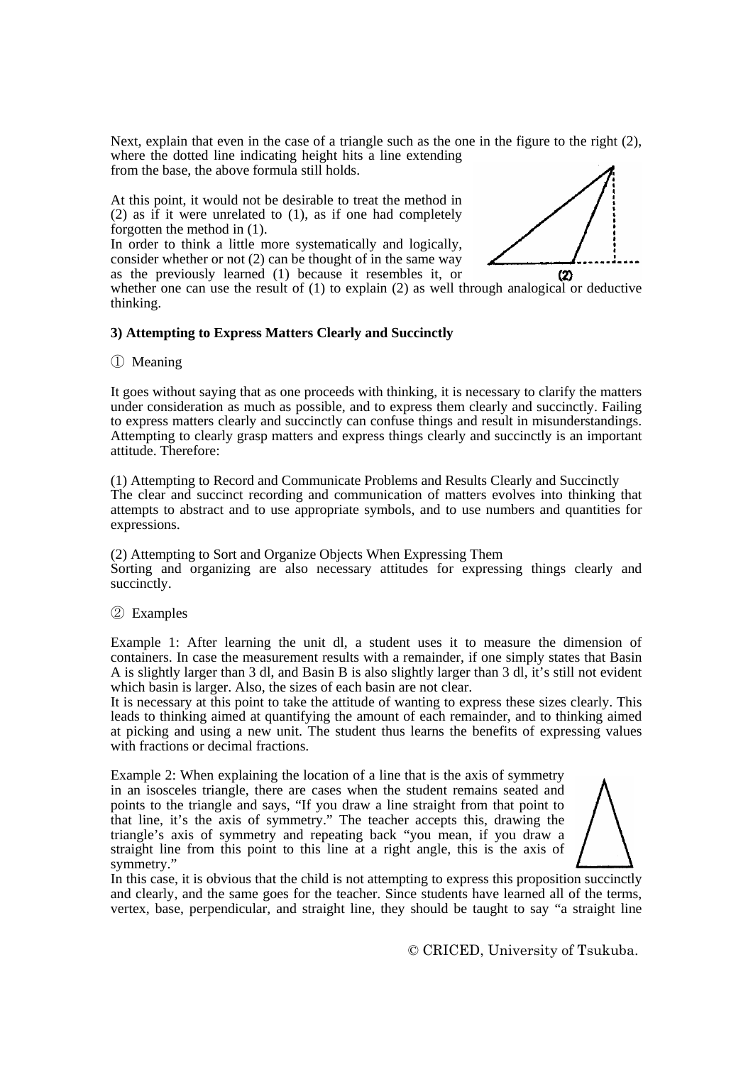Next, explain that even in the case of a triangle such as the one in the figure to the right (2), where the dotted line indicating height hits a line extending from the base, the above formula still holds.

At this point, it would not be desirable to treat the method in (2) as if it were unrelated to (1), as if one had completely forgotten the method in (1).

In order to think a little more systematically and logically, consider whether or not (2) can be thought of in the same way as the previously learned (1) because it resembles it, or whether one can use the result of (1) to explain (2) as well through analogical or deductive thinking.

### 3) Attempting to Express Matters Clearly and Succinctly

① Meaning

It goes without saying that as one proceeds with thinking, it is necessary to clarify the matters under consideration as much as possible, and to express them clearly and succinctly. Failing to express matters clearly and succinctly can confuse things and result in misunderstandings. Attempting to clearly grasp matters and express things clearly and succinctly is an important attitude. Therefore:

(1) Attempting to Record and Communicate Problems and Results Clearly and Succinctly
The clear and succinct recording and communication of matters evolves into thinking that attempts to abstract and to use appropriate symbols, and to use numbers and quantities for expressions.

(2) Attempting to Sort and Organize Objects When Expressing Them
Sorting and organizing are also necessary attitudes for expressing things clearly and succinctly.

② Examples

Example 1: After learning the unit dl, a student uses it to measure the dimension of containers. In case the measurement results with a remainder, if one simply states that Basin A is slightly larger than 3 dl, and Basin B is also slightly larger than 3 dl, it's still not evident which basin is larger. Also, the sizes of each basin are not clear.
It is necessary at this point to take the attitude of wanting to express these sizes clearly. This leads to thinking aimed at quantifying the amount of each remainder, and to thinking aimed at picking and using a new unit. The student thus learns the benefits of expressing values with fractions or decimal fractions.

Example 2: When explaining the location of a line that is the axis of symmetry in an isosceles triangle, there are cases when the student remains seated and points to the triangle and says, "If you draw a line straight from that point to that line, it's the axis of symmetry." The teacher accepts this, drawing the triangle's axis of symmetry and repeating back "you mean, if you draw a straight line from this point to this line at a right angle, this is the axis of symmetry."
In this case, it is obvious that the child is not attempting to express this proposition succinctly and clearly, and the same goes for the teacher. Since students have learned all of the terms, vertex, base, perpendicular, and straight line, they should be taught to say "a straight line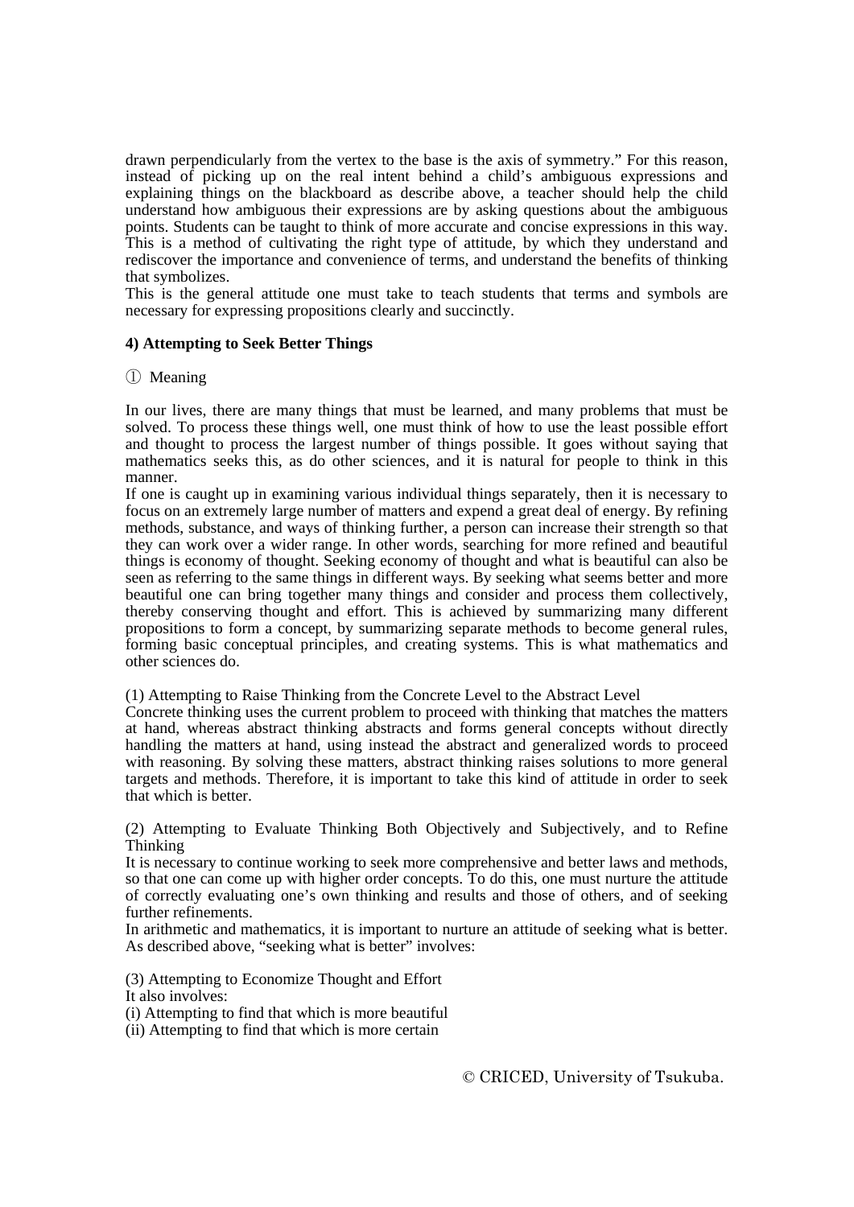drawn perpendicularly from the vertex to the base is the axis of symmetry." For this reason, instead of picking up on the real intent behind a child's ambiguous expressions and explaining things on the blackboard as describe above, a teacher should help the child understand how ambiguous their expressions are by asking questions about the ambiguous points. Students can be taught to think of more accurate and concise expressions in this way. This is a method of cultivating the right type of attitude, by which they understand and rediscover the importance and convenience of terms, and understand the benefits of thinking that symbolizes.

This is the general attitude one must take to teach students that terms and symbols are necessary for expressing propositions clearly and succinctly.

**4) Attempting to Seek Better Things**

① Meaning

In our lives, there are many things that must be learned, and many problems that must be solved. To process these things well, one must think of how to use the least possible effort and thought to process the largest number of things possible. It goes without saying that mathematics seeks this, as do other sciences, and it is natural for people to think in this manner.

If one is caught up in examining various individual things separately, then it is necessary to focus on an extremely large number of matters and expend a great deal of energy. By refining methods, substance, and ways of thinking further, a person can increase their strength so that they can work over a wider range. In other words, searching for more refined and beautiful things is economy of thought. Seeking economy of thought and what is beautiful can also be seen as referring to the same things in different ways. By seeking what seems better and more beautiful one can bring together many things and consider and process them collectively, thereby conserving thought and effort. This is achieved by summarizing many different propositions to form a concept, by summarizing separate methods to become general rules, forming basic conceptual principles, and creating systems. This is what mathematics and other sciences do.

(1) Attempting to Raise Thinking from the Concrete Level to the Abstract Level

Concrete thinking uses the current problem to proceed with thinking that matches the matters at hand, whereas abstract thinking abstracts and forms general concepts without directly handling the matters at hand, using instead the abstract and generalized words to proceed with reasoning. By solving these matters, abstract thinking raises solutions to more general targets and methods. Therefore, it is important to take this kind of attitude in order to seek that which is better.

(2) Attempting to Evaluate Thinking Both Objectively and Subjectively, and to Refine Thinking

It is necessary to continue working to seek more comprehensive and better laws and methods, so that one can come up with higher order concepts. To do this, one must nurture the attitude of correctly evaluating one's own thinking and results and those of others, and of seeking further refinements.

In arithmetic and mathematics, it is important to nurture an attitude of seeking what is better. As described above, "seeking what is better" involves:

(3) Attempting to Economize Thought and Effort

It also involves:

(i) Attempting to find that which is more beautiful

(ii) Attempting to find that which is more certain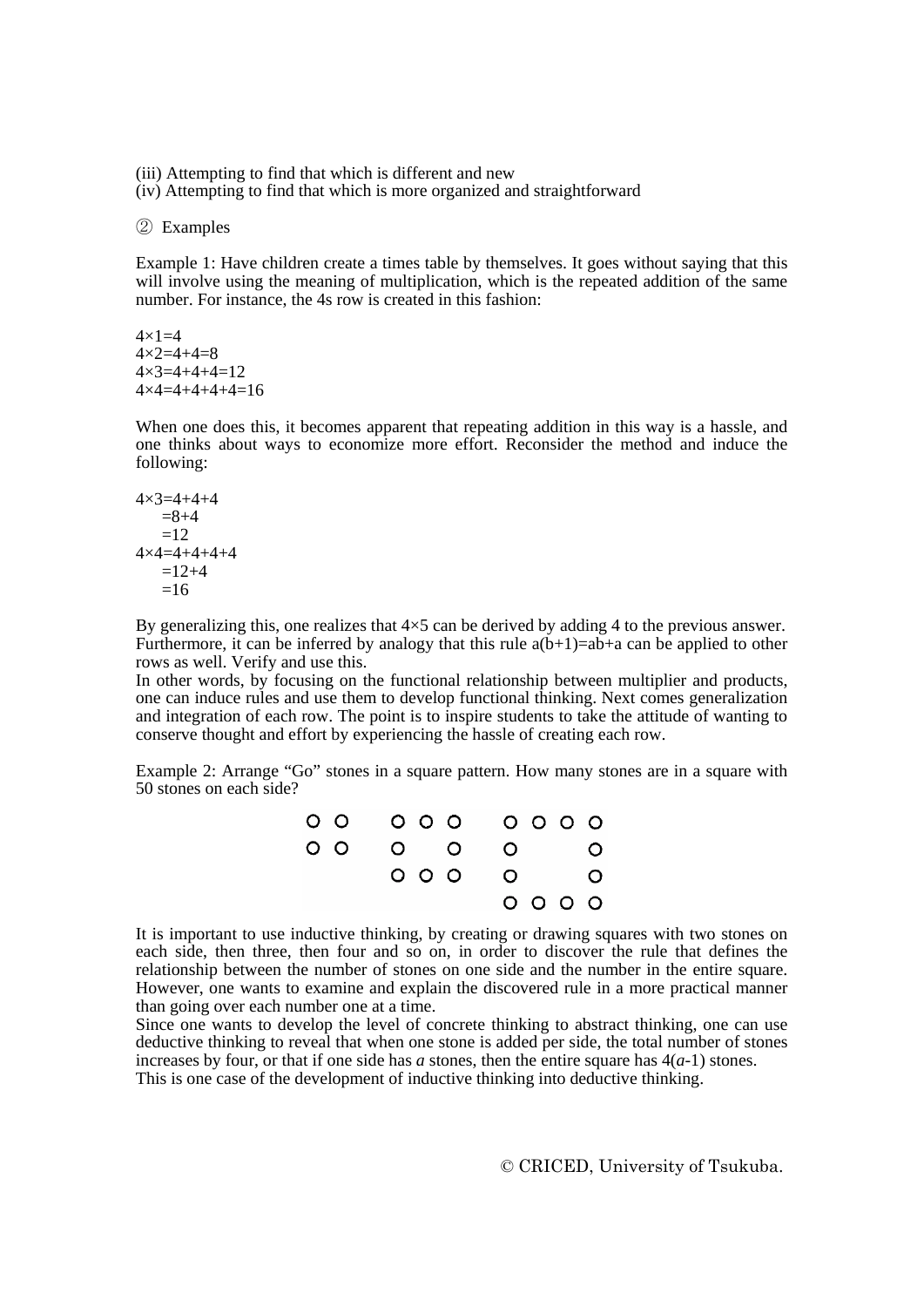(iii) Attempting to find that which is different and new
(iv) Attempting to find that which is more organized and straightforward

② Examples

Example 1: Have children create a times table by themselves. It goes without saying that this will involve using the meaning of multiplication, which is the repeated addition of the same number. For instance, the 4s row is created in this fashion:

$4×1=4$
$4×2=4+4=8$
$4×3=4+4+4=12$
$4×4=4+4+4+4=16$

When one does this, it becomes apparent that repeating addition in this way is a hassle, and one thinks about ways to economize more effort. Reconsider the method and induce the following:

$4×3=4+4+4$
$\quad=8+4$
$\quad=12$
$4×4=4+4+4+4$
$\quad=12+4$
$\quad=16$

By generalizing this, one realizes that $4×5$ can be derived by adding 4 to the previous answer. Furthermore, it can be inferred by analogy that this rule $a(b+1)=ab+a$ can be applied to other rows as well. Verify and use this.
In other words, by focusing on the functional relationship between multiplier and products, one can induce rules and use them to develop functional thinking. Next comes generalization and integration of each row. The point is to inspire students to take the attitude of wanting to conserve thought and effort by experiencing the hassle of creating each row.

Example 2: Arrange "Go" stones in a square pattern. How many stones are in a square with 50 stones on each side?

```
○ ○    ○ ○ ○    ○ ○ ○ ○
○ ○    ○   ○    ○     ○
       ○ ○ ○    ○     ○
                ○ ○ ○ ○
```

It is important to use inductive thinking, by creating or drawing squares with two stones on each side, then three, then four and so on, in order to discover the rule that defines the relationship between the number of stones on one side and the number in the entire square. However, one wants to examine and explain the discovered rule in a more practical manner than going over each number one at a time.
Since one wants to develop the level of concrete thinking to abstract thinking, one can use deductive thinking to reveal that when one stone is added per side, the total number of stones increases by four, or that if one side has $a$ stones, then the entire square has $4(a-1)$ stones.
This is one case of the development of inductive thinking into deductive thinking.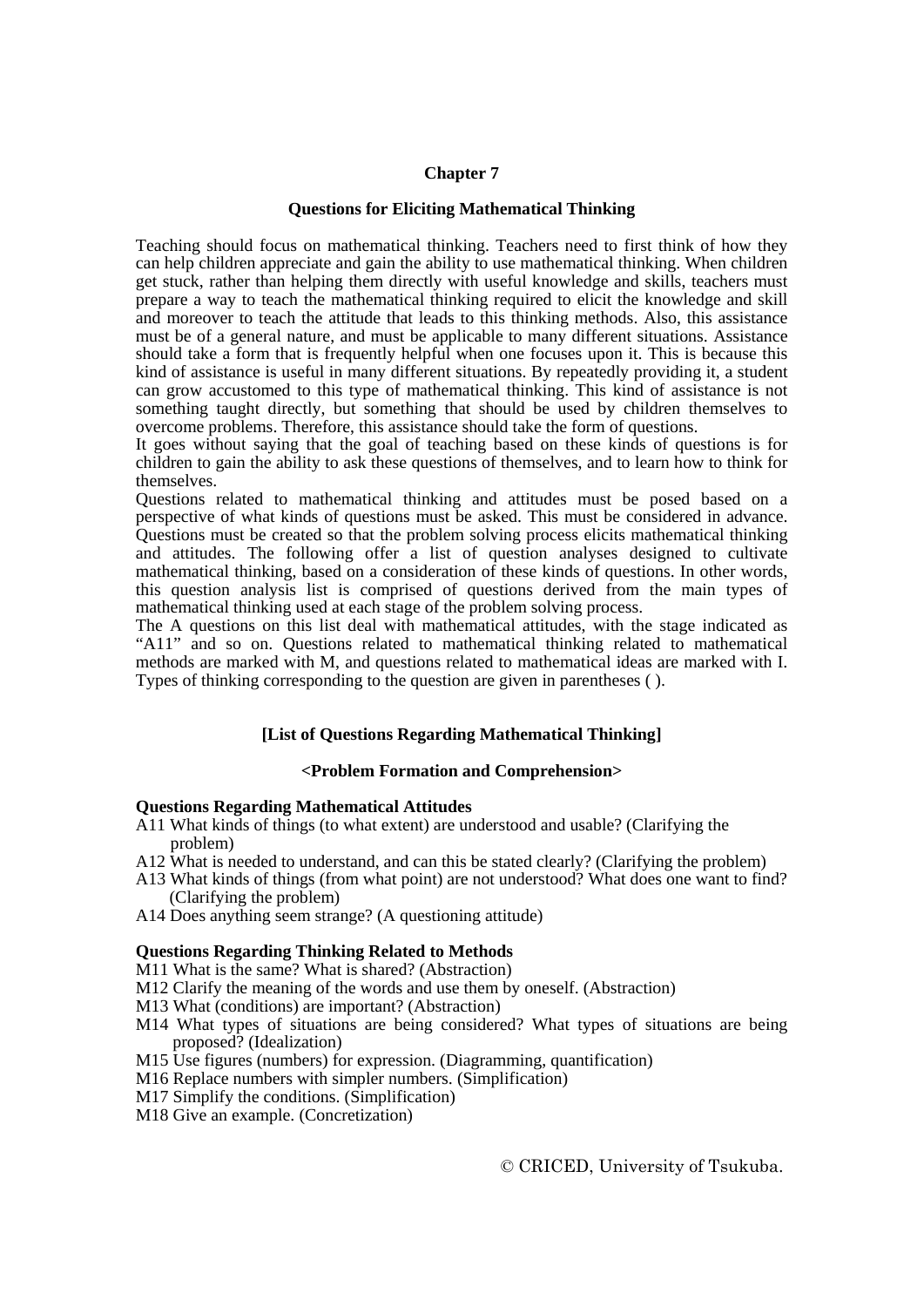# Chapter 7

## Questions for Eliciting Mathematical Thinking

Teaching should focus on mathematical thinking. Teachers need to first think of how they can help children appreciate and gain the ability to use mathematical thinking. When children get stuck, rather than helping them directly with useful knowledge and skills, teachers must prepare a way to teach the mathematical thinking required to elicit the knowledge and skill and moreover to teach the attitude that leads to this thinking methods. Also, this assistance must be of a general nature, and must be applicable to many different situations. Assistance should take a form that is frequently helpful when one focuses upon it. This is because this kind of assistance is useful in many different situations. By repeatedly providing it, a student can grow accustomed to this type of mathematical thinking. This kind of assistance is not something taught directly, but something that should be used by children themselves to overcome problems. Therefore, this assistance should take the form of questions.

It goes without saying that the goal of teaching based on these kinds of questions is for children to gain the ability to ask these questions of themselves, and to learn how to think for themselves.

Questions related to mathematical thinking and attitudes must be posed based on a perspective of what kinds of questions must be asked. This must be considered in advance. Questions must be created so that the problem solving process elicits mathematical thinking and attitudes. The following offer a list of question analyses designed to cultivate mathematical thinking, based on a consideration of these kinds of questions. In other words, this question analysis list is comprised of questions derived from the main types of mathematical thinking used at each stage of the problem solving process.

The A questions on this list deal with mathematical attitudes, with the stage indicated as "A11" and so on. Questions related to mathematical thinking related to mathematical methods are marked with M, and questions related to mathematical ideas are marked with I. Types of thinking corresponding to the question are given in parentheses ( ).

### [List of Questions Regarding Mathematical Thinking]

#### <Problem Formation and Comprehension>

**Questions Regarding Mathematical Attitudes**

- A11 What kinds of things (to what extent) are understood and usable? (Clarifying the problem)
- A12 What is needed to understand, and can this be stated clearly? (Clarifying the problem)
- A13 What kinds of things (from what point) are not understood? What does one want to find? (Clarifying the problem)
- A14 Does anything seem strange? (A questioning attitude)

**Questions Regarding Thinking Related to Methods**

- M11 What is the same? What is shared? (Abstraction)
- M12 Clarify the meaning of the words and use them by oneself. (Abstraction)
- M13 What (conditions) are important? (Abstraction)
- M14 What types of situations are being considered? What types of situations are being proposed? (Idealization)
- M15 Use figures (numbers) for expression. (Diagramming, quantification)
- M16 Replace numbers with simpler numbers. (Simplification)
- M17 Simplify the conditions. (Simplification)
- M18 Give an example. (Concretization)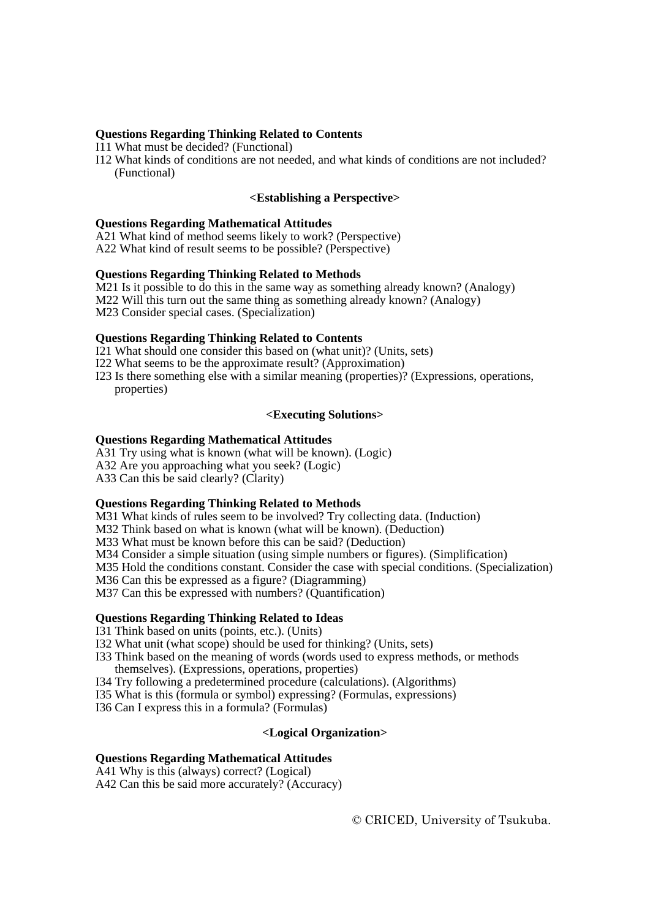**Questions Regarding Thinking Related to Contents**

I11 What must be decided? (Functional)

I12 What kinds of conditions are not needed, and what kinds of conditions are not included? (Functional)

### <Establishing a Perspective>

**Questions Regarding Mathematical Attitudes**

A21 What kind of method seems likely to work? (Perspective)

A22 What kind of result seems to be possible? (Perspective)

**Questions Regarding Thinking Related to Methods**

M21 Is it possible to do this in the same way as something already known? (Analogy)

M22 Will this turn out the same thing as something already known? (Analogy)

M23 Consider special cases. (Specialization)

**Questions Regarding Thinking Related to Contents**

I21 What should one consider this based on (what unit)? (Units, sets)

I22 What seems to be the approximate result? (Approximation)

I23 Is there something else with a similar meaning (properties)? (Expressions, operations, properties)

### <Executing Solutions>

**Questions Regarding Mathematical Attitudes**

A31 Try using what is known (what will be known). (Logic)

A32 Are you approaching what you seek? (Logic)

A33 Can this be said clearly? (Clarity)

**Questions Regarding Thinking Related to Methods**

M31 What kinds of rules seem to be involved? Try collecting data. (Induction)

M32 Think based on what is known (what will be known). (Deduction)

M33 What must be known before this can be said? (Deduction)

M34 Consider a simple situation (using simple numbers or figures). (Simplification)

M35 Hold the conditions constant. Consider the case with special conditions. (Specialization)

M36 Can this be expressed as a figure? (Diagramming)

M37 Can this be expressed with numbers? (Quantification)

**Questions Regarding Thinking Related to Ideas**

I31 Think based on units (points, etc.). (Units)

I32 What unit (what scope) should be used for thinking? (Units, sets)

I33 Think based on the meaning of words (words used to express methods, or methods themselves). (Expressions, operations, properties)

I34 Try following a predetermined procedure (calculations). (Algorithms)

I35 What is this (formula or symbol) expressing? (Formulas, expressions)

I36 Can I express this in a formula? (Formulas)

### <Logical Organization>

**Questions Regarding Mathematical Attitudes**

A41 Why is this (always) correct? (Logical)

A42 Can this be said more accurately? (Accuracy)

© CRICED, University of Tsukuba.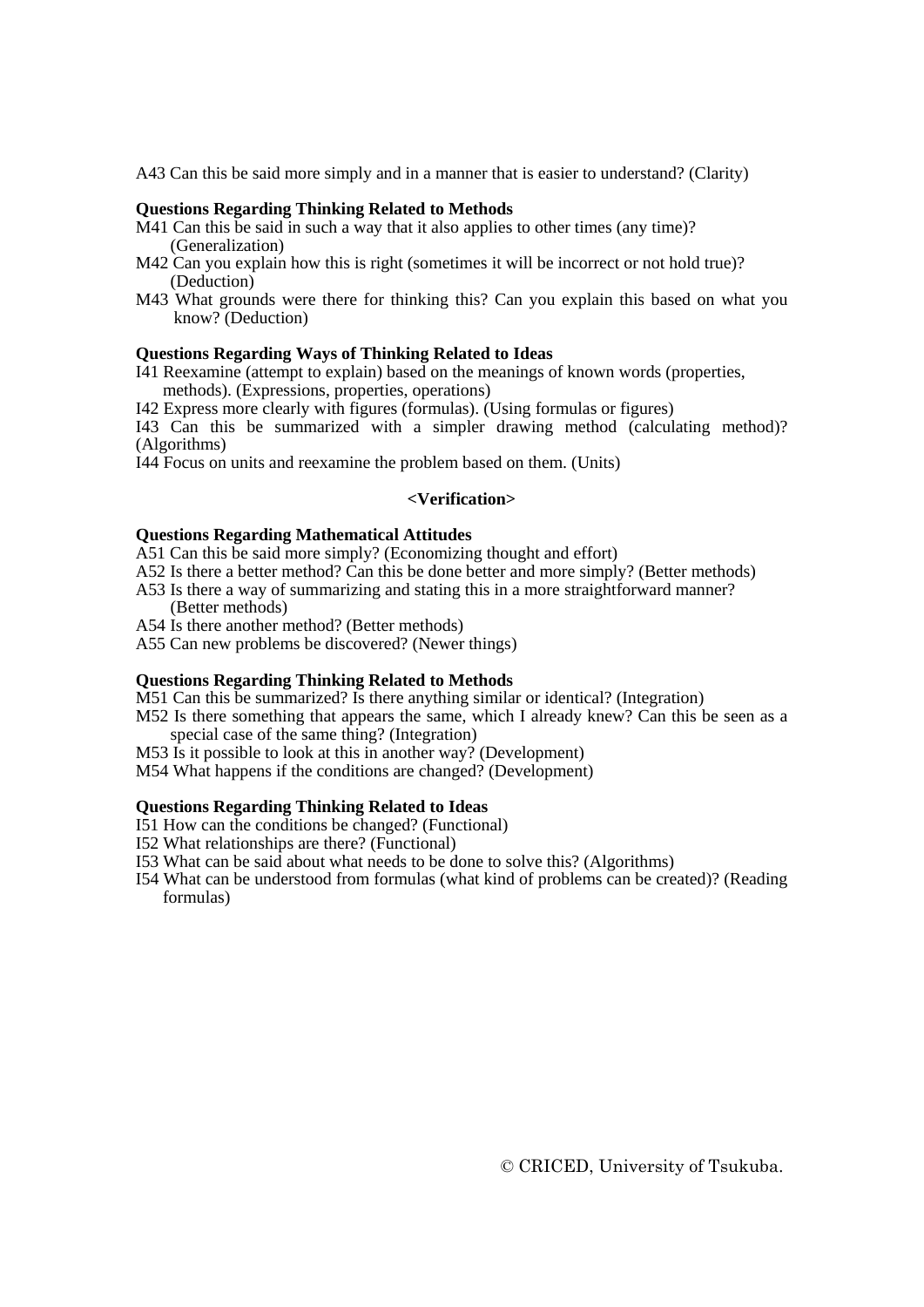A43 Can this be said more simply and in a manner that is easier to understand? (Clarity)

**Questions Regarding Thinking Related to Methods**

M41 Can this be said in such a way that it also applies to other times (any time)? (Generalization)

M42 Can you explain how this is right (sometimes it will be incorrect or not hold true)? (Deduction)

M43 What grounds were there for thinking this? Can you explain this based on what you know? (Deduction)

**Questions Regarding Ways of Thinking Related to Ideas**

I41 Reexamine (attempt to explain) based on the meanings of known words (properties, methods). (Expressions, properties, operations)

I42 Express more clearly with figures (formulas). (Using formulas or figures)

I43 Can this be summarized with a simpler drawing method (calculating method)? (Algorithms)

I44 Focus on units and reexamine the problem based on them. (Units)

**<Verification>**

**Questions Regarding Mathematical Attitudes**

A51 Can this be said more simply? (Economizing thought and effort)

A52 Is there a better method? Can this be done better and more simply? (Better methods)

A53 Is there a way of summarizing and stating this in a more straightforward manner? (Better methods)

A54 Is there another method? (Better methods)

A55 Can new problems be discovered? (Newer things)

**Questions Regarding Thinking Related to Methods**

M51 Can this be summarized? Is there anything similar or identical? (Integration)

M52 Is there something that appears the same, which I already knew? Can this be seen as a special case of the same thing? (Integration)

M53 Is it possible to look at this in another way? (Development)

M54 What happens if the conditions are changed? (Development)

**Questions Regarding Thinking Related to Ideas**

I51 How can the conditions be changed? (Functional)

I52 What relationships are there? (Functional)

I53 What can be said about what needs to be done to solve this? (Algorithms)

I54 What can be understood from formulas (what kind of problems can be created)? (Reading formulas)

© CRICED, University of Tsukuba.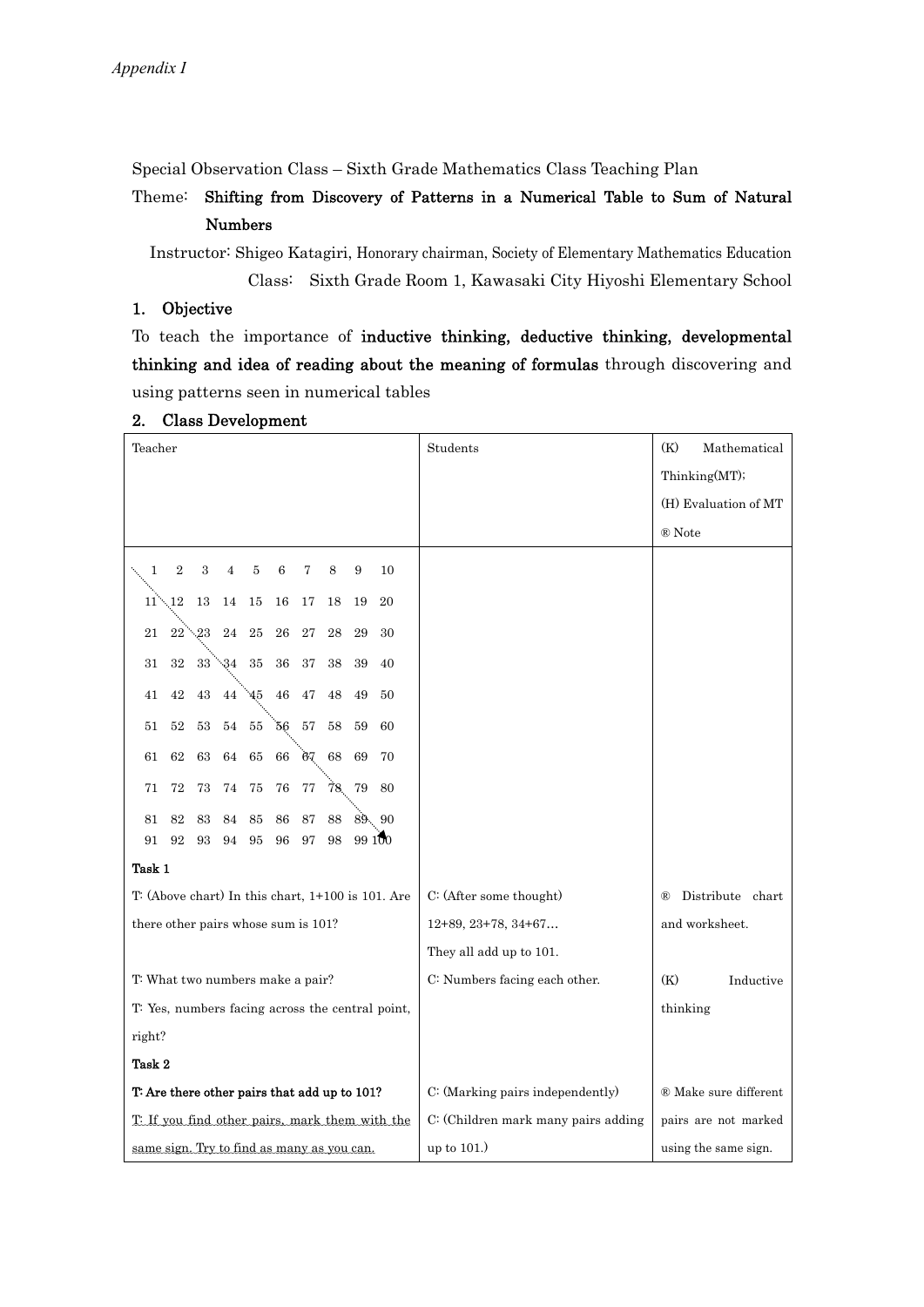*Appendix I*

Special Observation Class – Sixth Grade Mathematics Class Teaching Plan

Theme: **Shifting from Discovery of Patterns in a Numerical Table to Sum of Natural Numbers**

Instructor: Shigeo Katagiri, Honorary chairman, Society of Elementary Mathematics Education

Class: Sixth Grade Room 1, Kawasaki City Hiyoshi Elementary School

## 1. Objective

To teach the importance of **inductive thinking, deductive thinking, developmental thinking and idea of reading about the meaning of formulas** through discovering and using patterns seen in numerical tables

## 2. Class Development

| Teacher | Students | (K) Mathematical Thinking(MT); (H) Evaluation of MT ® Note |
|---|---|---|
| 1 2 3 4 5 6 7 8 9 10<br>11 12 13 14 15 16 17 18 19 20<br>21 22 23 24 25 26 27 28 29 30<br>31 32 33 34 35 36 37 38 39 40<br>41 42 43 44 45 46 47 48 49 50<br>51 52 53 54 55 56 57 58 59 60<br>61 62 63 64 65 66 67 68 69 70<br>71 72 73 74 75 76 77 78 79 80<br>81 82 83 84 85 86 87 88 89 90<br>91 92 93 94 95 96 97 98 99 100 | | |
| **Task 1** | | |
| T: (Above chart) In this chart, 1+100 is 101. Are there other pairs whose sum is 101? | C: (After some thought)<br>12+89, 23+78, 34+67…<br>They all add up to 101. | ® Distribute chart and worksheet. |
| T: What two numbers make a pair?<br>T: Yes, numbers facing across the central point, right? | C: Numbers facing each other. | (K) Inductive thinking |
| **Task 2** | | |
| **T: Are there other pairs that add up to 101?**<br><u>T: If you find other pairs, mark them with the same sign. Try to find as many as you can.</u> | C: (Marking pairs independently)<br>C: (Children mark many pairs adding up to 101.) | ® Make sure different pairs are not marked using the same sign. |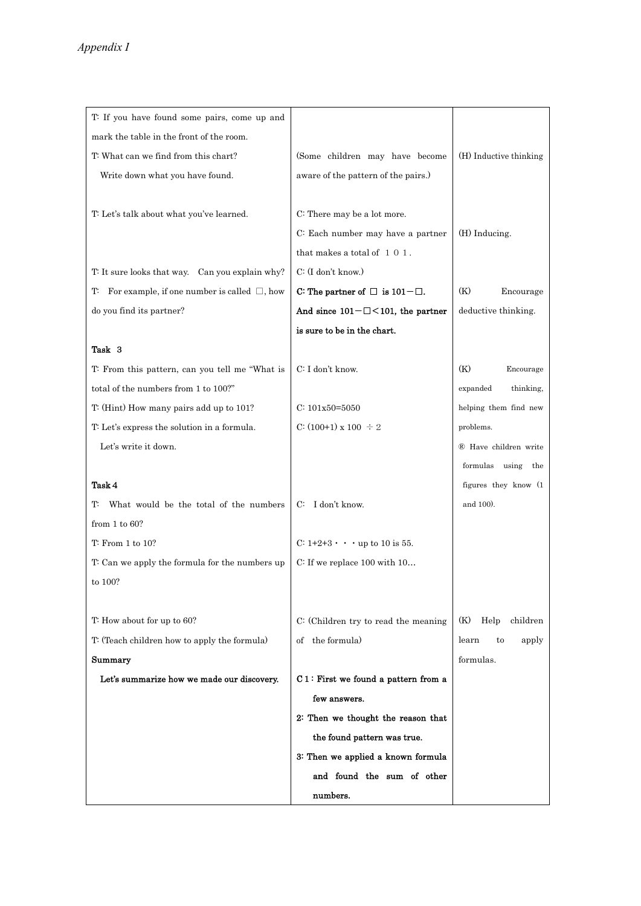*Appendix I*

| | | |
|---|---|---|
| T: If you have found some pairs, come up and mark the table in the front of the room. | | |
| T: What can we find from this chart? Write down what you have found. | (Some children may have become aware of the pattern of the pairs.) | (H) Inductive thinking |
| T: Let's talk about what you've learned. | C: There may be a lot more. | |
| | C: Each number may have a partner that makes a total of １０１. | (H) Inducing. |
| T: It sure looks that way. Can you explain why? | C: (I don't know.) | |
| T: For example, if one number is called □, how do you find its partner? | **C: The partner of □ is 101－□. And since 101－□＜101, the partner is sure to be in the chart.** | (K) Encourage deductive thinking. |
| **Task 3** | | |
| T: From this pattern, can you tell me "What is total of the numbers from 1 to 100?" | C: I don't know. | (K) Encourage expanded thinking, helping them find new problems. |
| T: (Hint) How many pairs add up to 101? | C: 101x50=5050 | |
| T: Let's express the solution in a formula. Let's write it down. | C: (100+1) x 100 ÷ 2 | ® Have children write formulas using the figures they know (1 and 100). |
| **Task 4** | | |
| T: What would be the total of the numbers from 1 to 60? | C: I don't know. | |
| T: From 1 to 10? | C: 1+2+3・・・up to 10 is 55. | |
| T: Can we apply the formula for the numbers up to 100? | C: If we replace 100 with 10… | |
| T: How about for up to 60? | C: (Children try to read the meaning of the formula) | (K) Help children learn to apply formulas. |
| T: (Teach children how to apply the formula) | | |
| **Summary** | | |
| **Let's summarize how we made our discovery.** | **C 1 : First we found a pattern from a few answers.**<br>**2: Then we thought the reason that the found pattern was true.**<br>**3: Then we applied a known formula and found the sum of other numbers.** | |